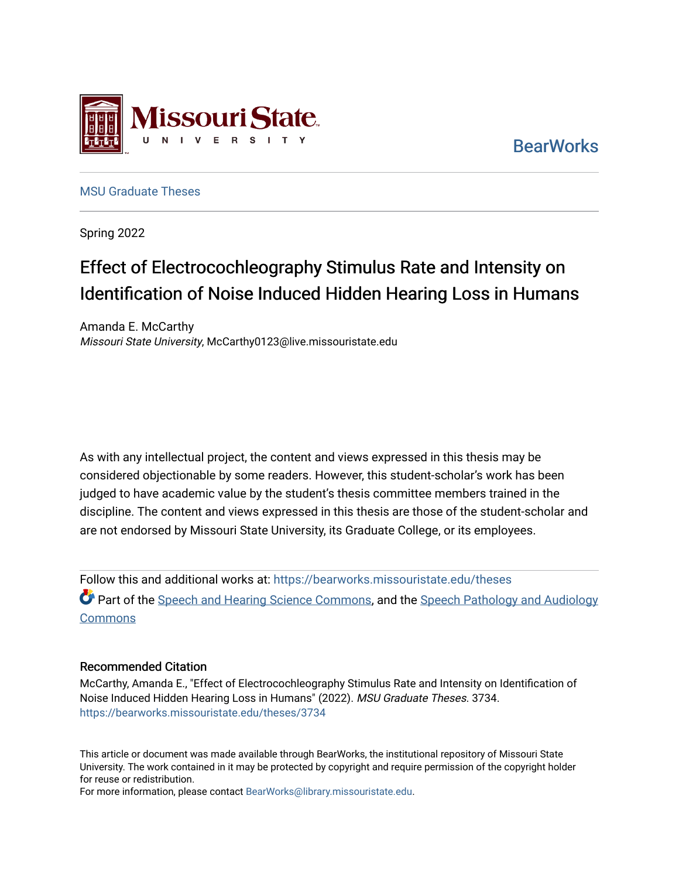Missouri State University

BearWorks

MSU Graduate Theses

Spring 2022

# Effect of Electrocochleography Stimulus Rate and Intensity on Identification of Noise Induced Hidden Hearing Loss in Humans

Amanda E. McCarthy
*Missouri State University*, McCarthy0123@live.missouristate.edu

As with any intellectual project, the content and views expressed in this thesis may be considered objectionable by some readers. However, this student-scholar's work has been judged to have academic value by the student's thesis committee members trained in the discipline. The content and views expressed in this thesis are those of the student-scholar and are not endorsed by Missouri State University, its Graduate College, or its employees.

Follow this and additional works at: https://bearworks.missouristate.edu/theses

Part of the Speech and Hearing Science Commons, and the Speech Pathology and Audiology Commons

### Recommended Citation

McCarthy, Amanda E., "Effect of Electrocochleography Stimulus Rate and Intensity on Identification of Noise Induced Hidden Hearing Loss in Humans" (2022). *MSU Graduate Theses*. 3734.
https://bearworks.missouristate.edu/theses/3734

This article or document was made available through BearWorks, the institutional repository of Missouri State University. The work contained in it may be protected by copyright and require permission of the copyright holder for reuse or redistribution.
For more information, please contact BearWorks@library.missouristate.edu.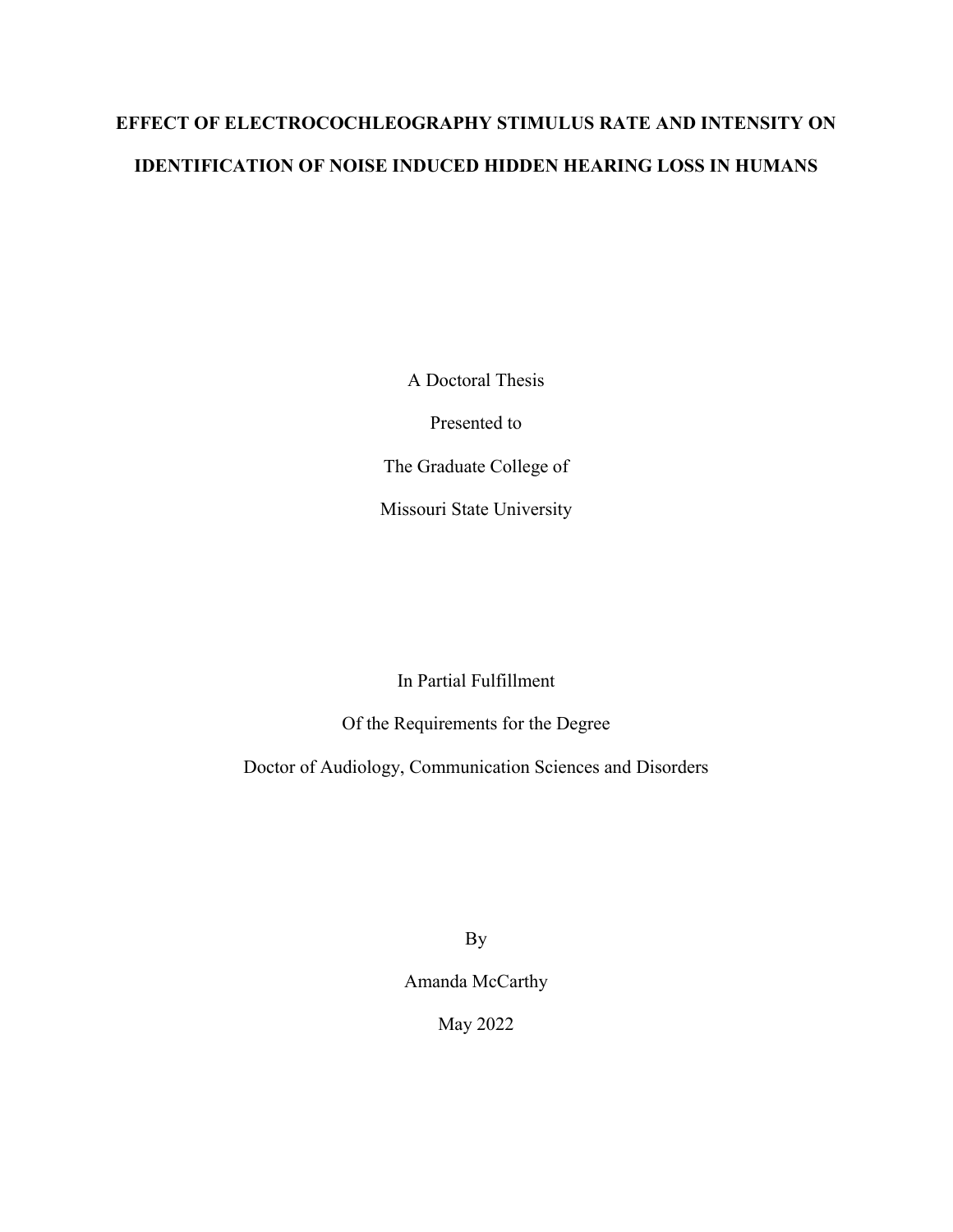# EFFECT OF ELECTROCOCHLEOGRAPHY STIMULUS RATE AND INTENSITY ON IDENTIFICATION OF NOISE INDUCED HIDDEN HEARING LOSS IN HUMANS

A Doctoral Thesis

Presented to

The Graduate College of

Missouri State University

In Partial Fulfillment

Of the Requirements for the Degree

Doctor of Audiology, Communication Sciences and Disorders

By

Amanda McCarthy

May 2022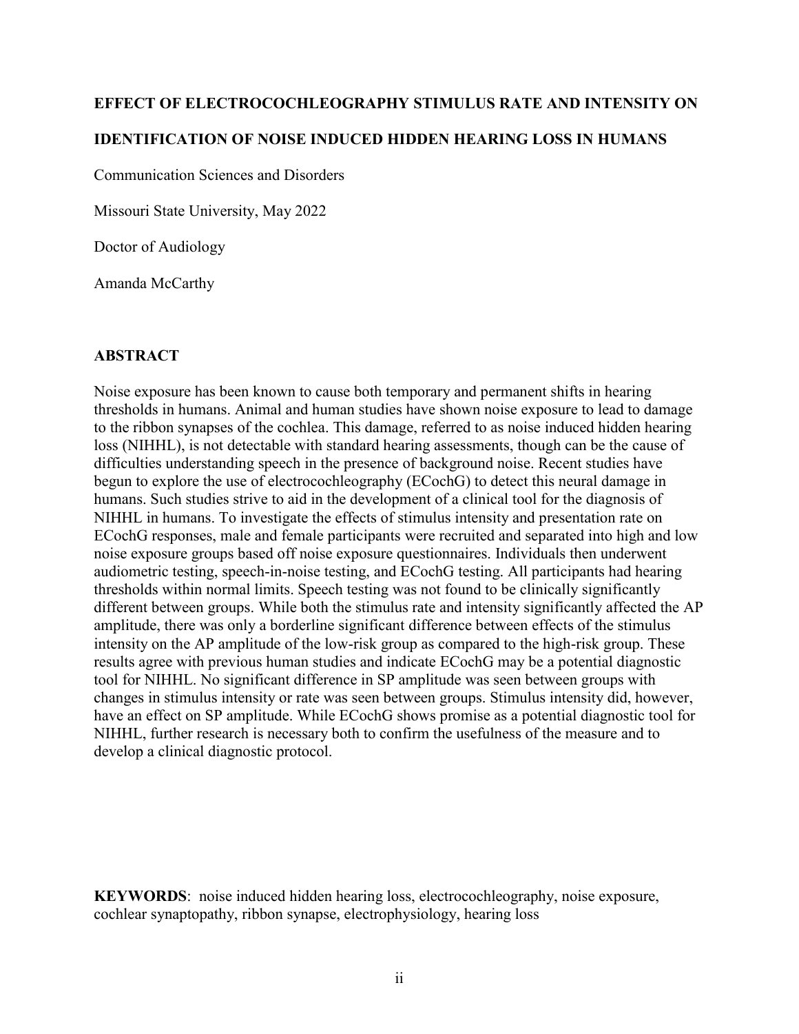**EFFECT OF ELECTROCOCHLEOGRAPHY STIMULUS RATE AND INTENSITY ON IDENTIFICATION OF NOISE INDUCED HIDDEN HEARING LOSS IN HUMANS**

Communication Sciences and Disorders

Missouri State University, May 2022

Doctor of Audiology

Amanda McCarthy

## ABSTRACT

Noise exposure has been known to cause both temporary and permanent shifts in hearing thresholds in humans. Animal and human studies have shown noise exposure to lead to damage to the ribbon synapses of the cochlea. This damage, referred to as noise induced hidden hearing loss (NIHHL), is not detectable with standard hearing assessments, though can be the cause of difficulties understanding speech in the presence of background noise. Recent studies have begun to explore the use of electrocochleography (ECochG) to detect this neural damage in humans. Such studies strive to aid in the development of a clinical tool for the diagnosis of NIHHL in humans. To investigate the effects of stimulus intensity and presentation rate on ECochG responses, male and female participants were recruited and separated into high and low noise exposure groups based off noise exposure questionnaires. Individuals then underwent audiometric testing, speech-in-noise testing, and ECochG testing. All participants had hearing thresholds within normal limits. Speech testing was not found to be clinically significantly different between groups. While both the stimulus rate and intensity significantly affected the AP amplitude, there was only a borderline significant difference between effects of the stimulus intensity on the AP amplitude of the low-risk group as compared to the high-risk group. These results agree with previous human studies and indicate ECochG may be a potential diagnostic tool for NIHHL. No significant difference in SP amplitude was seen between groups with changes in stimulus intensity or rate was seen between groups. Stimulus intensity did, however, have an effect on SP amplitude. While ECochG shows promise as a potential diagnostic tool for NIHHL, further research is necessary both to confirm the usefulness of the measure and to develop a clinical diagnostic protocol.

**KEYWORDS**: noise induced hidden hearing loss, electrocochleography, noise exposure, cochlear synaptopathy, ribbon synapse, electrophysiology, hearing loss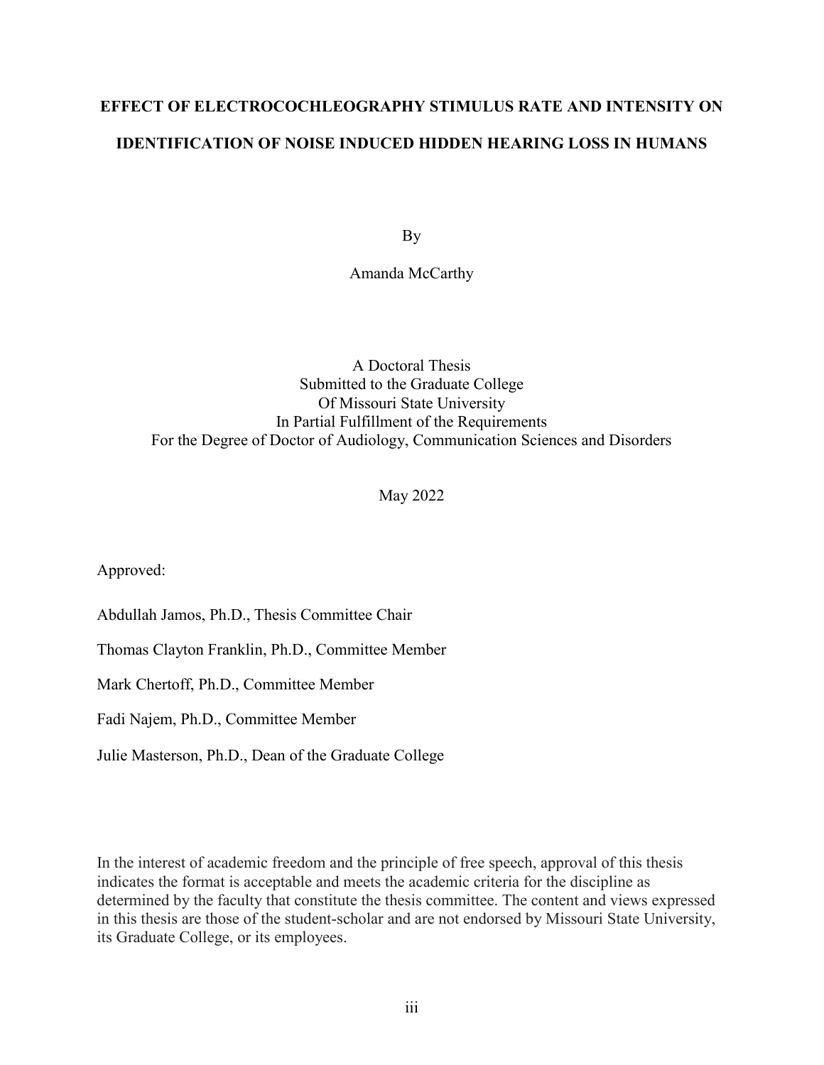# EFFECT OF ELECTROCOCHLEOGRAPHY STIMULUS RATE AND INTENSITY ON IDENTIFICATION OF NOISE INDUCED HIDDEN HEARING LOSS IN HUMANS

By

Amanda McCarthy

A Doctoral Thesis
Submitted to the Graduate College
Of Missouri State University
In Partial Fulfillment of the Requirements
For the Degree of Doctor of Audiology, Communication Sciences and Disorders

May 2022

Approved:

Abdullah Jamos, Ph.D., Thesis Committee Chair

Thomas Clayton Franklin, Ph.D., Committee Member

Mark Chertoff, Ph.D., Committee Member

Fadi Najem, Ph.D., Committee Member

Julie Masterson, Ph.D., Dean of the Graduate College

In the interest of academic freedom and the principle of free speech, approval of this thesis indicates the format is acceptable and meets the academic criteria for the discipline as determined by the faculty that constitute the thesis committee. The content and views expressed in this thesis are those of the student-scholar and are not endorsed by Missouri State University, its Graduate College, or its employees.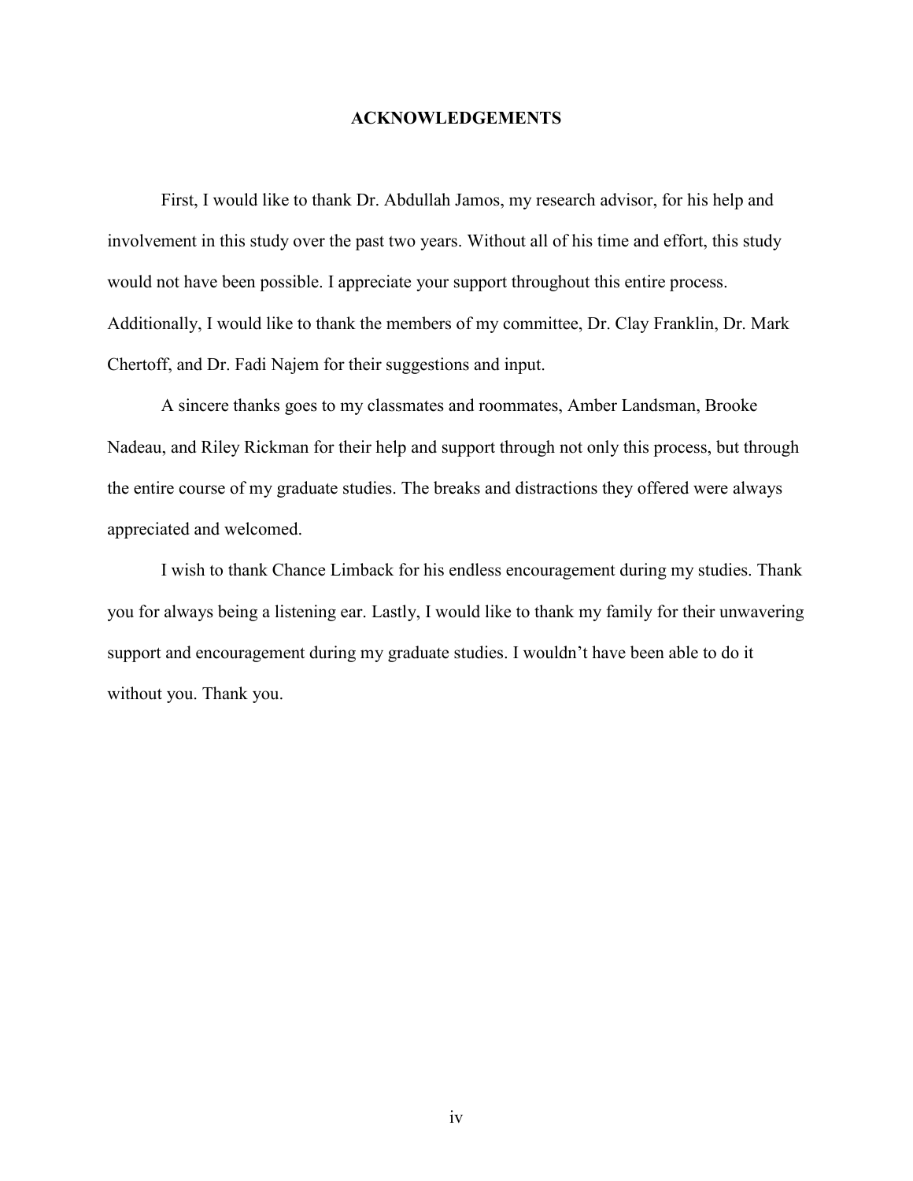# ACKNOWLEDGEMENTS

First, I would like to thank Dr. Abdullah Jamos, my research advisor, for his help and involvement in this study over the past two years. Without all of his time and effort, this study would not have been possible. I appreciate your support throughout this entire process. Additionally, I would like to thank the members of my committee, Dr. Clay Franklin, Dr. Mark Chertoff, and Dr. Fadi Najem for their suggestions and input.

A sincere thanks goes to my classmates and roommates, Amber Landsman, Brooke Nadeau, and Riley Rickman for their help and support through not only this process, but through the entire course of my graduate studies. The breaks and distractions they offered were always appreciated and welcomed.

I wish to thank Chance Limback for his endless encouragement during my studies. Thank you for always being a listening ear. Lastly, I would like to thank my family for their unwavering support and encouragement during my graduate studies. I wouldn't have been able to do it without you. Thank you.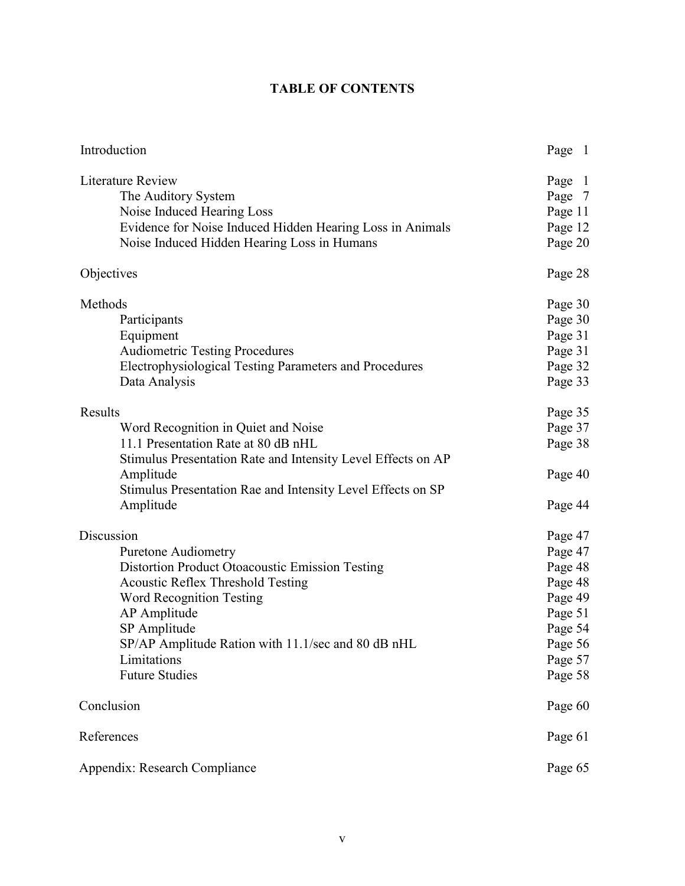# TABLE OF CONTENTS

| | |
|---|---|
| Introduction | Page 1 |
| Literature Review | Page 1 |
| The Auditory System | Page 7 |
| Noise Induced Hearing Loss | Page 11 |
| Evidence for Noise Induced Hidden Hearing Loss in Animals | Page 12 |
| Noise Induced Hidden Hearing Loss in Humans | Page 20 |
| Objectives | Page 28 |
| Methods | Page 30 |
| Participants | Page 30 |
| Equipment | Page 31 |
| Audiometric Testing Procedures | Page 31 |
| Electrophysiological Testing Parameters and Procedures | Page 32 |
| Data Analysis | Page 33 |
| Results | Page 35 |
| Word Recognition in Quiet and Noise | Page 37 |
| 11.1 Presentation Rate at 80 dB nHL | Page 38 |
| Stimulus Presentation Rate and Intensity Level Effects on AP Amplitude | Page 40 |
| Stimulus Presentation Rae and Intensity Level Effects on SP Amplitude | Page 44 |
| Discussion | Page 47 |
| Puretone Audiometry | Page 47 |
| Distortion Product Otoacoustic Emission Testing | Page 48 |
| Acoustic Reflex Threshold Testing | Page 48 |
| Word Recognition Testing | Page 49 |
| AP Amplitude | Page 51 |
| SP Amplitude | Page 54 |
| SP/AP Amplitude Ration with 11.1/sec and 80 dB nHL | Page 56 |
| Limitations | Page 57 |
| Future Studies | Page 58 |
| Conclusion | Page 60 |
| References | Page 61 |
| Appendix: Research Compliance | Page 65 |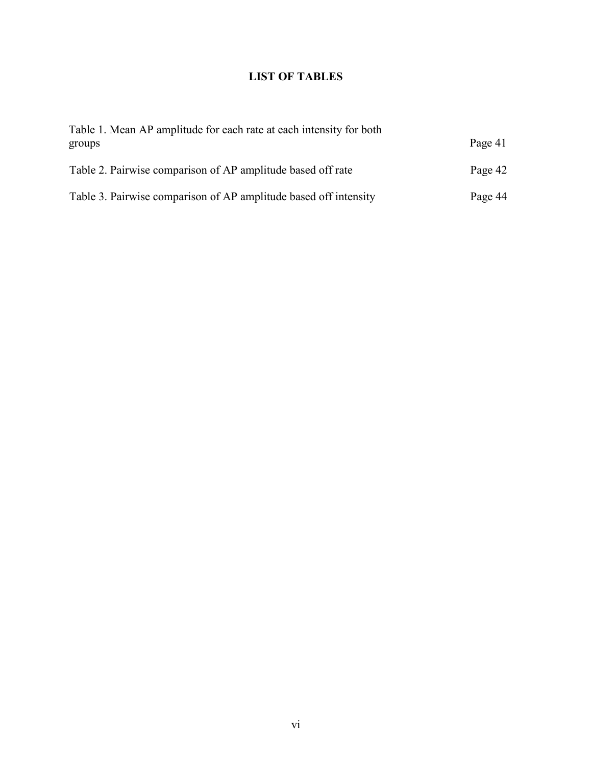# LIST OF TABLES

| | |
|---|---|
| Table 1. Mean AP amplitude for each rate at each intensity for both groups | Page 41 |
| Table 2. Pairwise comparison of AP amplitude based off rate | Page 42 |
| Table 3. Pairwise comparison of AP amplitude based off intensity | Page 44 |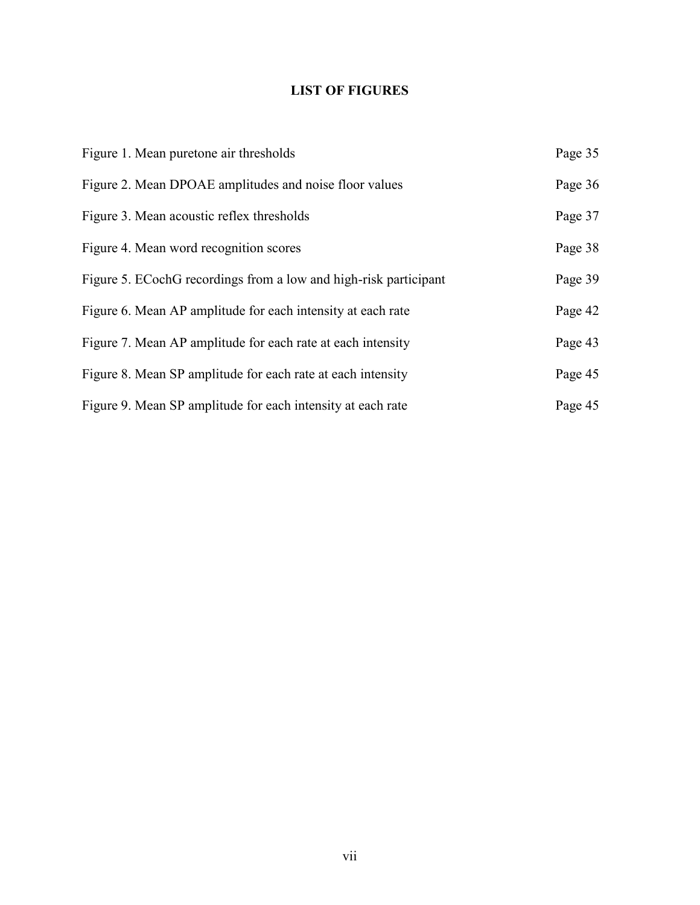## LIST OF FIGURES

| | |
|---|---|
| Figure 1. Mean puretone air thresholds | Page 35 |
| Figure 2. Mean DPOAE amplitudes and noise floor values | Page 36 |
| Figure 3. Mean acoustic reflex thresholds | Page 37 |
| Figure 4. Mean word recognition scores | Page 38 |
| Figure 5. ECochG recordings from a low and high-risk participant | Page 39 |
| Figure 6. Mean AP amplitude for each intensity at each rate | Page 42 |
| Figure 7. Mean AP amplitude for each rate at each intensity | Page 43 |
| Figure 8. Mean SP amplitude for each rate at each intensity | Page 45 |
| Figure 9. Mean SP amplitude for each intensity at each rate | Page 45 |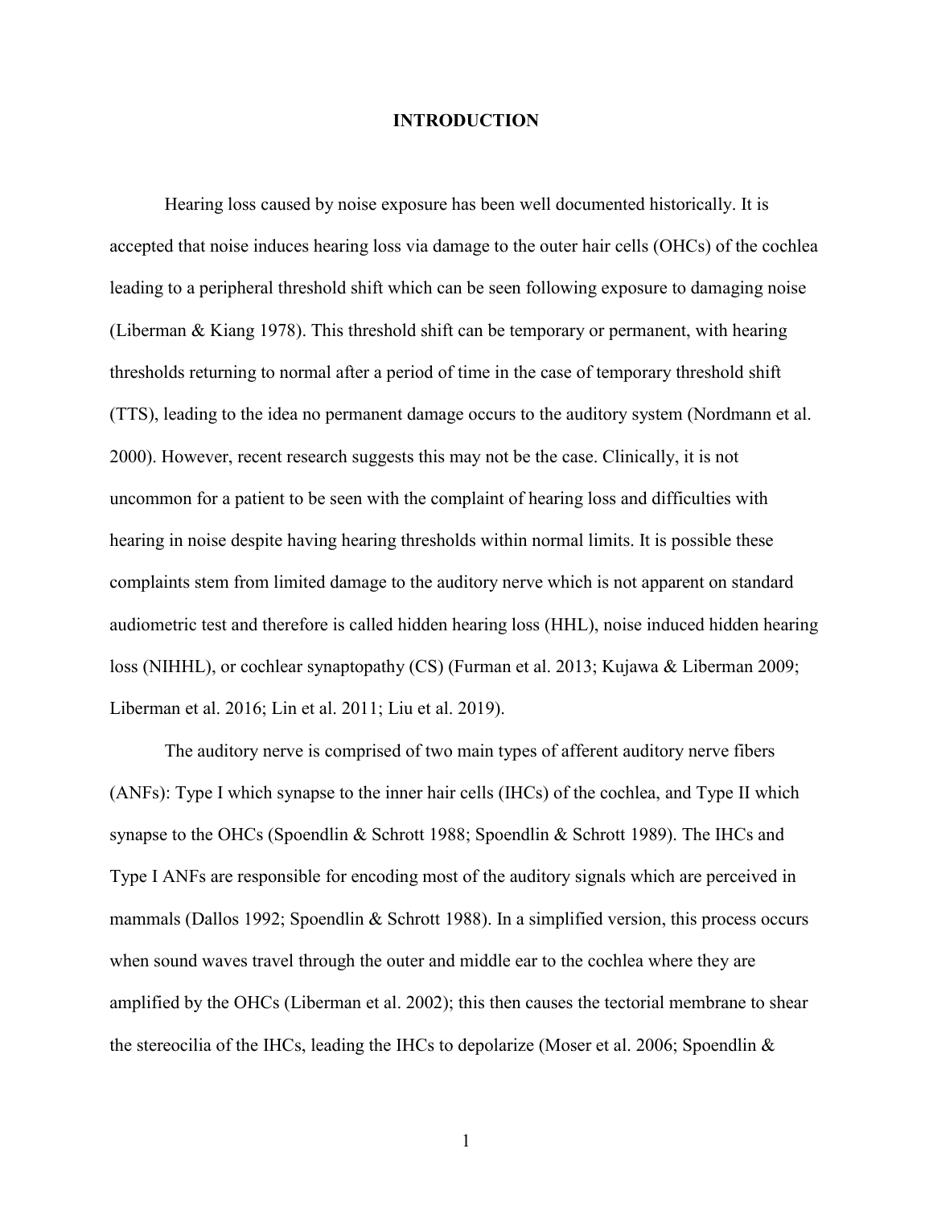# INTRODUCTION

Hearing loss caused by noise exposure has been well documented historically. It is accepted that noise induces hearing loss via damage to the outer hair cells (OHCs) of the cochlea leading to a peripheral threshold shift which can be seen following exposure to damaging noise (Liberman & Kiang 1978). This threshold shift can be temporary or permanent, with hearing thresholds returning to normal after a period of time in the case of temporary threshold shift (TTS), leading to the idea no permanent damage occurs to the auditory system (Nordmann et al. 2000). However, recent research suggests this may not be the case. Clinically, it is not uncommon for a patient to be seen with the complaint of hearing loss and difficulties with hearing in noise despite having hearing thresholds within normal limits. It is possible these complaints stem from limited damage to the auditory nerve which is not apparent on standard audiometric test and therefore is called hidden hearing loss (HHL), noise induced hidden hearing loss (NIHHL), or cochlear synaptopathy (CS) (Furman et al. 2013; Kujawa & Liberman 2009; Liberman et al. 2016; Lin et al. 2011; Liu et al. 2019).

The auditory nerve is comprised of two main types of afferent auditory nerve fibers (ANFs): Type I which synapse to the inner hair cells (IHCs) of the cochlea, and Type II which synapse to the OHCs (Spoendlin & Schrott 1988; Spoendlin & Schrott 1989). The IHCs and Type I ANFs are responsible for encoding most of the auditory signals which are perceived in mammals (Dallos 1992; Spoendlin & Schrott 1988). In a simplified version, this process occurs when sound waves travel through the outer and middle ear to the cochlea where they are amplified by the OHCs (Liberman et al. 2002); this then causes the tectorial membrane to shear the stereocilia of the IHCs, leading the IHCs to depolarize (Moser et al. 2006; Spoendlin &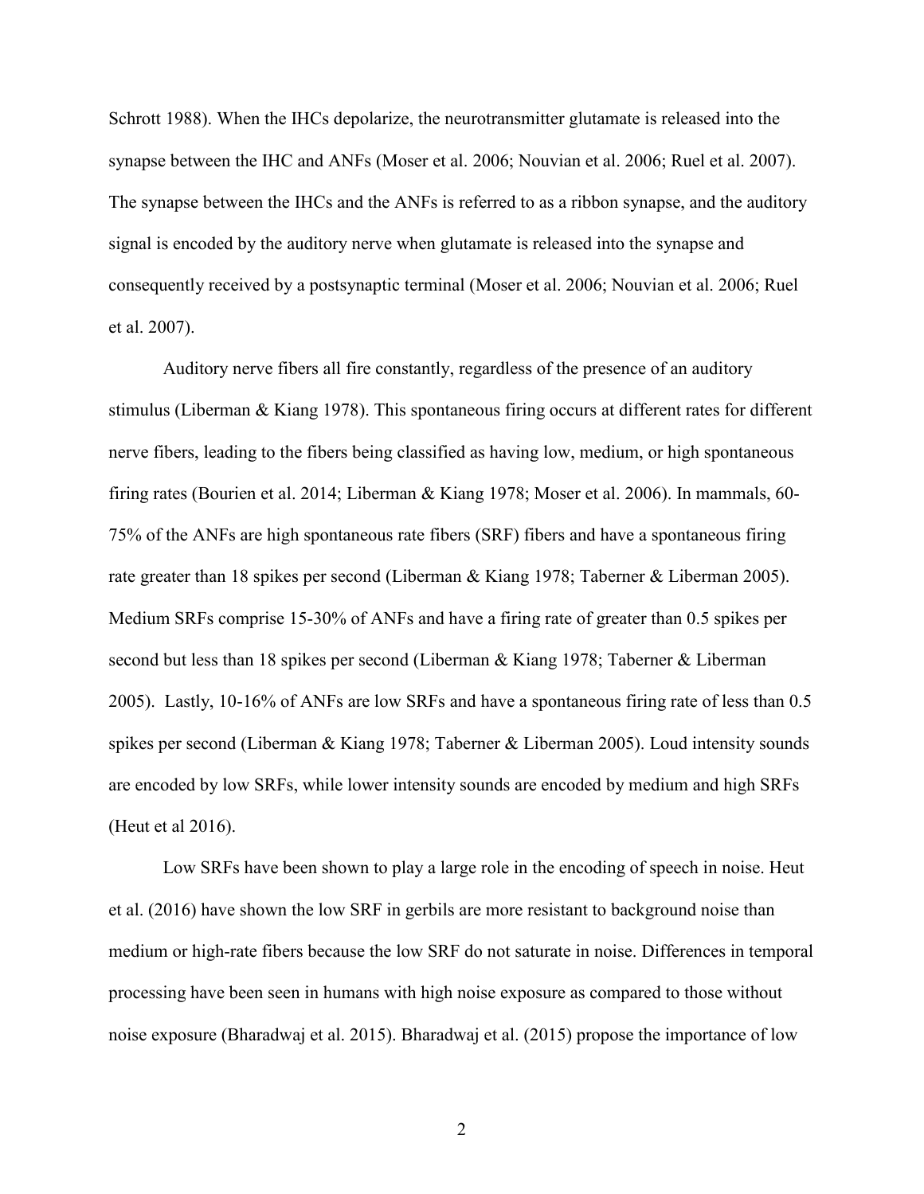Schrott 1988). When the IHCs depolarize, the neurotransmitter glutamate is released into the synapse between the IHC and ANFs (Moser et al. 2006; Nouvian et al. 2006; Ruel et al. 2007). The synapse between the IHCs and the ANFs is referred to as a ribbon synapse, and the auditory signal is encoded by the auditory nerve when glutamate is released into the synapse and consequently received by a postsynaptic terminal (Moser et al. 2006; Nouvian et al. 2006; Ruel et al. 2007).

Auditory nerve fibers all fire constantly, regardless of the presence of an auditory stimulus (Liberman & Kiang 1978). This spontaneous firing occurs at different rates for different nerve fibers, leading to the fibers being classified as having low, medium, or high spontaneous firing rates (Bourien et al. 2014; Liberman & Kiang 1978; Moser et al. 2006). In mammals, 60-75% of the ANFs are high spontaneous rate fibers (SRF) fibers and have a spontaneous firing rate greater than 18 spikes per second (Liberman & Kiang 1978; Taberner & Liberman 2005). Medium SRFs comprise 15-30% of ANFs and have a firing rate of greater than 0.5 spikes per second but less than 18 spikes per second (Liberman & Kiang 1978; Taberner & Liberman 2005). Lastly, 10-16% of ANFs are low SRFs and have a spontaneous firing rate of less than 0.5 spikes per second (Liberman & Kiang 1978; Taberner & Liberman 2005). Loud intensity sounds are encoded by low SRFs, while lower intensity sounds are encoded by medium and high SRFs (Heut et al 2016).

Low SRFs have been shown to play a large role in the encoding of speech in noise. Heut et al. (2016) have shown the low SRF in gerbils are more resistant to background noise than medium or high-rate fibers because the low SRF do not saturate in noise. Differences in temporal processing have been seen in humans with high noise exposure as compared to those without noise exposure (Bharadwaj et al. 2015). Bharadwaj et al. (2015) propose the importance of low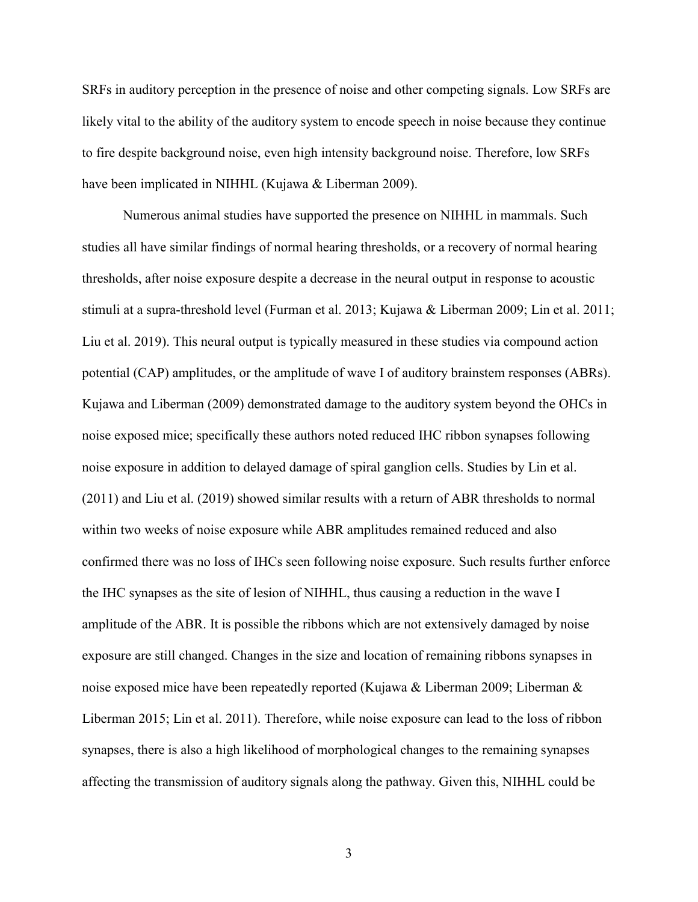SRFs in auditory perception in the presence of noise and other competing signals. Low SRFs are likely vital to the ability of the auditory system to encode speech in noise because they continue to fire despite background noise, even high intensity background noise. Therefore, low SRFs have been implicated in NIHHL (Kujawa & Liberman 2009).

Numerous animal studies have supported the presence on NIHHL in mammals. Such studies all have similar findings of normal hearing thresholds, or a recovery of normal hearing thresholds, after noise exposure despite a decrease in the neural output in response to acoustic stimuli at a supra-threshold level (Furman et al. 2013; Kujawa & Liberman 2009; Lin et al. 2011; Liu et al. 2019). This neural output is typically measured in these studies via compound action potential (CAP) amplitudes, or the amplitude of wave I of auditory brainstem responses (ABRs). Kujawa and Liberman (2009) demonstrated damage to the auditory system beyond the OHCs in noise exposed mice; specifically these authors noted reduced IHC ribbon synapses following noise exposure in addition to delayed damage of spiral ganglion cells. Studies by Lin et al. (2011) and Liu et al. (2019) showed similar results with a return of ABR thresholds to normal within two weeks of noise exposure while ABR amplitudes remained reduced and also confirmed there was no loss of IHCs seen following noise exposure. Such results further enforce the IHC synapses as the site of lesion of NIHHL, thus causing a reduction in the wave I amplitude of the ABR. It is possible the ribbons which are not extensively damaged by noise exposure are still changed. Changes in the size and location of remaining ribbons synapses in noise exposed mice have been repeatedly reported (Kujawa & Liberman 2009; Liberman & Liberman 2015; Lin et al. 2011). Therefore, while noise exposure can lead to the loss of ribbon synapses, there is also a high likelihood of morphological changes to the remaining synapses affecting the transmission of auditory signals along the pathway. Given this, NIHHL could be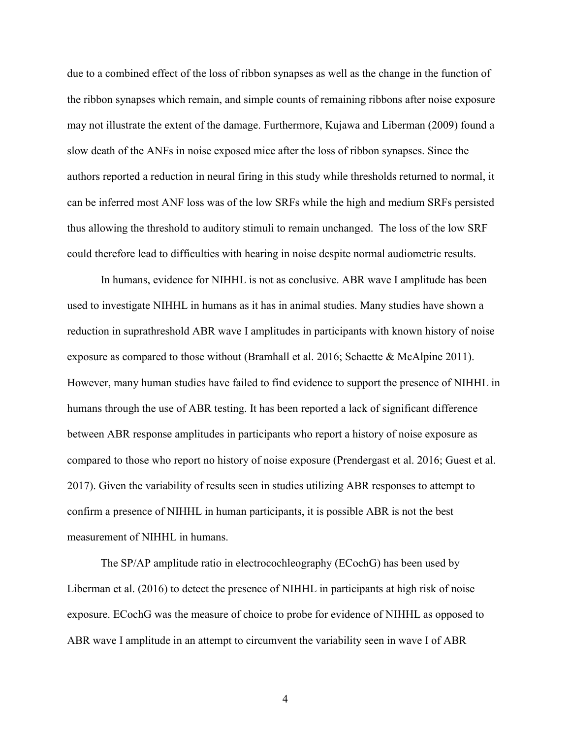due to a combined effect of the loss of ribbon synapses as well as the change in the function of the ribbon synapses which remain, and simple counts of remaining ribbons after noise exposure may not illustrate the extent of the damage. Furthermore, Kujawa and Liberman (2009) found a slow death of the ANFs in noise exposed mice after the loss of ribbon synapses. Since the authors reported a reduction in neural firing in this study while thresholds returned to normal, it can be inferred most ANF loss was of the low SRFs while the high and medium SRFs persisted thus allowing the threshold to auditory stimuli to remain unchanged. The loss of the low SRF could therefore lead to difficulties with hearing in noise despite normal audiometric results.

In humans, evidence for NIHHL is not as conclusive. ABR wave I amplitude has been used to investigate NIHHL in humans as it has in animal studies. Many studies have shown a reduction in suprathreshold ABR wave I amplitudes in participants with known history of noise exposure as compared to those without (Bramhall et al. 2016; Schaette & McAlpine 2011). However, many human studies have failed to find evidence to support the presence of NIHHL in humans through the use of ABR testing. It has been reported a lack of significant difference between ABR response amplitudes in participants who report a history of noise exposure as compared to those who report no history of noise exposure (Prendergast et al. 2016; Guest et al. 2017). Given the variability of results seen in studies utilizing ABR responses to attempt to confirm a presence of NIHHL in human participants, it is possible ABR is not the best measurement of NIHHL in humans.

The SP/AP amplitude ratio in electrocochleography (ECochG) has been used by Liberman et al. (2016) to detect the presence of NIHHL in participants at high risk of noise exposure. ECochG was the measure of choice to probe for evidence of NIHHL as opposed to ABR wave I amplitude in an attempt to circumvent the variability seen in wave I of ABR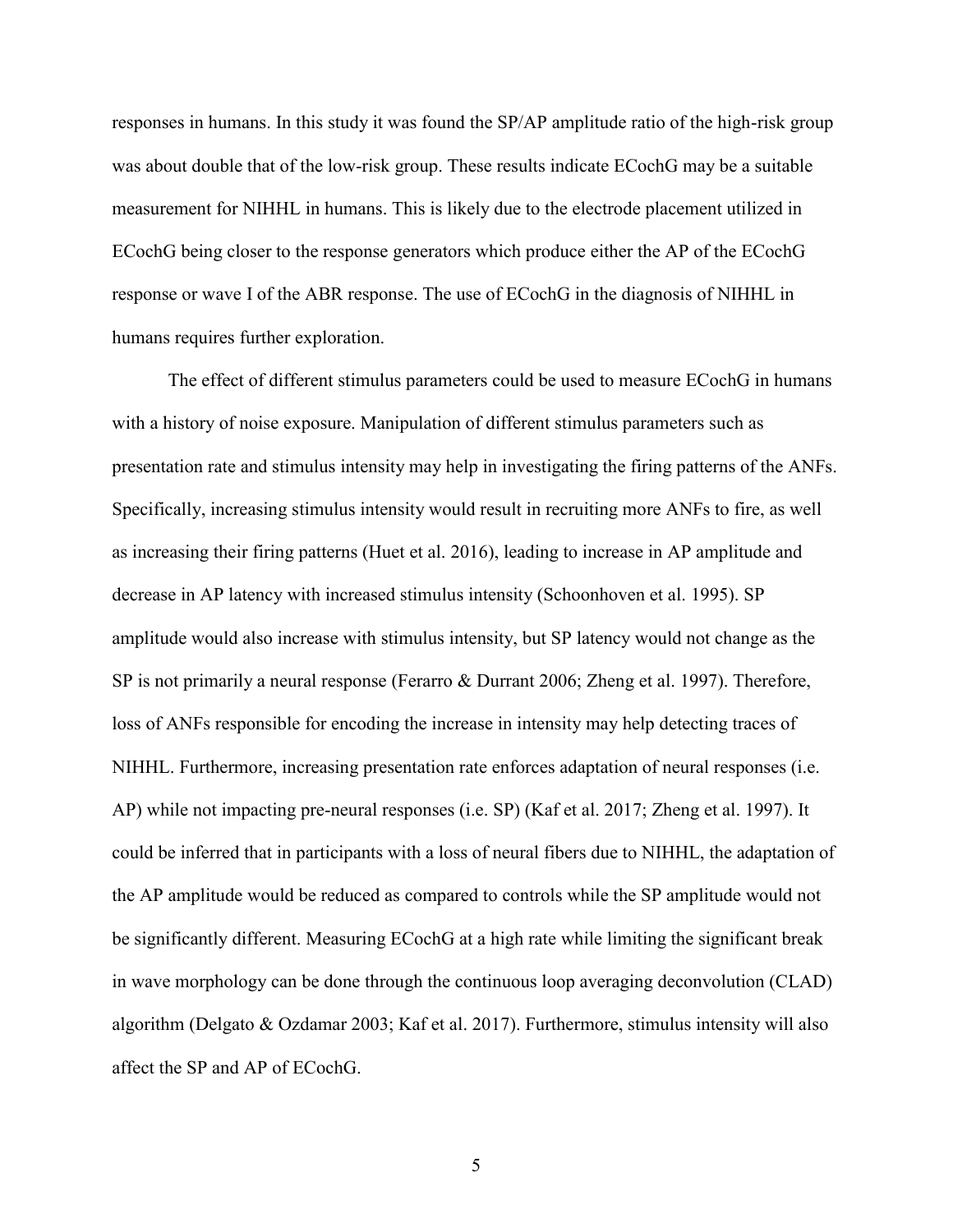responses in humans. In this study it was found the SP/AP amplitude ratio of the high-risk group was about double that of the low-risk group. These results indicate ECochG may be a suitable measurement for NIHHL in humans. This is likely due to the electrode placement utilized in ECochG being closer to the response generators which produce either the AP of the ECochG response or wave I of the ABR response. The use of ECochG in the diagnosis of NIHHL in humans requires further exploration.

The effect of different stimulus parameters could be used to measure ECochG in humans with a history of noise exposure. Manipulation of different stimulus parameters such as presentation rate and stimulus intensity may help in investigating the firing patterns of the ANFs. Specifically, increasing stimulus intensity would result in recruiting more ANFs to fire, as well as increasing their firing patterns (Huet et al. 2016), leading to increase in AP amplitude and decrease in AP latency with increased stimulus intensity (Schoonhoven et al. 1995). SP amplitude would also increase with stimulus intensity, but SP latency would not change as the SP is not primarily a neural response (Feraro & Durrant 2006; Zheng et al. 1997). Therefore, loss of ANFs responsible for encoding the increase in intensity may help detecting traces of NIHHL. Furthermore, increasing presentation rate enforces adaptation of neural responses (i.e. AP) while not impacting pre-neural responses (i.e. SP) (Kaf et al. 2017; Zheng et al. 1997). It could be inferred that in participants with a loss of neural fibers due to NIHHL, the adaptation of the AP amplitude would be reduced as compared to controls while the SP amplitude would not be significantly different. Measuring ECochG at a high rate while limiting the significant break in wave morphology can be done through the continuous loop averaging deconvolution (CLAD) algorithm (Delgato & Ozdamar 2003; Kaf et al. 2017). Furthermore, stimulus intensity will also affect the SP and AP of ECochG.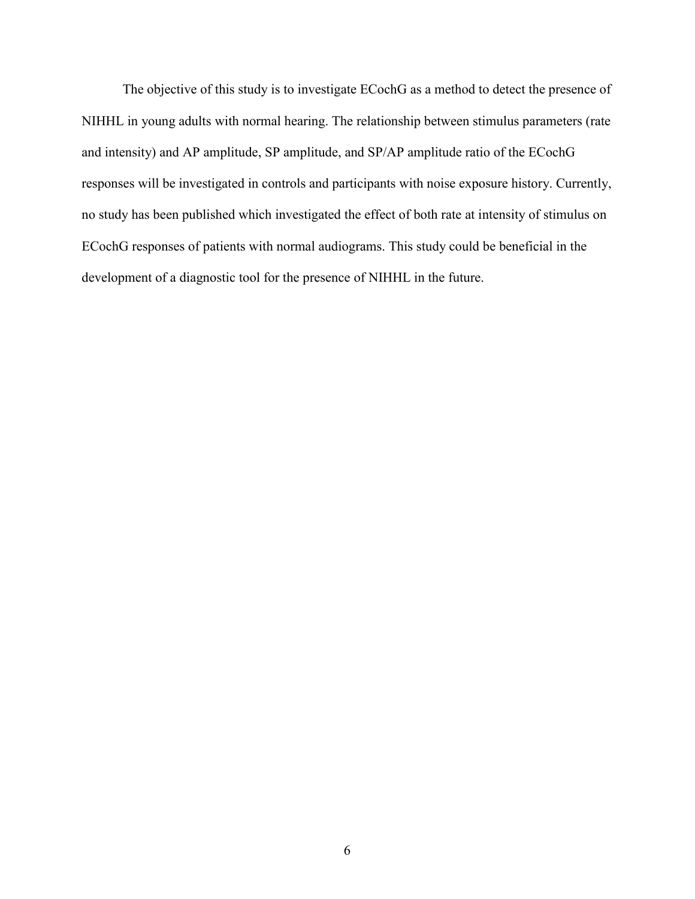The objective of this study is to investigate ECochG as a method to detect the presence of NIHHL in young adults with normal hearing. The relationship between stimulus parameters (rate and intensity) and AP amplitude, SP amplitude, and SP/AP amplitude ratio of the ECochG responses will be investigated in controls and participants with noise exposure history. Currently, no study has been published which investigated the effect of both rate at intensity of stimulus on ECochG responses of patients with normal audiograms. This study could be beneficial in the development of a diagnostic tool for the presence of NIHHL in the future.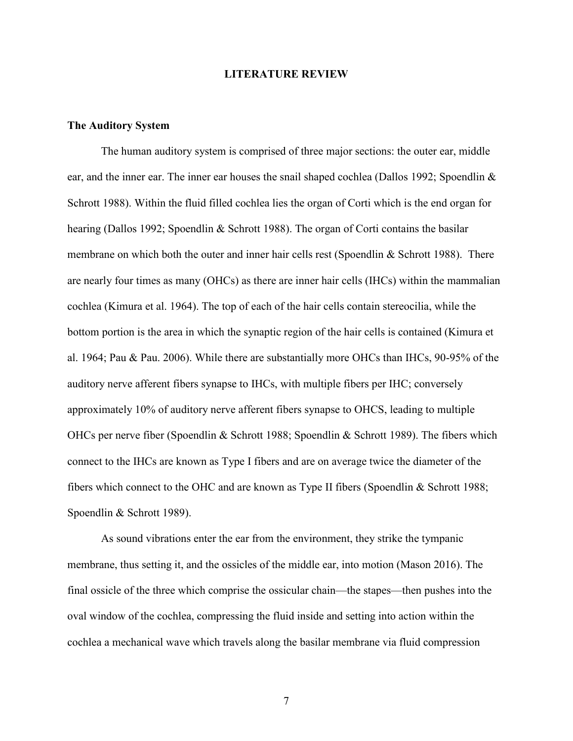# LITERATURE REVIEW

## The Auditory System

The human auditory system is comprised of three major sections: the outer ear, middle ear, and the inner ear. The inner ear houses the snail shaped cochlea (Dallos 1992; Spoendlin & Schrott 1988). Within the fluid filled cochlea lies the organ of Corti which is the end organ for hearing (Dallos 1992; Spoendlin & Schrott 1988). The organ of Corti contains the basilar membrane on which both the outer and inner hair cells rest (Spoendlin & Schrott 1988). There are nearly four times as many (OHCs) as there are inner hair cells (IHCs) within the mammalian cochlea (Kimura et al. 1964). The top of each of the hair cells contain stereocilia, while the bottom portion is the area in which the synaptic region of the hair cells is contained (Kimura et al. 1964; Pau & Pau. 2006). While there are substantially more OHCs than IHCs, 90-95% of the auditory nerve afferent fibers synapse to IHCs, with multiple fibers per IHC; conversely approximately 10% of auditory nerve afferent fibers synapse to OHCS, leading to multiple OHCs per nerve fiber (Spoendlin & Schrott 1988; Spoendlin & Schrott 1989). The fibers which connect to the IHCs are known as Type I fibers and are on average twice the diameter of the fibers which connect to the OHC and are known as Type II fibers (Spoendlin & Schrott 1988; Spoendlin & Schrott 1989).

As sound vibrations enter the ear from the environment, they strike the tympanic membrane, thus setting it, and the ossicles of the middle ear, into motion (Mason 2016). The final ossicle of the three which comprise the ossicular chain—the stapes—then pushes into the oval window of the cochlea, compressing the fluid inside and setting into action within the cochlea a mechanical wave which travels along the basilar membrane via fluid compression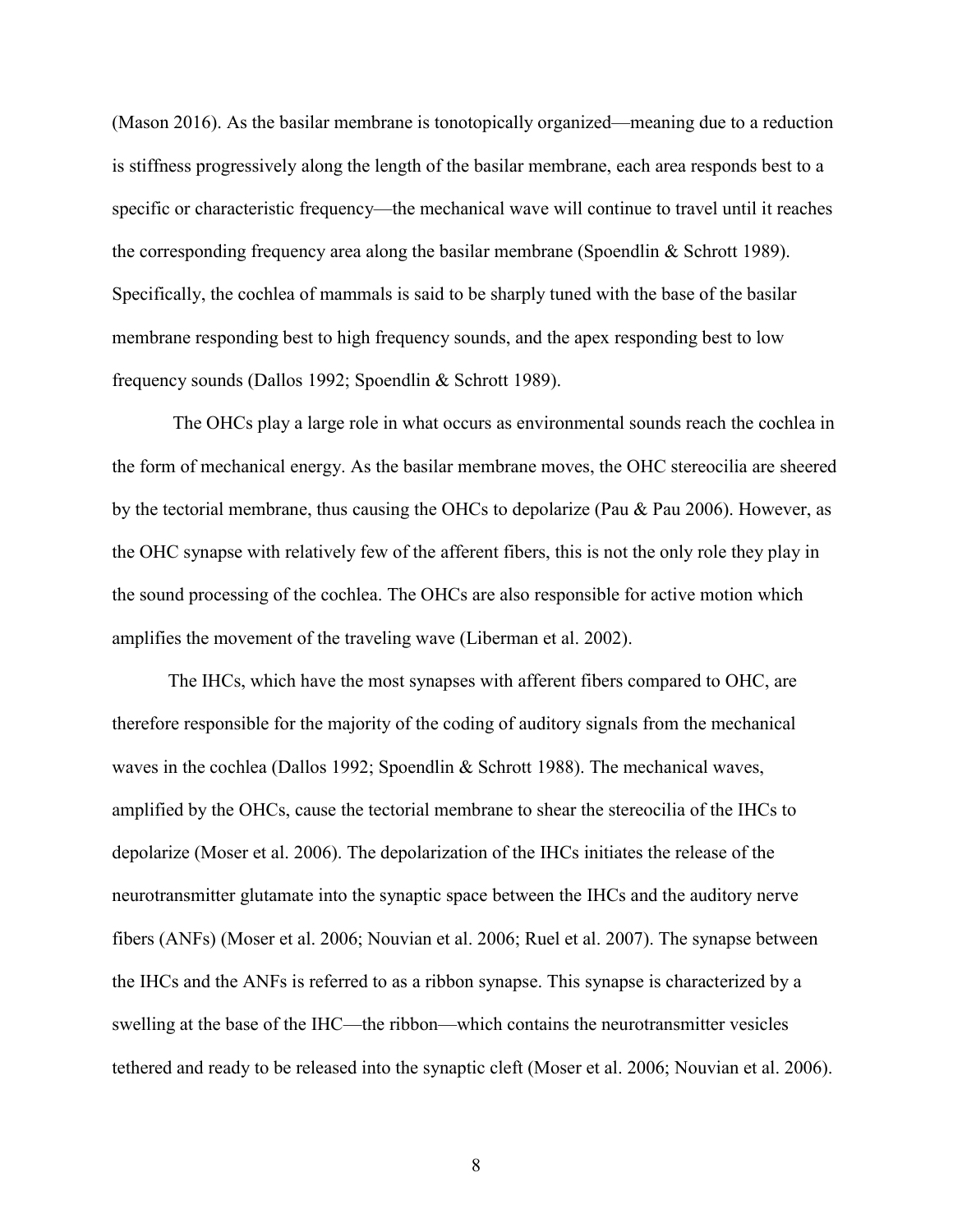(Mason 2016). As the basilar membrane is tonotopically organized—meaning due to a reduction is stiffness progressively along the length of the basilar membrane, each area responds best to a specific or characteristic frequency—the mechanical wave will continue to travel until it reaches the corresponding frequency area along the basilar membrane (Spoendlin & Schrott 1989). Specifically, the cochlea of mammals is said to be sharply tuned with the base of the basilar membrane responding best to high frequency sounds, and the apex responding best to low frequency sounds (Dallos 1992; Spoendlin & Schrott 1989).

The OHCs play a large role in what occurs as environmental sounds reach the cochlea in the form of mechanical energy. As the basilar membrane moves, the OHC stereocilia are sheered by the tectorial membrane, thus causing the OHCs to depolarize (Pau & Pau 2006). However, as the OHC synapse with relatively few of the afferent fibers, this is not the only role they play in the sound processing of the cochlea. The OHCs are also responsible for active motion which amplifies the movement of the traveling wave (Liberman et al. 2002).

The IHCs, which have the most synapses with afferent fibers compared to OHC, are therefore responsible for the majority of the coding of auditory signals from the mechanical waves in the cochlea (Dallos 1992; Spoendlin & Schrott 1988). The mechanical waves, amplified by the OHCs, cause the tectorial membrane to shear the stereocilia of the IHCs to depolarize (Moser et al. 2006). The depolarization of the IHCs initiates the release of the neurotransmitter glutamate into the synaptic space between the IHCs and the auditory nerve fibers (ANFs) (Moser et al. 2006; Nouvian et al. 2006; Ruel et al. 2007). The synapse between the IHCs and the ANFs is referred to as a ribbon synapse. This synapse is characterized by a swelling at the base of the IHC—the ribbon—which contains the neurotransmitter vesicles tethered and ready to be released into the synaptic cleft (Moser et al. 2006; Nouvian et al. 2006).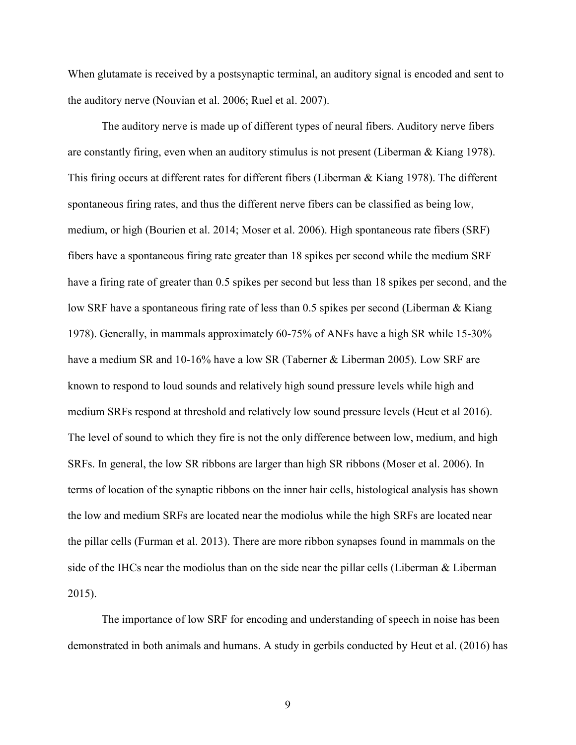When glutamate is received by a postsynaptic terminal, an auditory signal is encoded and sent to the auditory nerve (Nouvian et al. 2006; Ruel et al. 2007).

The auditory nerve is made up of different types of neural fibers. Auditory nerve fibers are constantly firing, even when an auditory stimulus is not present (Liberman & Kiang 1978). This firing occurs at different rates for different fibers (Liberman & Kiang 1978). The different spontaneous firing rates, and thus the different nerve fibers can be classified as being low, medium, or high (Bourien et al. 2014; Moser et al. 2006). High spontaneous rate fibers (SRF) fibers have a spontaneous firing rate greater than 18 spikes per second while the medium SRF have a firing rate of greater than 0.5 spikes per second but less than 18 spikes per second, and the low SRF have a spontaneous firing rate of less than 0.5 spikes per second (Liberman & Kiang 1978). Generally, in mammals approximately 60-75% of ANFs have a high SR while 15-30% have a medium SR and 10-16% have a low SR (Taberner & Liberman 2005). Low SRF are known to respond to loud sounds and relatively high sound pressure levels while high and medium SRFs respond at threshold and relatively low sound pressure levels (Heut et al 2016). The level of sound to which they fire is not the only difference between low, medium, and high SRFs. In general, the low SR ribbons are larger than high SR ribbons (Moser et al. 2006). In terms of location of the synaptic ribbons on the inner hair cells, histological analysis has shown the low and medium SRFs are located near the modiolus while the high SRFs are located near the pillar cells (Furman et al. 2013). There are more ribbon synapses found in mammals on the side of the IHCs near the modiolus than on the side near the pillar cells (Liberman & Liberman 2015).

The importance of low SRF for encoding and understanding of speech in noise has been demonstrated in both animals and humans. A study in gerbils conducted by Heut et al. (2016) has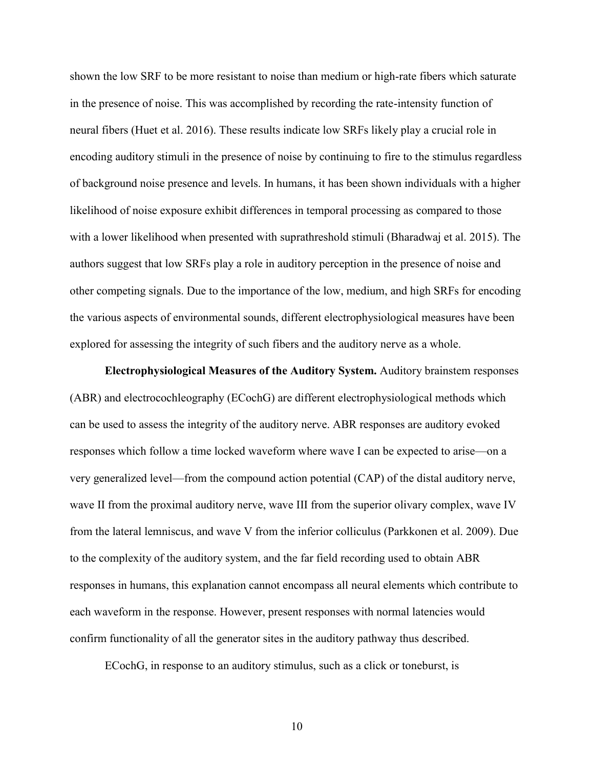shown the low SRF to be more resistant to noise than medium or high-rate fibers which saturate in the presence of noise. This was accomplished by recording the rate-intensity function of neural fibers (Huet et al. 2016). These results indicate low SRFs likely play a crucial role in encoding auditory stimuli in the presence of noise by continuing to fire to the stimulus regardless of background noise presence and levels. In humans, it has been shown individuals with a higher likelihood of noise exposure exhibit differences in temporal processing as compared to those with a lower likelihood when presented with suprathreshold stimuli (Bharadwaj et al. 2015). The authors suggest that low SRFs play a role in auditory perception in the presence of noise and other competing signals. Due to the importance of the low, medium, and high SRFs for encoding the various aspects of environmental sounds, different electrophysiological measures have been explored for assessing the integrity of such fibers and the auditory nerve as a whole.

**Electrophysiological Measures of the Auditory System.** Auditory brainstem responses (ABR) and electrocochleography (ECochG) are different electrophysiological methods which can be used to assess the integrity of the auditory nerve. ABR responses are auditory evoked responses which follow a time locked waveform where wave I can be expected to arise—on a very generalized level—from the compound action potential (CAP) of the distal auditory nerve, wave II from the proximal auditory nerve, wave III from the superior olivary complex, wave IV from the lateral lemniscus, and wave V from the inferior colliculus (Parkkonen et al. 2009). Due to the complexity of the auditory system, and the far field recording used to obtain ABR responses in humans, this explanation cannot encompass all neural elements which contribute to each waveform in the response. However, present responses with normal latencies would confirm functionality of all the generator sites in the auditory pathway thus described.

ECochG, in response to an auditory stimulus, such as a click or toneburst, is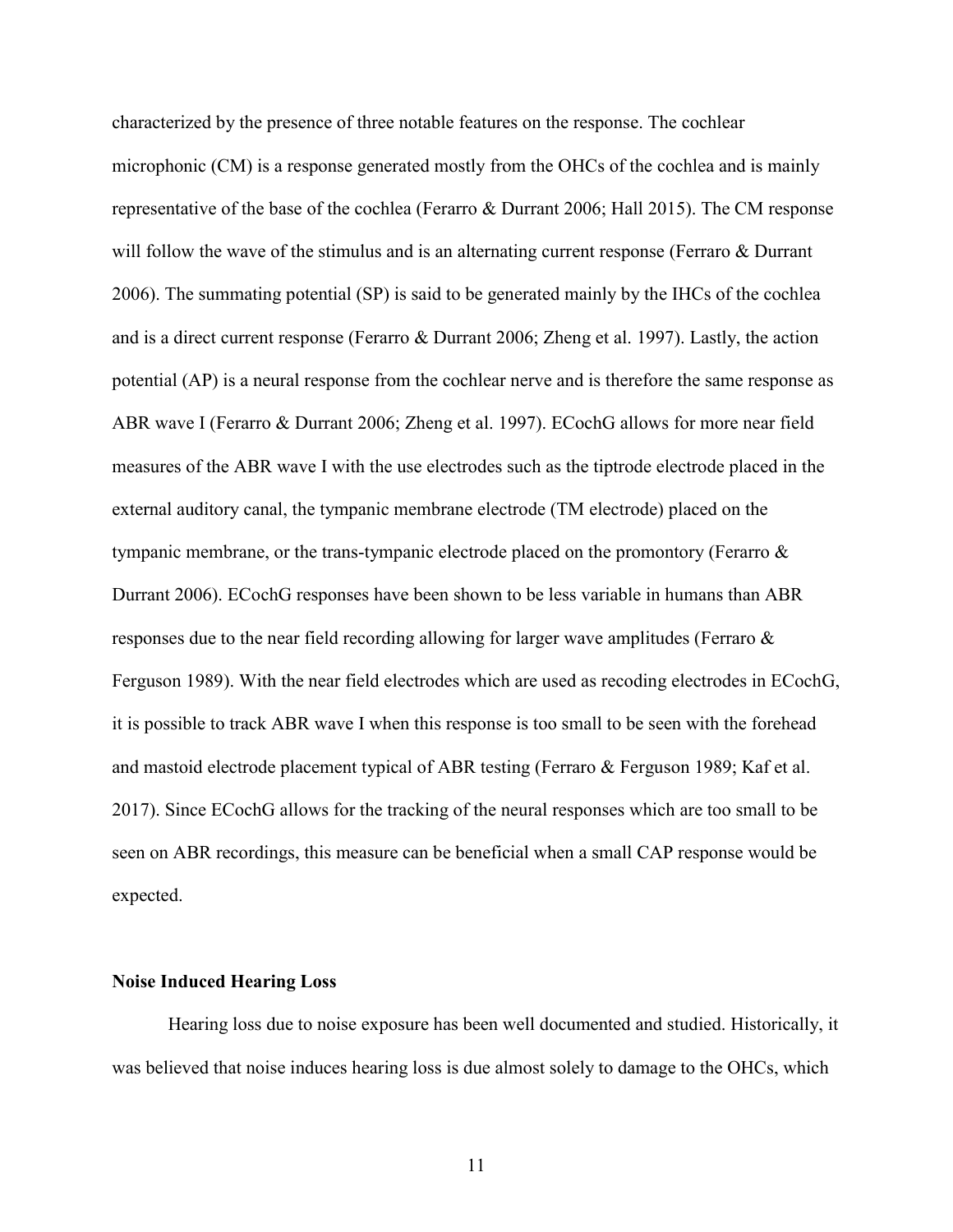characterized by the presence of three notable features on the response. The cochlear microphonic (CM) is a response generated mostly from the OHCs of the cochlea and is mainly representative of the base of the cochlea (Ferarro & Durrant 2006; Hall 2015). The CM response will follow the wave of the stimulus and is an alternating current response (Ferraro & Durrant 2006). The summating potential (SP) is said to be generated mainly by the IHCs of the cochlea and is a direct current response (Ferarro & Durrant 2006; Zheng et al. 1997). Lastly, the action potential (AP) is a neural response from the cochlear nerve and is therefore the same response as ABR wave I (Ferarro & Durrant 2006; Zheng et al. 1997). ECochG allows for more near field measures of the ABR wave I with the use electrodes such as the tiptrode electrode placed in the external auditory canal, the tympanic membrane electrode (TM electrode) placed on the tympanic membrane, or the trans-tympanic electrode placed on the promontory (Ferarro & Durrant 2006). ECochG responses have been shown to be less variable in humans than ABR responses due to the near field recording allowing for larger wave amplitudes (Ferraro & Ferguson 1989). With the near field electrodes which are used as recoding electrodes in ECochG, it is possible to track ABR wave I when this response is too small to be seen with the forehead and mastoid electrode placement typical of ABR testing (Ferraro & Ferguson 1989; Kaf et al. 2017). Since ECochG allows for the tracking of the neural responses which are too small to be seen on ABR recordings, this measure can be beneficial when a small CAP response would be expected.

### Noise Induced Hearing Loss

Hearing loss due to noise exposure has been well documented and studied. Historically, it was believed that noise induces hearing loss is due almost solely to damage to the OHCs, which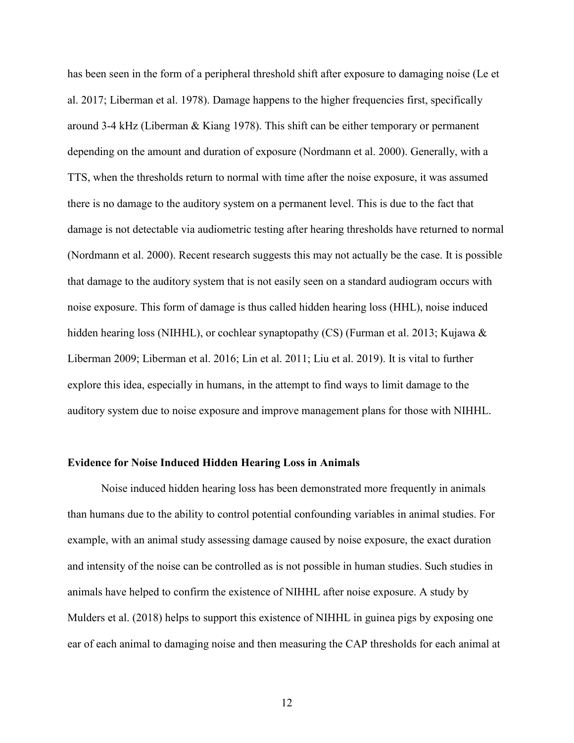has been seen in the form of a peripheral threshold shift after exposure to damaging noise (Le et al. 2017; Liberman et al. 1978). Damage happens to the higher frequencies first, specifically around 3-4 kHz (Liberman & Kiang 1978). This shift can be either temporary or permanent depending on the amount and duration of exposure (Nordmann et al. 2000). Generally, with a TTS, when the thresholds return to normal with time after the noise exposure, it was assumed there is no damage to the auditory system on a permanent level. This is due to the fact that damage is not detectable via audiometric testing after hearing thresholds have returned to normal (Nordmann et al. 2000). Recent research suggests this may not actually be the case. It is possible that damage to the auditory system that is not easily seen on a standard audiogram occurs with noise exposure. This form of damage is thus called hidden hearing loss (HHL), noise induced hidden hearing loss (NIHHL), or cochlear synaptopathy (CS) (Furman et al. 2013; Kujawa & Liberman 2009; Liberman et al. 2016; Lin et al. 2011; Liu et al. 2019). It is vital to further explore this idea, especially in humans, in the attempt to find ways to limit damage to the auditory system due to noise exposure and improve management plans for those with NIHHL.

**Evidence for Noise Induced Hidden Hearing Loss in Animals**

Noise induced hidden hearing loss has been demonstrated more frequently in animals than humans due to the ability to control potential confounding variables in animal studies. For example, with an animal study assessing damage caused by noise exposure, the exact duration and intensity of the noise can be controlled as is not possible in human studies. Such studies in animals have helped to confirm the existence of NIHHL after noise exposure. A study by Mulders et al. (2018) helps to support this existence of NIHHL in guinea pigs by exposing one ear of each animal to damaging noise and then measuring the CAP thresholds for each animal at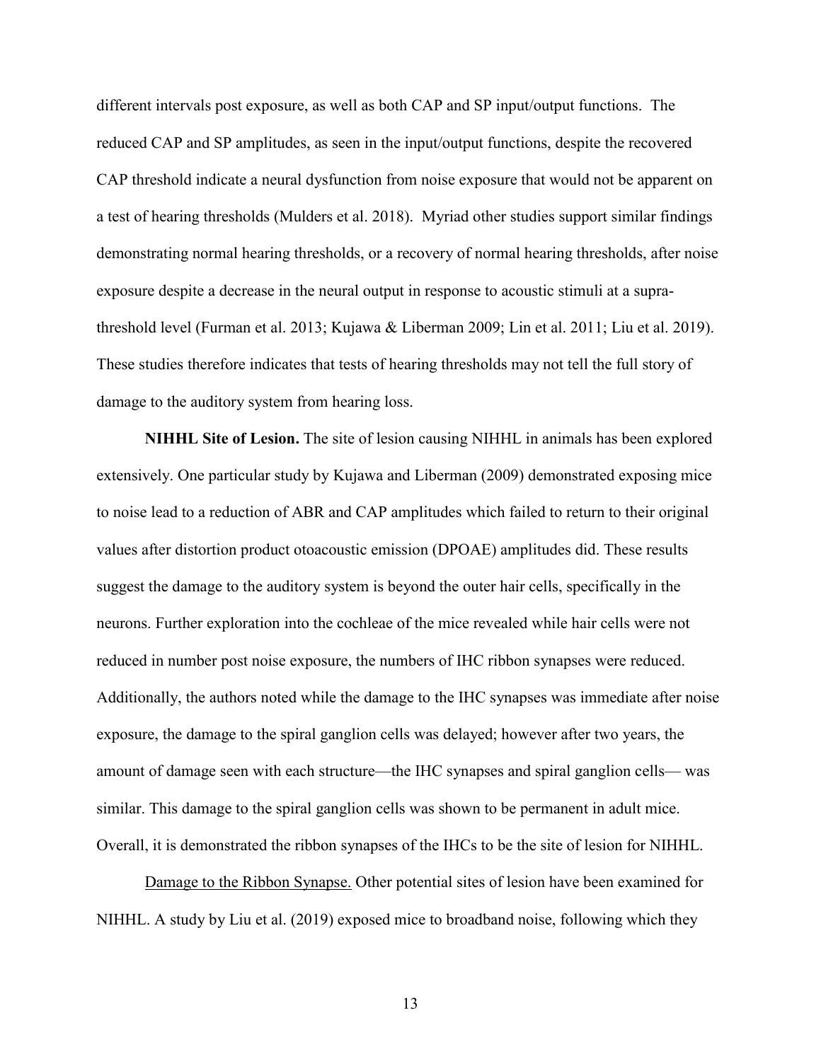different intervals post exposure, as well as both CAP and SP input/output functions. The reduced CAP and SP amplitudes, as seen in the input/output functions, despite the recovered CAP threshold indicate a neural dysfunction from noise exposure that would not be apparent on a test of hearing thresholds (Mulders et al. 2018). Myriad other studies support similar findings demonstrating normal hearing thresholds, or a recovery of normal hearing thresholds, after noise exposure despite a decrease in the neural output in response to acoustic stimuli at a supra-threshold level (Furman et al. 2013; Kujawa & Liberman 2009; Lin et al. 2011; Liu et al. 2019). These studies therefore indicates that tests of hearing thresholds may not tell the full story of damage to the auditory system from hearing loss.

**NIHHL Site of Lesion.** The site of lesion causing NIHHL in animals has been explored extensively. One particular study by Kujawa and Liberman (2009) demonstrated exposing mice to noise lead to a reduction of ABR and CAP amplitudes which failed to return to their original values after distortion product otoacoustic emission (DPOAE) amplitudes did. These results suggest the damage to the auditory system is beyond the outer hair cells, specifically in the neurons. Further exploration into the cochleae of the mice revealed while hair cells were not reduced in number post noise exposure, the numbers of IHC ribbon synapses were reduced. Additionally, the authors noted while the damage to the IHC synapses was immediate after noise exposure, the damage to the spiral ganglion cells was delayed; however after two years, the amount of damage seen with each structure—the IHC synapses and spiral ganglion cells— was similar. This damage to the spiral ganglion cells was shown to be permanent in adult mice. Overall, it is demonstrated the ribbon synapses of the IHCs to be the site of lesion for NIHHL.

<u>Damage to the Ribbon Synapse.</u> Other potential sites of lesion have been examined for NIHHL. A study by Liu et al. (2019) exposed mice to broadband noise, following which they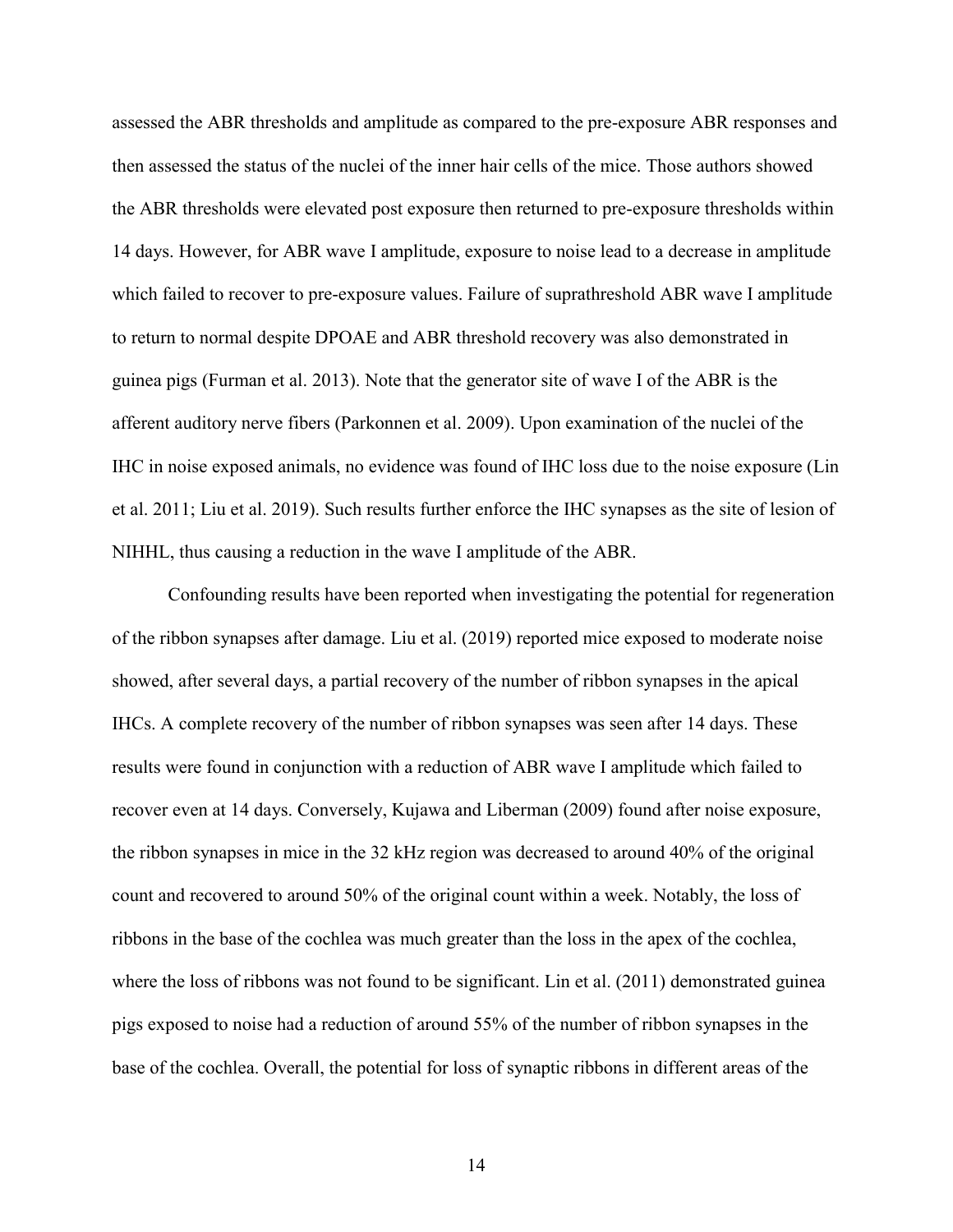assessed the ABR thresholds and amplitude as compared to the pre-exposure ABR responses and then assessed the status of the nuclei of the inner hair cells of the mice. Those authors showed the ABR thresholds were elevated post exposure then returned to pre-exposure thresholds within 14 days. However, for ABR wave I amplitude, exposure to noise lead to a decrease in amplitude which failed to recover to pre-exposure values. Failure of suprathreshold ABR wave I amplitude to return to normal despite DPOAE and ABR threshold recovery was also demonstrated in guinea pigs (Furman et al. 2013). Note that the generator site of wave I of the ABR is the afferent auditory nerve fibers (Parkonnen et al. 2009). Upon examination of the nuclei of the IHC in noise exposed animals, no evidence was found of IHC loss due to the noise exposure (Lin et al. 2011; Liu et al. 2019). Such results further enforce the IHC synapses as the site of lesion of NIHHL, thus causing a reduction in the wave I amplitude of the ABR.

Confounding results have been reported when investigating the potential for regeneration of the ribbon synapses after damage. Liu et al. (2019) reported mice exposed to moderate noise showed, after several days, a partial recovery of the number of ribbon synapses in the apical IHCs. A complete recovery of the number of ribbon synapses was seen after 14 days. These results were found in conjunction with a reduction of ABR wave I amplitude which failed to recover even at 14 days. Conversely, Kujawa and Liberman (2009) found after noise exposure, the ribbon synapses in mice in the 32 kHz region was decreased to around 40% of the original count and recovered to around 50% of the original count within a week. Notably, the loss of ribbons in the base of the cochlea was much greater than the loss in the apex of the cochlea, where the loss of ribbons was not found to be significant. Lin et al. (2011) demonstrated guinea pigs exposed to noise had a reduction of around 55% of the number of ribbon synapses in the base of the cochlea. Overall, the potential for loss of synaptic ribbons in different areas of the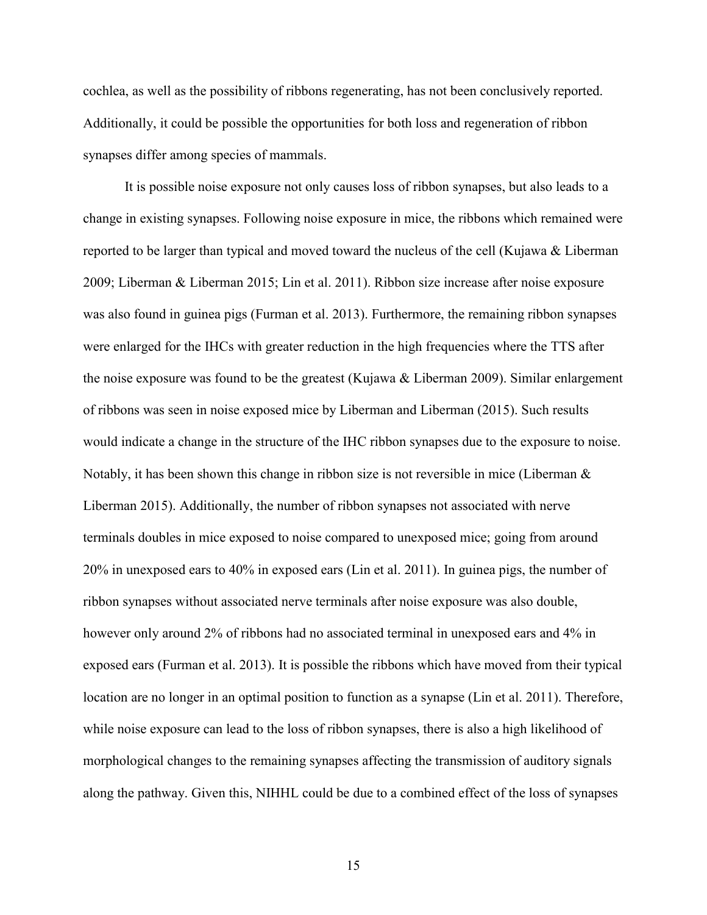cochlea, as well as the possibility of ribbons regenerating, has not been conclusively reported. Additionally, it could be possible the opportunities for both loss and regeneration of ribbon synapses differ among species of mammals.

It is possible noise exposure not only causes loss of ribbon synapses, but also leads to a change in existing synapses. Following noise exposure in mice, the ribbons which remained were reported to be larger than typical and moved toward the nucleus of the cell (Kujawa & Liberman 2009; Liberman & Liberman 2015; Lin et al. 2011). Ribbon size increase after noise exposure was also found in guinea pigs (Furman et al. 2013). Furthermore, the remaining ribbon synapses were enlarged for the IHCs with greater reduction in the high frequencies where the TTS after the noise exposure was found to be the greatest (Kujawa & Liberman 2009). Similar enlargement of ribbons was seen in noise exposed mice by Liberman and Liberman (2015). Such results would indicate a change in the structure of the IHC ribbon synapses due to the exposure to noise. Notably, it has been shown this change in ribbon size is not reversible in mice (Liberman & Liberman 2015). Additionally, the number of ribbon synapses not associated with nerve terminals doubles in mice exposed to noise compared to unexposed mice; going from around 20% in unexposed ears to 40% in exposed ears (Lin et al. 2011). In guinea pigs, the number of ribbon synapses without associated nerve terminals after noise exposure was also double, however only around 2% of ribbons had no associated terminal in unexposed ears and 4% in exposed ears (Furman et al. 2013). It is possible the ribbons which have moved from their typical location are no longer in an optimal position to function as a synapse (Lin et al. 2011). Therefore, while noise exposure can lead to the loss of ribbon synapses, there is also a high likelihood of morphological changes to the remaining synapses affecting the transmission of auditory signals along the pathway. Given this, NIHHL could be due to a combined effect of the loss of synapses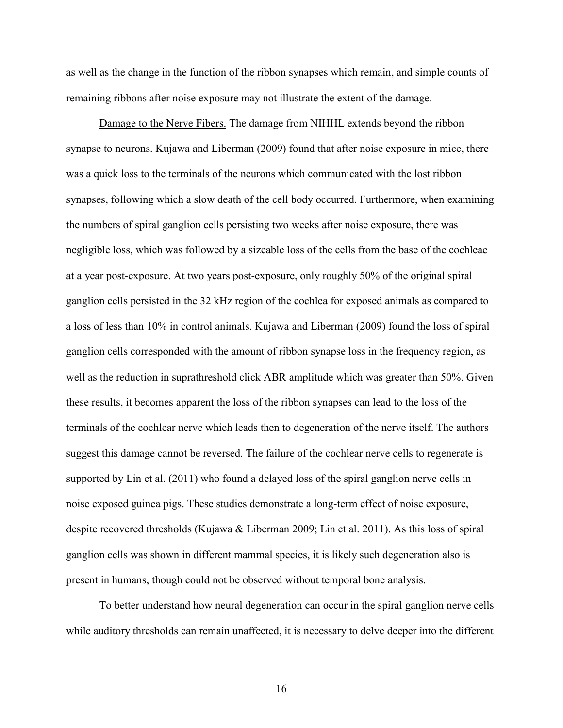as well as the change in the function of the ribbon synapses which remain, and simple counts of remaining ribbons after noise exposure may not illustrate the extent of the damage.

Damage to the Nerve Fibers. The damage from NIHHL extends beyond the ribbon synapse to neurons. Kujawa and Liberman (2009) found that after noise exposure in mice, there was a quick loss to the terminals of the neurons which communicated with the lost ribbon synapses, following which a slow death of the cell body occurred. Furthermore, when examining the numbers of spiral ganglion cells persisting two weeks after noise exposure, there was negligible loss, which was followed by a sizeable loss of the cells from the base of the cochleae at a year post-exposure. At two years post-exposure, only roughly 50% of the original spiral ganglion cells persisted in the 32 kHz region of the cochlea for exposed animals as compared to a loss of less than 10% in control animals. Kujawa and Liberman (2009) found the loss of spiral ganglion cells corresponded with the amount of ribbon synapse loss in the frequency region, as well as the reduction in suprathreshold click ABR amplitude which was greater than 50%. Given these results, it becomes apparent the loss of the ribbon synapses can lead to the loss of the terminals of the cochlear nerve which leads then to degeneration of the nerve itself. The authors suggest this damage cannot be reversed. The failure of the cochlear nerve cells to regenerate is supported by Lin et al. (2011) who found a delayed loss of the spiral ganglion nerve cells in noise exposed guinea pigs. These studies demonstrate a long-term effect of noise exposure, despite recovered thresholds (Kujawa & Liberman 2009; Lin et al. 2011). As this loss of spiral ganglion cells was shown in different mammal species, it is likely such degeneration also is present in humans, though could not be observed without temporal bone analysis.

To better understand how neural degeneration can occur in the spiral ganglion nerve cells while auditory thresholds can remain unaffected, it is necessary to delve deeper into the different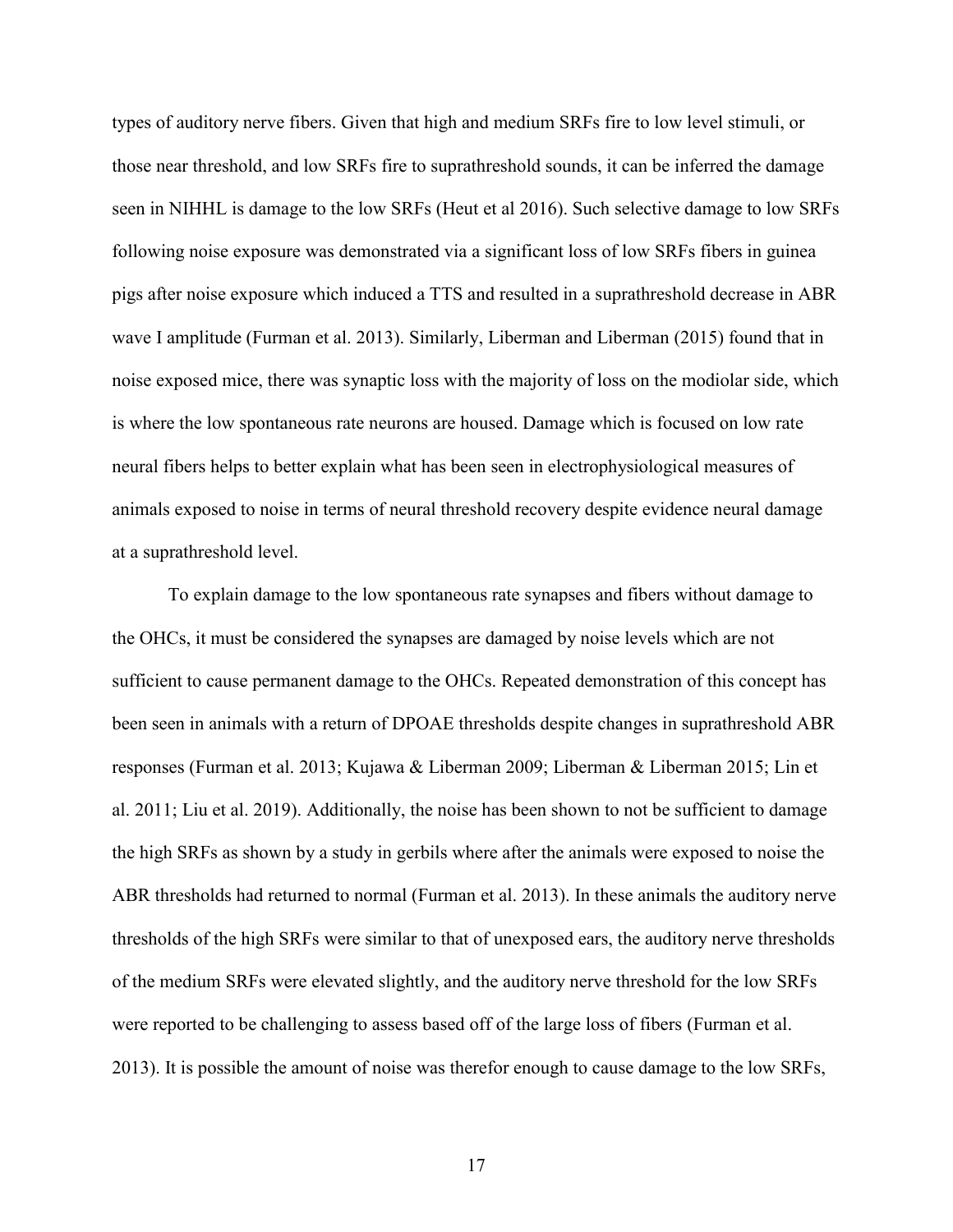types of auditory nerve fibers. Given that high and medium SRFs fire to low level stimuli, or those near threshold, and low SRFs fire to suprathreshold sounds, it can be inferred the damage seen in NIHHL is damage to the low SRFs (Heut et al 2016). Such selective damage to low SRFs following noise exposure was demonstrated via a significant loss of low SRFs fibers in guinea pigs after noise exposure which induced a TTS and resulted in a suprathreshold decrease in ABR wave I amplitude (Furman et al. 2013). Similarly, Liberman and Liberman (2015) found that in noise exposed mice, there was synaptic loss with the majority of loss on the modiolar side, which is where the low spontaneous rate neurons are housed. Damage which is focused on low rate neural fibers helps to better explain what has been seen in electrophysiological measures of animals exposed to noise in terms of neural threshold recovery despite evidence neural damage at a suprathreshold level.

To explain damage to the low spontaneous rate synapses and fibers without damage to the OHCs, it must be considered the synapses are damaged by noise levels which are not sufficient to cause permanent damage to the OHCs. Repeated demonstration of this concept has been seen in animals with a return of DPOAE thresholds despite changes in suprathreshold ABR responses (Furman et al. 2013; Kujawa & Liberman 2009; Liberman & Liberman 2015; Lin et al. 2011; Liu et al. 2019). Additionally, the noise has been shown to not be sufficient to damage the high SRFs as shown by a study in gerbils where after the animals were exposed to noise the ABR thresholds had returned to normal (Furman et al. 2013). In these animals the auditory nerve thresholds of the high SRFs were similar to that of unexposed ears, the auditory nerve thresholds of the medium SRFs were elevated slightly, and the auditory nerve threshold for the low SRFs were reported to be challenging to assess based off of the large loss of fibers (Furman et al. 2013). It is possible the amount of noise was therefor enough to cause damage to the low SRFs,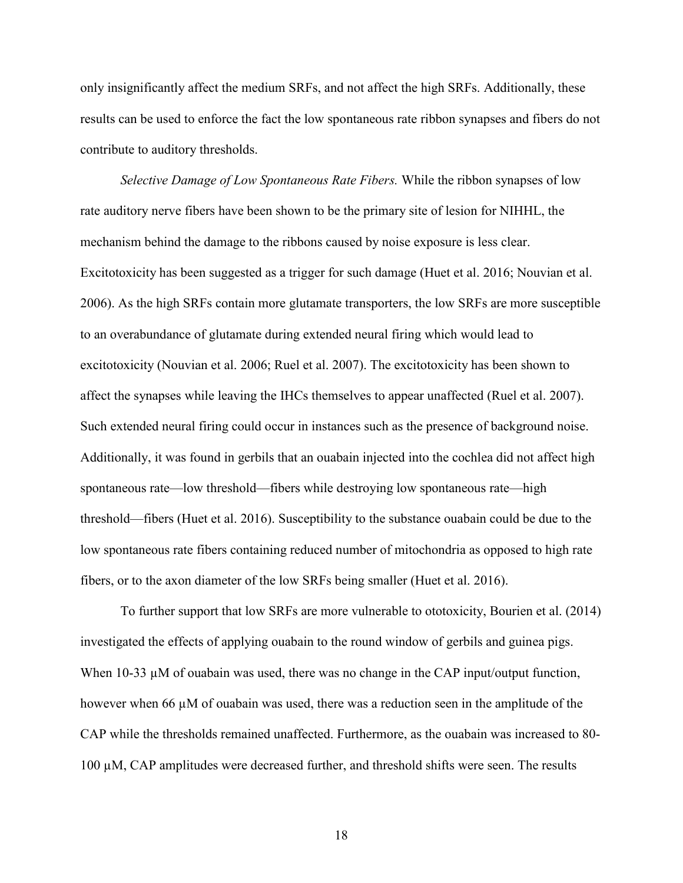only insignificantly affect the medium SRFs, and not affect the high SRFs. Additionally, these results can be used to enforce the fact the low spontaneous rate ribbon synapses and fibers do not contribute to auditory thresholds.

*Selective Damage of Low Spontaneous Rate Fibers.* While the ribbon synapses of low rate auditory nerve fibers have been shown to be the primary site of lesion for NIHHL, the mechanism behind the damage to the ribbons caused by noise exposure is less clear. Excitotoxicity has been suggested as a trigger for such damage (Huet et al. 2016; Nouvian et al. 2006). As the high SRFs contain more glutamate transporters, the low SRFs are more susceptible to an overabundance of glutamate during extended neural firing which would lead to excitotoxicity (Nouvian et al. 2006; Ruel et al. 2007). The excitotoxicity has been shown to affect the synapses while leaving the IHCs themselves to appear unaffected (Ruel et al. 2007). Such extended neural firing could occur in instances such as the presence of background noise. Additionally, it was found in gerbils that an ouabain injected into the cochlea did not affect high spontaneous rate—low threshold—fibers while destroying low spontaneous rate—high threshold—fibers (Huet et al. 2016). Susceptibility to the substance ouabain could be due to the low spontaneous rate fibers containing reduced number of mitochondria as opposed to high rate fibers, or to the axon diameter of the low SRFs being smaller (Huet et al. 2016).

To further support that low SRFs are more vulnerable to ototoxicity, Bourien et al. (2014) investigated the effects of applying ouabain to the round window of gerbils and guinea pigs. When 10-33 µM of ouabain was used, there was no change in the CAP input/output function, however when 66 µM of ouabain was used, there was a reduction seen in the amplitude of the CAP while the thresholds remained unaffected. Furthermore, as the ouabain was increased to 80-100 µM, CAP amplitudes were decreased further, and threshold shifts were seen. The results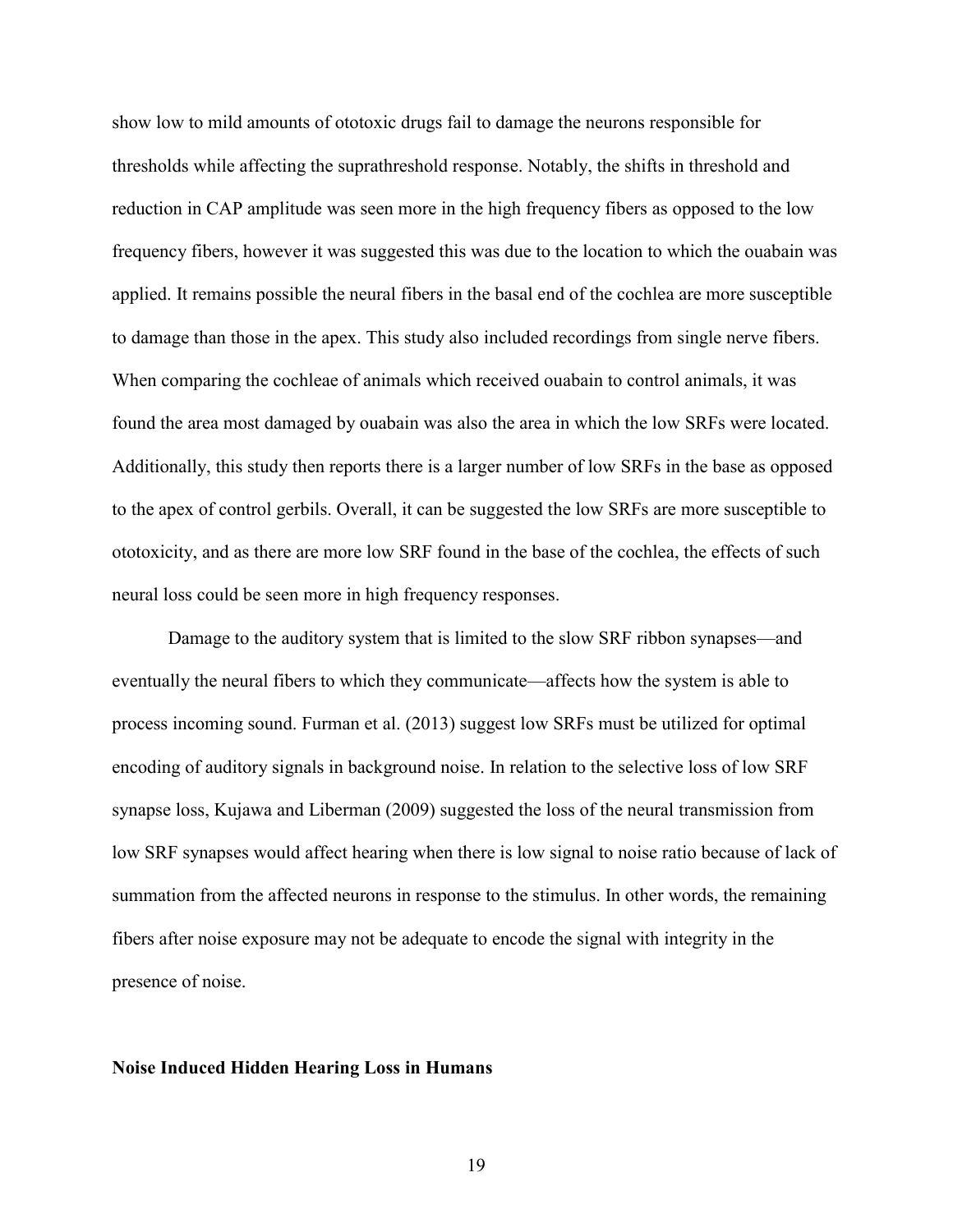show low to mild amounts of ototoxic drugs fail to damage the neurons responsible for thresholds while affecting the suprathreshold response. Notably, the shifts in threshold and reduction in CAP amplitude was seen more in the high frequency fibers as opposed to the low frequency fibers, however it was suggested this was due to the location to which the ouabain was applied. It remains possible the neural fibers in the basal end of the cochlea are more susceptible to damage than those in the apex. This study also included recordings from single nerve fibers. When comparing the cochleae of animals which received ouabain to control animals, it was found the area most damaged by ouabain was also the area in which the low SRFs were located. Additionally, this study then reports there is a larger number of low SRFs in the base as opposed to the apex of control gerbils. Overall, it can be suggested the low SRFs are more susceptible to ototoxicity, and as there are more low SRF found in the base of the cochlea, the effects of such neural loss could be seen more in high frequency responses.

Damage to the auditory system that is limited to the slow SRF ribbon synapses—and eventually the neural fibers to which they communicate—affects how the system is able to process incoming sound. Furman et al. (2013) suggest low SRFs must be utilized for optimal encoding of auditory signals in background noise. In relation to the selective loss of low SRF synapse loss, Kujawa and Liberman (2009) suggested the loss of the neural transmission from low SRF synapses would affect hearing when there is low signal to noise ratio because of lack of summation from the affected neurons in response to the stimulus. In other words, the remaining fibers after noise exposure may not be adequate to encode the signal with integrity in the presence of noise.

**Noise Induced Hidden Hearing Loss in Humans**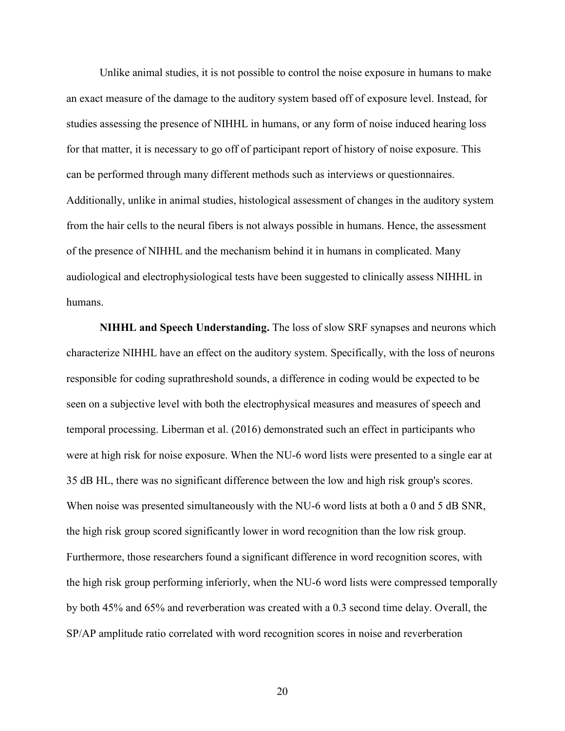Unlike animal studies, it is not possible to control the noise exposure in humans to make an exact measure of the damage to the auditory system based off of exposure level. Instead, for studies assessing the presence of NIHHL in humans, or any form of noise induced hearing loss for that matter, it is necessary to go off of participant report of history of noise exposure. This can be performed through many different methods such as interviews or questionnaires. Additionally, unlike in animal studies, histological assessment of changes in the auditory system from the hair cells to the neural fibers is not always possible in humans. Hence, the assessment of the presence of NIHHL and the mechanism behind it in humans in complicated. Many audiological and electrophysiological tests have been suggested to clinically assess NIHHL in humans.

**NIHHL and Speech Understanding.** The loss of slow SRF synapses and neurons which characterize NIHHL have an effect on the auditory system. Specifically, with the loss of neurons responsible for coding suprathreshold sounds, a difference in coding would be expected to be seen on a subjective level with both the electrophysical measures and measures of speech and temporal processing. Liberman et al. (2016) demonstrated such an effect in participants who were at high risk for noise exposure. When the NU-6 word lists were presented to a single ear at 35 dB HL, there was no significant difference between the low and high risk group's scores. When noise was presented simultaneously with the NU-6 word lists at both a 0 and 5 dB SNR, the high risk group scored significantly lower in word recognition than the low risk group. Furthermore, those researchers found a significant difference in word recognition scores, with the high risk group performing inferiorly, when the NU-6 word lists were compressed temporally by both 45% and 65% and reverberation was created with a 0.3 second time delay. Overall, the SP/AP amplitude ratio correlated with word recognition scores in noise and reverberation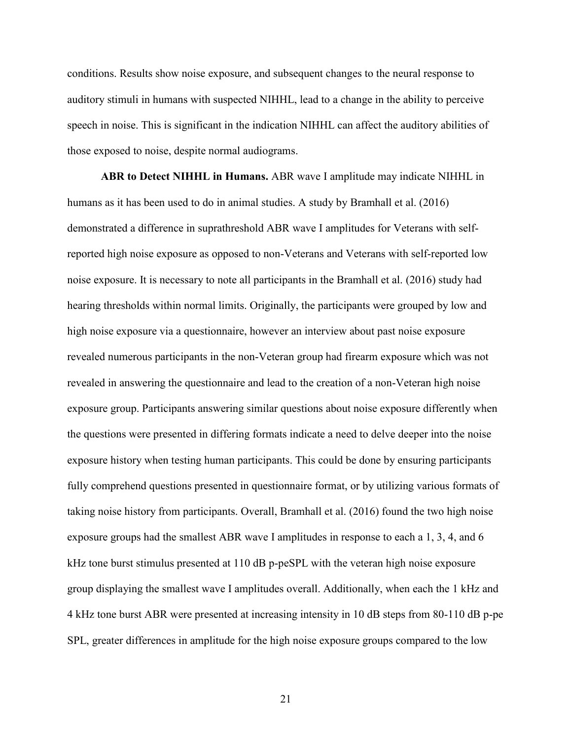conditions. Results show noise exposure, and subsequent changes to the neural response to auditory stimuli in humans with suspected NIHHL, lead to a change in the ability to perceive speech in noise. This is significant in the indication NIHHL can affect the auditory abilities of those exposed to noise, despite normal audiograms.

**ABR to Detect NIHHL in Humans.** ABR wave I amplitude may indicate NIHHL in humans as it has been used to do in animal studies. A study by Bramhall et al. (2016) demonstrated a difference in suprathreshold ABR wave I amplitudes for Veterans with self-reported high noise exposure as opposed to non-Veterans and Veterans with self-reported low noise exposure. It is necessary to note all participants in the Bramhall et al. (2016) study had hearing thresholds within normal limits. Originally, the participants were grouped by low and high noise exposure via a questionnaire, however an interview about past noise exposure revealed numerous participants in the non-Veteran group had firearm exposure which was not revealed in answering the questionnaire and lead to the creation of a non-Veteran high noise exposure group. Participants answering similar questions about noise exposure differently when the questions were presented in differing formats indicate a need to delve deeper into the noise exposure history when testing human participants. This could be done by ensuring participants fully comprehend questions presented in questionnaire format, or by utilizing various formats of taking noise history from participants. Overall, Bramhall et al. (2016) found the two high noise exposure groups had the smallest ABR wave I amplitudes in response to each a 1, 3, 4, and 6 kHz tone burst stimulus presented at 110 dB p-peSPL with the veteran high noise exposure group displaying the smallest wave I amplitudes overall. Additionally, when each the 1 kHz and 4 kHz tone burst ABR were presented at increasing intensity in 10 dB steps from 80-110 dB p-pe SPL, greater differences in amplitude for the high noise exposure groups compared to the low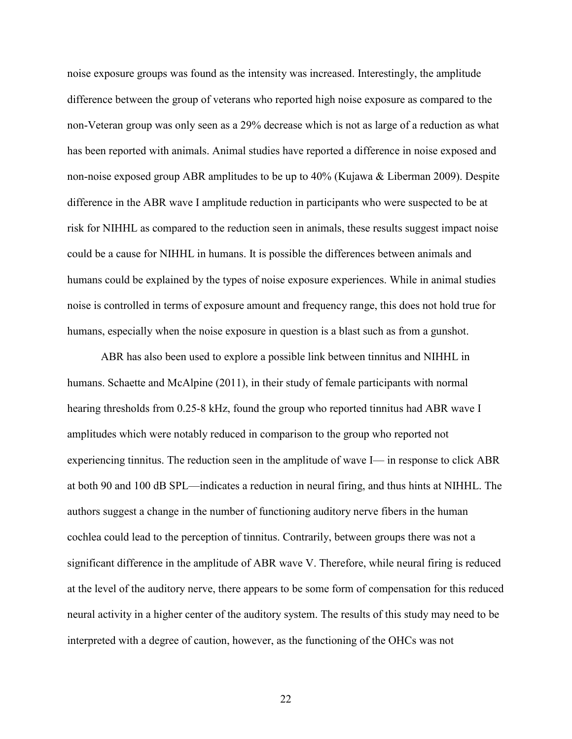noise exposure groups was found as the intensity was increased. Interestingly, the amplitude difference between the group of veterans who reported high noise exposure as compared to the non-Veteran group was only seen as a 29% decrease which is not as large of a reduction as what has been reported with animals. Animal studies have reported a difference in noise exposed and non-noise exposed group ABR amplitudes to be up to 40% (Kujawa & Liberman 2009). Despite difference in the ABR wave I amplitude reduction in participants who were suspected to be at risk for NIHHL as compared to the reduction seen in animals, these results suggest impact noise could be a cause for NIHHL in humans. It is possible the differences between animals and humans could be explained by the types of noise exposure experiences. While in animal studies noise is controlled in terms of exposure amount and frequency range, this does not hold true for humans, especially when the noise exposure in question is a blast such as from a gunshot.

ABR has also been used to explore a possible link between tinnitus and NIHHL in humans. Schaette and McAlpine (2011), in their study of female participants with normal hearing thresholds from 0.25-8 kHz, found the group who reported tinnitus had ABR wave I amplitudes which were notably reduced in comparison to the group who reported not experiencing tinnitus. The reduction seen in the amplitude of wave I— in response to click ABR at both 90 and 100 dB SPL—indicates a reduction in neural firing, and thus hints at NIHHL. The authors suggest a change in the number of functioning auditory nerve fibers in the human cochlea could lead to the perception of tinnitus. Contrarily, between groups there was not a significant difference in the amplitude of ABR wave V. Therefore, while neural firing is reduced at the level of the auditory nerve, there appears to be some form of compensation for this reduced neural activity in a higher center of the auditory system. The results of this study may need to be interpreted with a degree of caution, however, as the functioning of the OHCs was not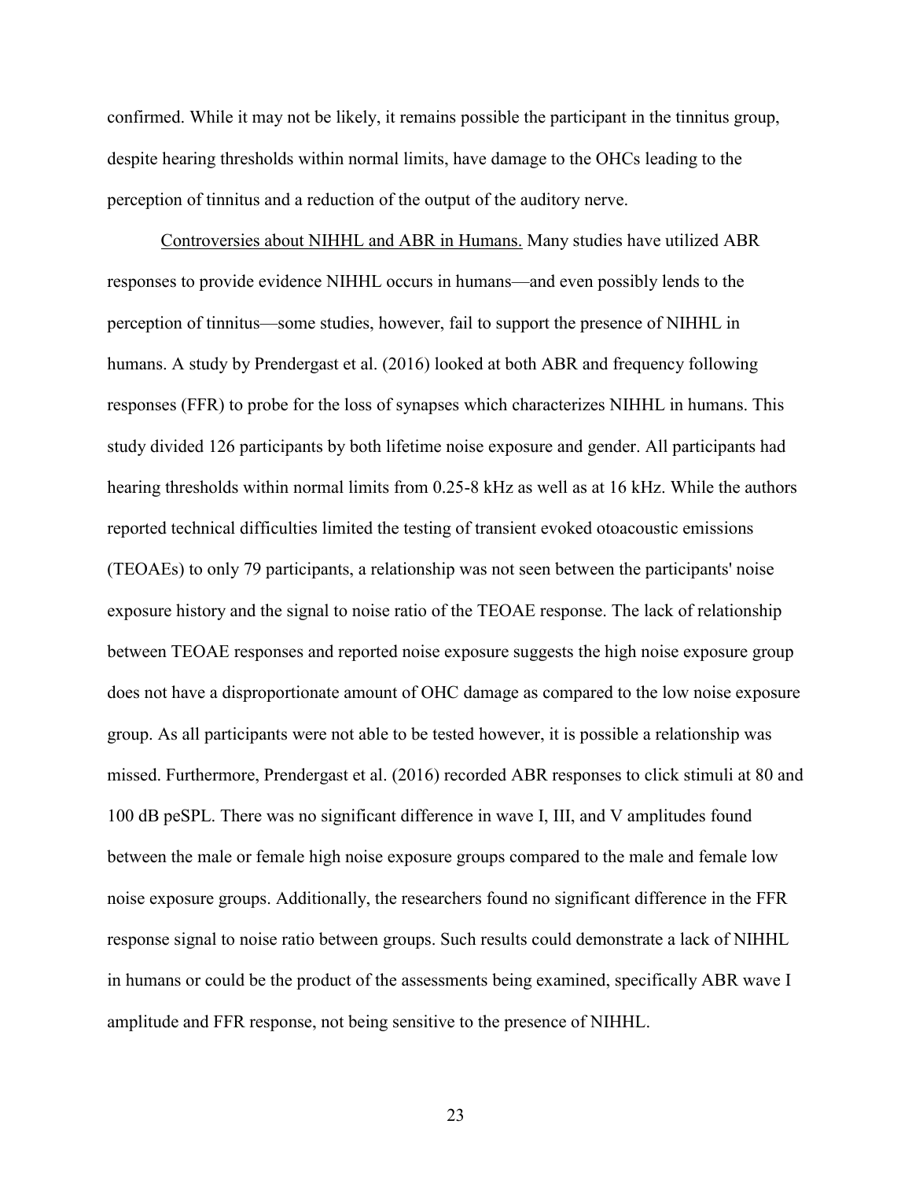confirmed. While it may not be likely, it remains possible the participant in the tinnitus group, despite hearing thresholds within normal limits, have damage to the OHCs leading to the perception of tinnitus and a reduction of the output of the auditory nerve.

Controversies about NIHHL and ABR in Humans. Many studies have utilized ABR responses to provide evidence NIHHL occurs in humans—and even possibly lends to the perception of tinnitus—some studies, however, fail to support the presence of NIHHL in humans. A study by Prendergast et al. (2016) looked at both ABR and frequency following responses (FFR) to probe for the loss of synapses which characterizes NIHHL in humans. This study divided 126 participants by both lifetime noise exposure and gender. All participants had hearing thresholds within normal limits from 0.25-8 kHz as well as at 16 kHz. While the authors reported technical difficulties limited the testing of transient evoked otoacoustic emissions (TEOAEs) to only 79 participants, a relationship was not seen between the participants' noise exposure history and the signal to noise ratio of the TEOAE response. The lack of relationship between TEOAE responses and reported noise exposure suggests the high noise exposure group does not have a disproportionate amount of OHC damage as compared to the low noise exposure group. As all participants were not able to be tested however, it is possible a relationship was missed. Furthermore, Prendergast et al. (2016) recorded ABR responses to click stimuli at 80 and 100 dB peSPL. There was no significant difference in wave I, III, and V amplitudes found between the male or female high noise exposure groups compared to the male and female low noise exposure groups. Additionally, the researchers found no significant difference in the FFR response signal to noise ratio between groups. Such results could demonstrate a lack of NIHHL in humans or could be the product of the assessments being examined, specifically ABR wave I amplitude and FFR response, not being sensitive to the presence of NIHHL.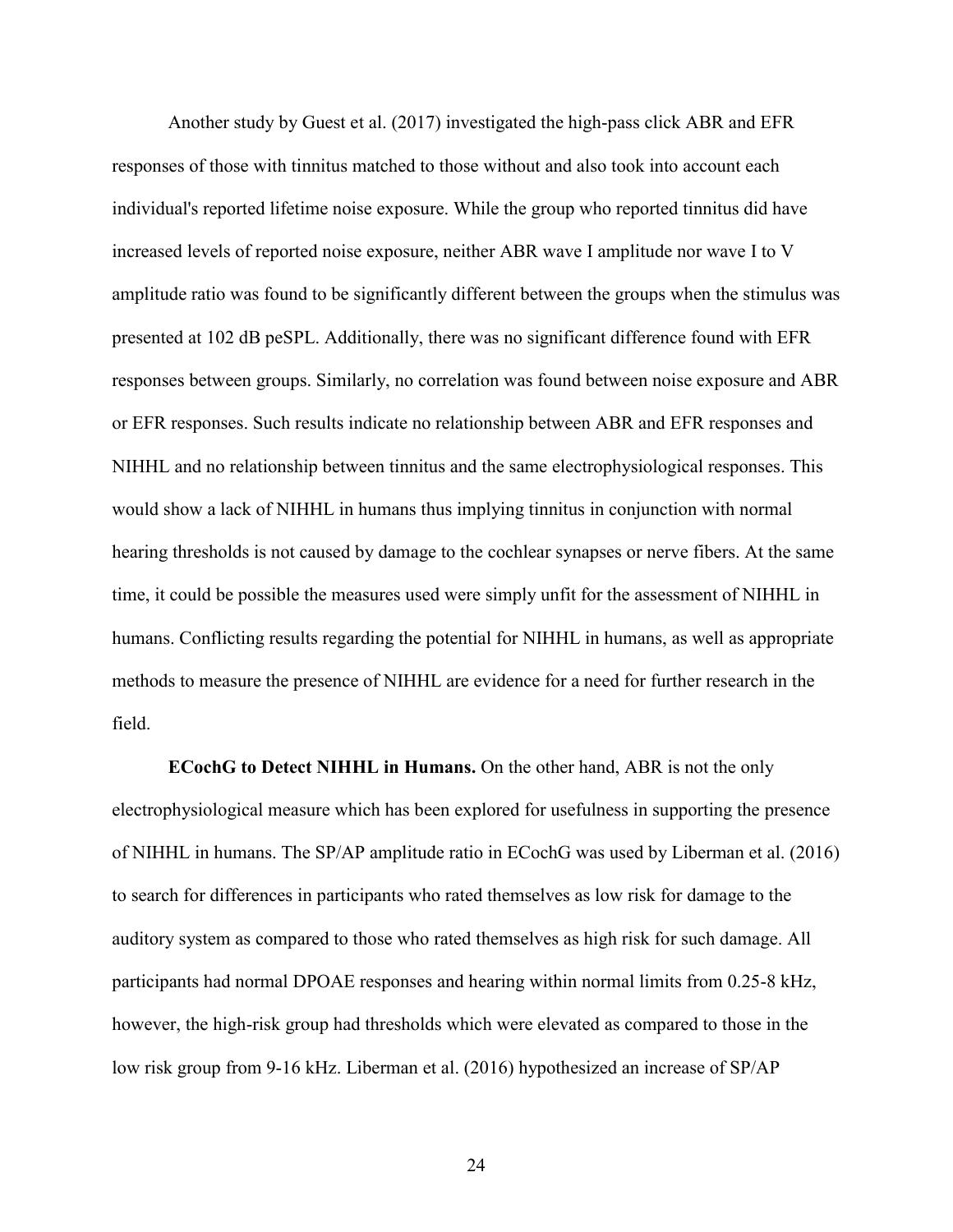Another study by Guest et al. (2017) investigated the high-pass click ABR and EFR responses of those with tinnitus matched to those without and also took into account each individual's reported lifetime noise exposure. While the group who reported tinnitus did have increased levels of reported noise exposure, neither ABR wave I amplitude nor wave I to V amplitude ratio was found to be significantly different between the groups when the stimulus was presented at 102 dB peSPL. Additionally, there was no significant difference found with EFR responses between groups. Similarly, no correlation was found between noise exposure and ABR or EFR responses. Such results indicate no relationship between ABR and EFR responses and NIHHL and no relationship between tinnitus and the same electrophysiological responses. This would show a lack of NIHHL in humans thus implying tinnitus in conjunction with normal hearing thresholds is not caused by damage to the cochlear synapses or nerve fibers. At the same time, it could be possible the measures used were simply unfit for the assessment of NIHHL in humans. Conflicting results regarding the potential for NIHHL in humans, as well as appropriate methods to measure the presence of NIHHL are evidence for a need for further research in the field.

**ECochG to Detect NIHHL in Humans.** On the other hand, ABR is not the only electrophysiological measure which has been explored for usefulness in supporting the presence of NIHHL in humans. The SP/AP amplitude ratio in ECochG was used by Liberman et al. (2016) to search for differences in participants who rated themselves as low risk for damage to the auditory system as compared to those who rated themselves as high risk for such damage. All participants had normal DPOAE responses and hearing within normal limits from 0.25-8 kHz, however, the high-risk group had thresholds which were elevated as compared to those in the low risk group from 9-16 kHz. Liberman et al. (2016) hypothesized an increase of SP/AP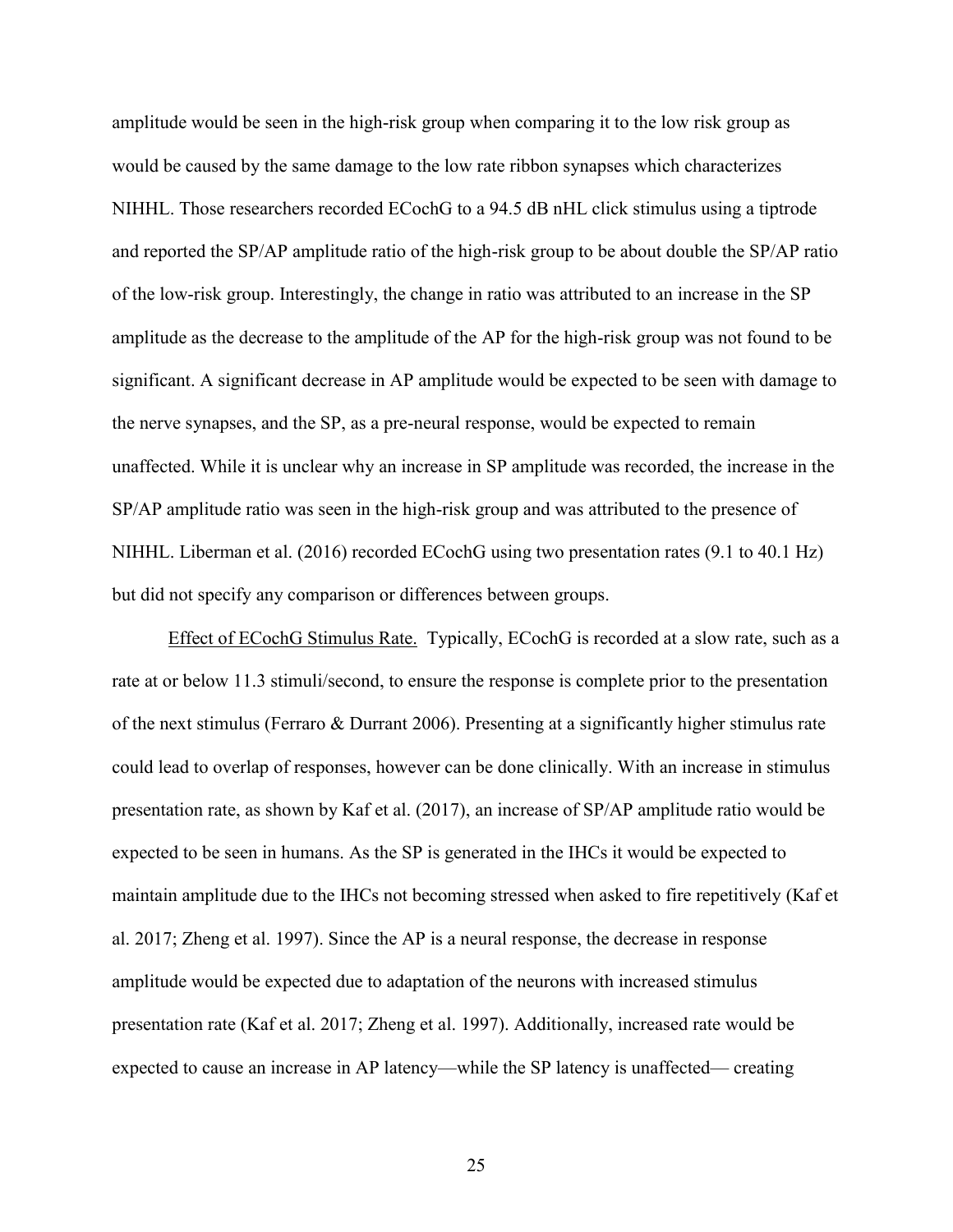amplitude would be seen in the high-risk group when comparing it to the low risk group as would be caused by the same damage to the low rate ribbon synapses which characterizes NIHHL. Those researchers recorded ECochG to a 94.5 dB nHL click stimulus using a tiptrode and reported the SP/AP amplitude ratio of the high-risk group to be about double the SP/AP ratio of the low-risk group. Interestingly, the change in ratio was attributed to an increase in the SP amplitude as the decrease to the amplitude of the AP for the high-risk group was not found to be significant. A significant decrease in AP amplitude would be expected to be seen with damage to the nerve synapses, and the SP, as a pre-neural response, would be expected to remain unaffected. While it is unclear why an increase in SP amplitude was recorded, the increase in the SP/AP amplitude ratio was seen in the high-risk group and was attributed to the presence of NIHHL. Liberman et al. (2016) recorded ECochG using two presentation rates (9.1 to 40.1 Hz) but did not specify any comparison or differences between groups.

<u>Effect of ECochG Stimulus Rate.</u> Typically, ECochG is recorded at a slow rate, such as a rate at or below 11.3 stimuli/second, to ensure the response is complete prior to the presentation of the next stimulus (Ferraro & Durrant 2006). Presenting at a significantly higher stimulus rate could lead to overlap of responses, however can be done clinically. With an increase in stimulus presentation rate, as shown by Kaf et al. (2017), an increase of SP/AP amplitude ratio would be expected to be seen in humans. As the SP is generated in the IHCs it would be expected to maintain amplitude due to the IHCs not becoming stressed when asked to fire repetitively (Kaf et al. 2017; Zheng et al. 1997). Since the AP is a neural response, the decrease in response amplitude would be expected due to adaptation of the neurons with increased stimulus presentation rate (Kaf et al. 2017; Zheng et al. 1997). Additionally, increased rate would be expected to cause an increase in AP latency—while the SP latency is unaffected— creating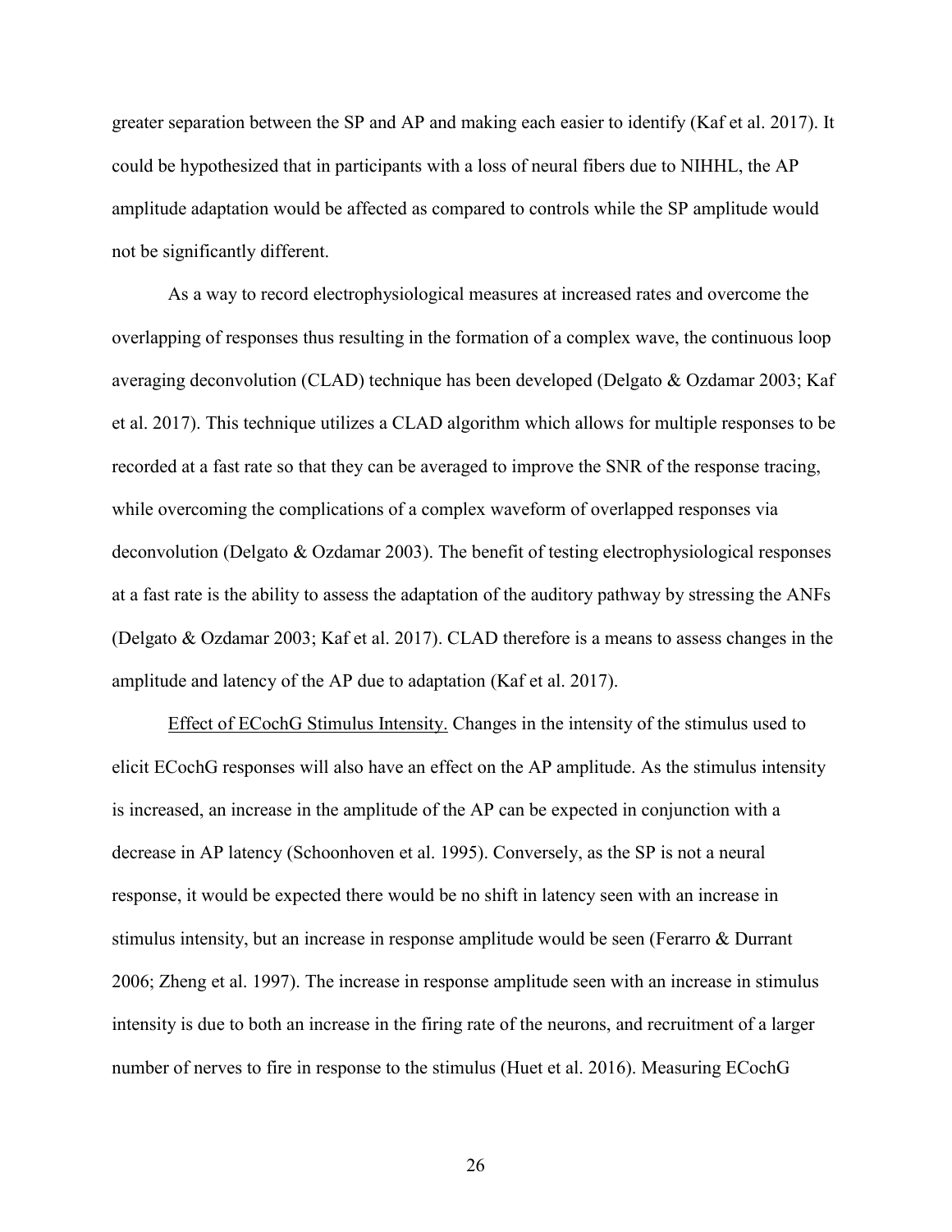greater separation between the SP and AP and making each easier to identify (Kaf et al. 2017). It could be hypothesized that in participants with a loss of neural fibers due to NIHHL, the AP amplitude adaptation would be affected as compared to controls while the SP amplitude would not be significantly different.

As a way to record electrophysiological measures at increased rates and overcome the overlapping of responses thus resulting in the formation of a complex wave, the continuous loop averaging deconvolution (CLAD) technique has been developed (Delgato & Ozdamar 2003; Kaf et al. 2017). This technique utilizes a CLAD algorithm which allows for multiple responses to be recorded at a fast rate so that they can be averaged to improve the SNR of the response tracing, while overcoming the complications of a complex waveform of overlapped responses via deconvolution (Delgato & Ozdamar 2003). The benefit of testing electrophysiological responses at a fast rate is the ability to assess the adaptation of the auditory pathway by stressing the ANFs (Delgato & Ozdamar 2003; Kaf et al. 2017). CLAD therefore is a means to assess changes in the amplitude and latency of the AP due to adaptation (Kaf et al. 2017).

Effect of ECochG Stimulus Intensity. Changes in the intensity of the stimulus used to elicit ECochG responses will also have an effect on the AP amplitude. As the stimulus intensity is increased, an increase in the amplitude of the AP can be expected in conjunction with a decrease in AP latency (Schoonhoven et al. 1995). Conversely, as the SP is not a neural response, it would be expected there would be no shift in latency seen with an increase in stimulus intensity, but an increase in response amplitude would be seen (Ferarro & Durrant 2006; Zheng et al. 1997). The increase in response amplitude seen with an increase in stimulus intensity is due to both an increase in the firing rate of the neurons, and recruitment of a larger number of nerves to fire in response to the stimulus (Huet et al. 2016). Measuring ECochG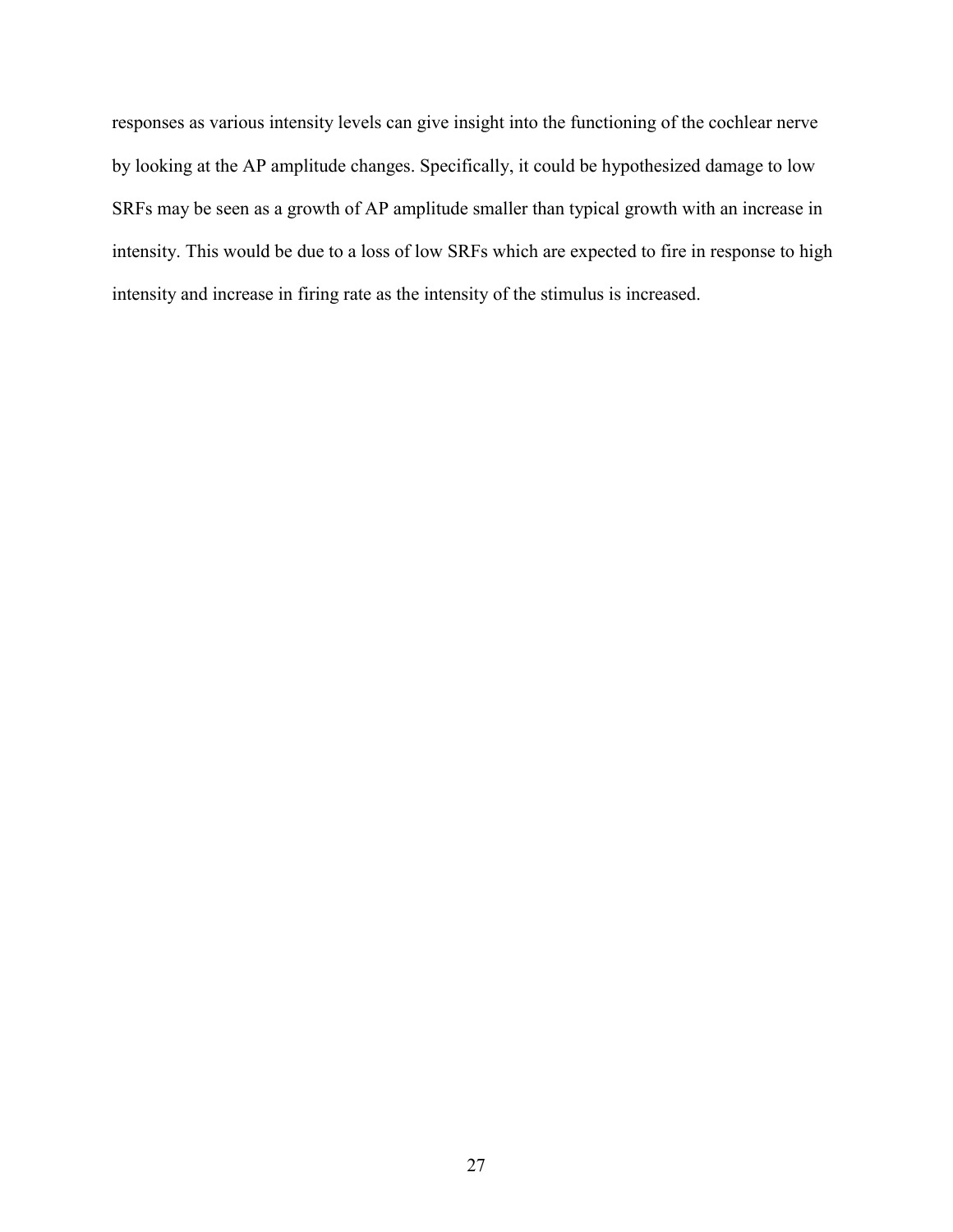responses as various intensity levels can give insight into the functioning of the cochlear nerve by looking at the AP amplitude changes. Specifically, it could be hypothesized damage to low SRFs may be seen as a growth of AP amplitude smaller than typical growth with an increase in intensity. This would be due to a loss of low SRFs which are expected to fire in response to high intensity and increase in firing rate as the intensity of the stimulus is increased.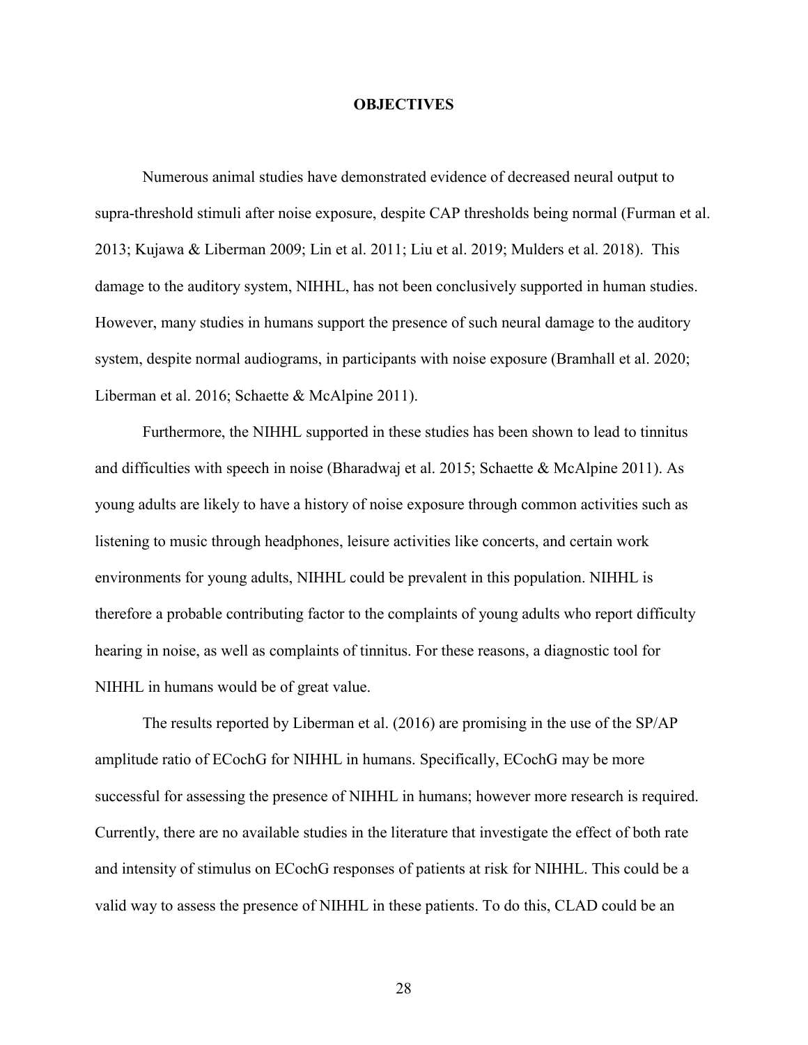# OBJECTIVES

Numerous animal studies have demonstrated evidence of decreased neural output to supra-threshold stimuli after noise exposure, despite CAP thresholds being normal (Furman et al. 2013; Kujawa & Liberman 2009; Lin et al. 2011; Liu et al. 2019; Mulders et al. 2018). This damage to the auditory system, NIHHL, has not been conclusively supported in human studies. However, many studies in humans support the presence of such neural damage to the auditory system, despite normal audiograms, in participants with noise exposure (Bramhall et al. 2020; Liberman et al. 2016; Schaette & McAlpine 2011).

Furthermore, the NIHHL supported in these studies has been shown to lead to tinnitus and difficulties with speech in noise (Bharadwaj et al. 2015; Schaette & McAlpine 2011). As young adults are likely to have a history of noise exposure through common activities such as listening to music through headphones, leisure activities like concerts, and certain work environments for young adults, NIHHL could be prevalent in this population. NIHHL is therefore a probable contributing factor to the complaints of young adults who report difficulty hearing in noise, as well as complaints of tinnitus. For these reasons, a diagnostic tool for NIHHL in humans would be of great value.

The results reported by Liberman et al. (2016) are promising in the use of the SP/AP amplitude ratio of ECochG for NIHHL in humans. Specifically, ECochG may be more successful for assessing the presence of NIHHL in humans; however more research is required. Currently, there are no available studies in the literature that investigate the effect of both rate and intensity of stimulus on ECochG responses of patients at risk for NIHHL. This could be a valid way to assess the presence of NIHHL in these patients. To do this, CLAD could be an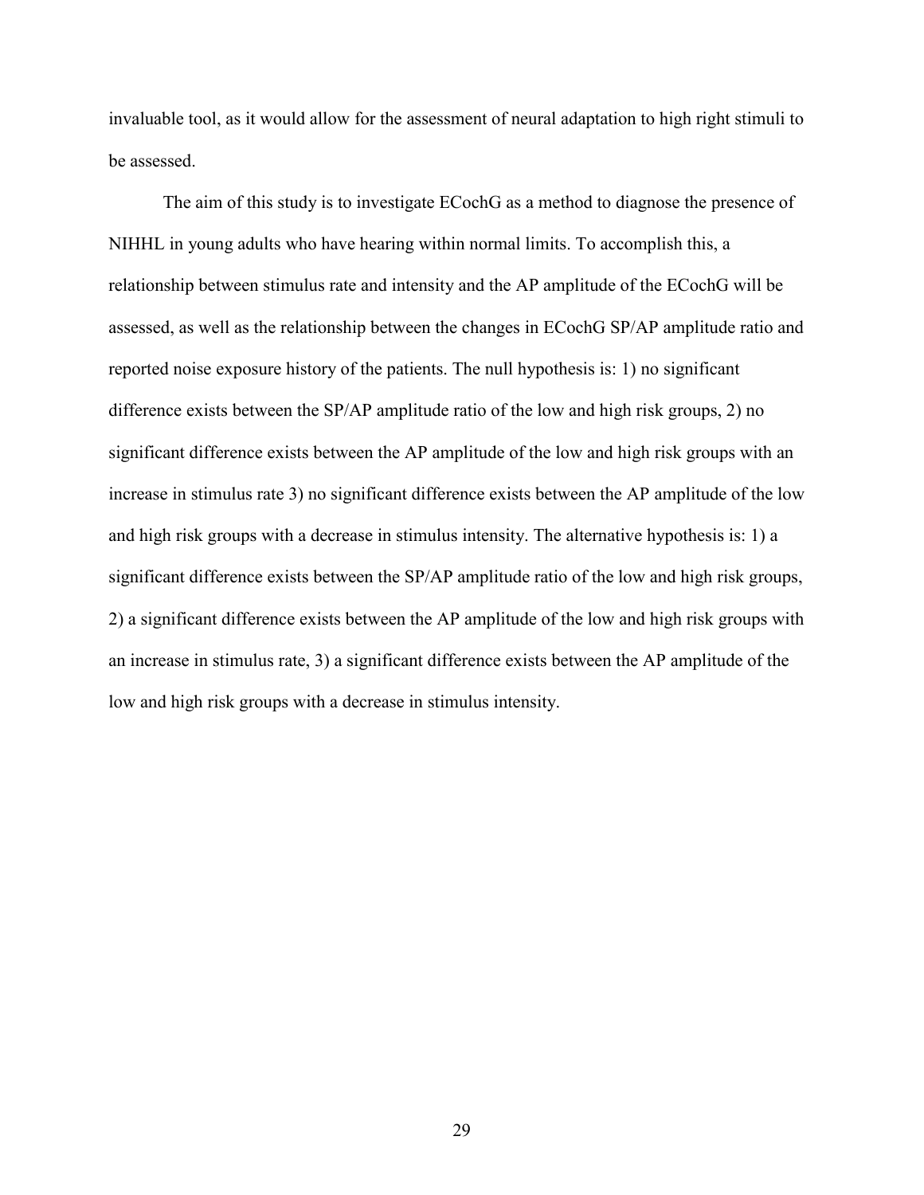invaluable tool, as it would allow for the assessment of neural adaptation to high right stimuli to be assessed.

The aim of this study is to investigate ECochG as a method to diagnose the presence of NIHHL in young adults who have hearing within normal limits. To accomplish this, a relationship between stimulus rate and intensity and the AP amplitude of the ECochG will be assessed, as well as the relationship between the changes in ECochG SP/AP amplitude ratio and reported noise exposure history of the patients. The null hypothesis is: 1) no significant difference exists between the SP/AP amplitude ratio of the low and high risk groups, 2) no significant difference exists between the AP amplitude of the low and high risk groups with an increase in stimulus rate 3) no significant difference exists between the AP amplitude of the low and high risk groups with a decrease in stimulus intensity. The alternative hypothesis is: 1) a significant difference exists between the SP/AP amplitude ratio of the low and high risk groups, 2) a significant difference exists between the AP amplitude of the low and high risk groups with an increase in stimulus rate, 3) a significant difference exists between the AP amplitude of the low and high risk groups with a decrease in stimulus intensity.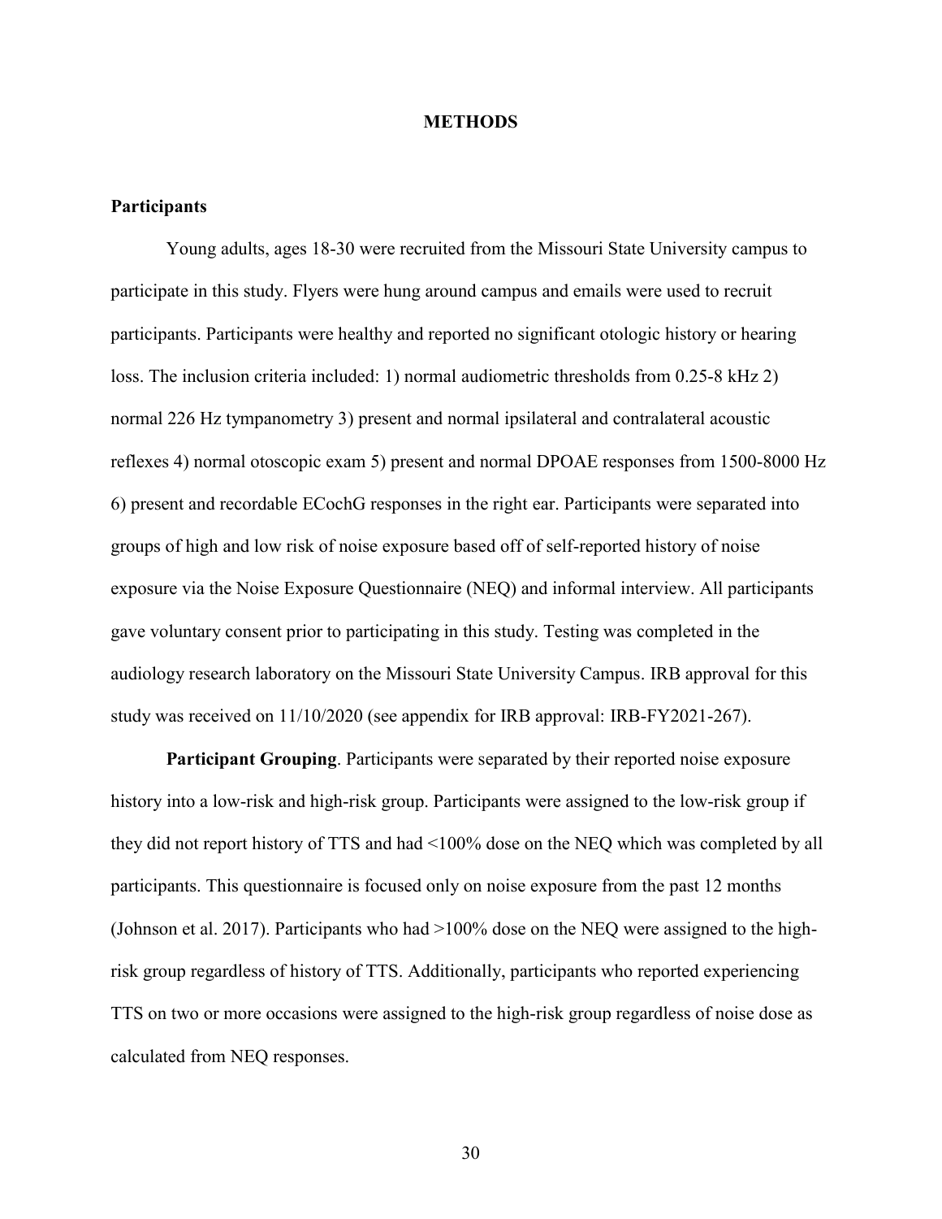# METHODS

## Participants

Young adults, ages 18-30 were recruited from the Missouri State University campus to participate in this study. Flyers were hung around campus and emails were used to recruit participants. Participants were healthy and reported no significant otologic history or hearing loss. The inclusion criteria included: 1) normal audiometric thresholds from 0.25-8 kHz 2) normal 226 Hz tympanometry 3) present and normal ipsilateral and contralateral acoustic reflexes 4) normal otoscopic exam 5) present and normal DPOAE responses from 1500-8000 Hz 6) present and recordable ECochG responses in the right ear. Participants were separated into groups of high and low risk of noise exposure based off of self-reported history of noise exposure via the Noise Exposure Questionnaire (NEQ) and informal interview. All participants gave voluntary consent prior to participating in this study. Testing was completed in the audiology research laboratory on the Missouri State University Campus. IRB approval for this study was received on 11/10/2020 (see appendix for IRB approval: IRB-FY2021-267).

**Participant Grouping**. Participants were separated by their reported noise exposure history into a low-risk and high-risk group. Participants were assigned to the low-risk group if they did not report history of TTS and had <100% dose on the NEQ which was completed by all participants. This questionnaire is focused only on noise exposure from the past 12 months (Johnson et al. 2017). Participants who had >100% dose on the NEQ were assigned to the high-risk group regardless of history of TTS. Additionally, participants who reported experiencing TTS on two or more occasions were assigned to the high-risk group regardless of noise dose as calculated from NEQ responses.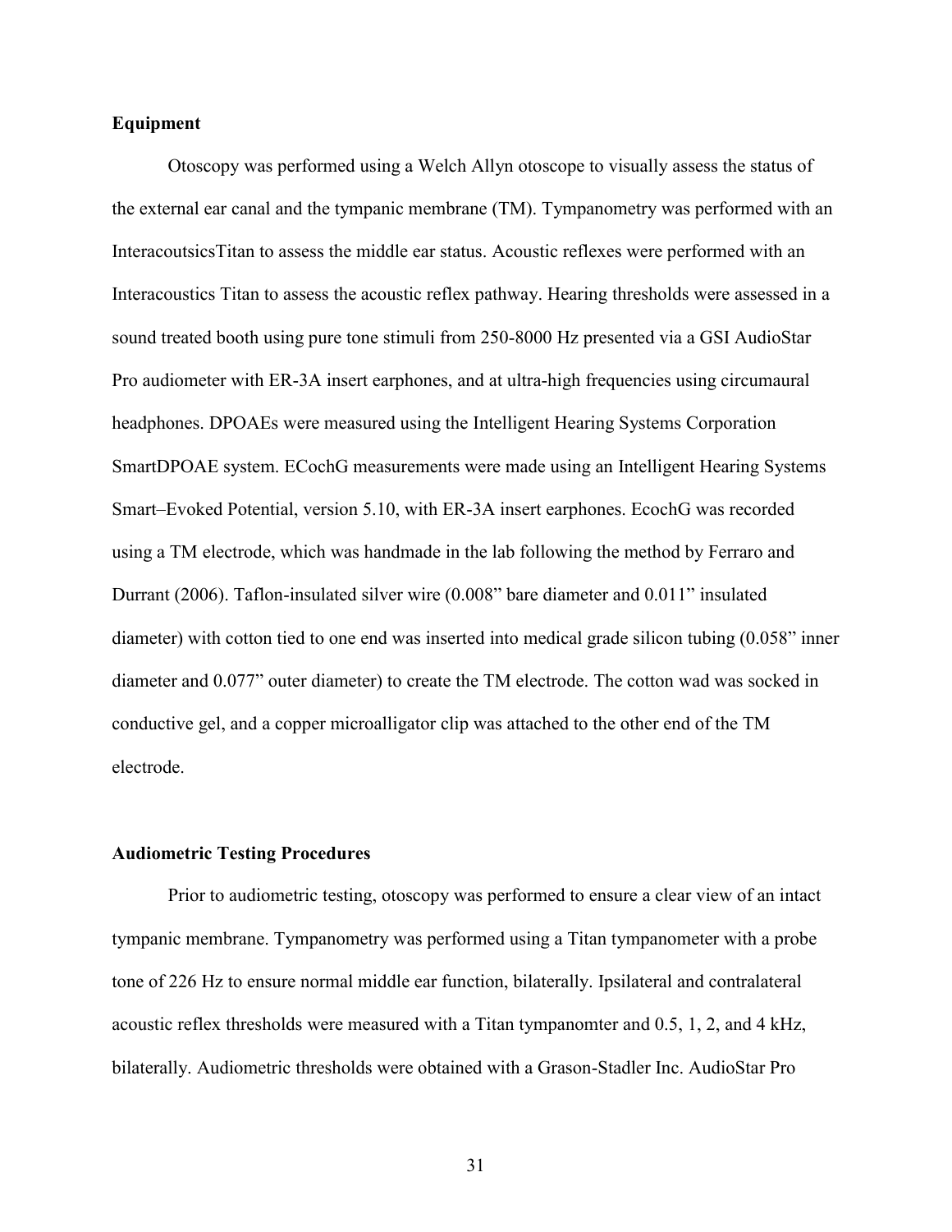**Equipment**

Otoscopy was performed using a Welch Allyn otoscope to visually assess the status of the external ear canal and the tympanic membrane (TM). Tympanometry was performed with an InteracoutsicsTitan to assess the middle ear status. Acoustic reflexes were performed with an Interacoustics Titan to assess the acoustic reflex pathway. Hearing thresholds were assessed in a sound treated booth using pure tone stimuli from 250-8000 Hz presented via a GSI AudioStar Pro audiometer with ER-3A insert earphones, and at ultra-high frequencies using circumaural headphones. DPOAEs were measured using the Intelligent Hearing Systems Corporation SmartDPOAE system. ECochG measurements were made using an Intelligent Hearing Systems Smart–Evoked Potential, version 5.10, with ER-3A insert earphones. EcochG was recorded using a TM electrode, which was handmade in the lab following the method by Ferraro and Durrant (2006). Taflon-insulated silver wire (0.008" bare diameter and 0.011" insulated diameter) with cotton tied to one end was inserted into medical grade silicon tubing (0.058" inner diameter and 0.077" outer diameter) to create the TM electrode. The cotton wad was socked in conductive gel, and a copper microalligator clip was attached to the other end of the TM electrode.

**Audiometric Testing Procedures**

Prior to audiometric testing, otoscopy was performed to ensure a clear view of an intact tympanic membrane. Tympanometry was performed using a Titan tympanometer with a probe tone of 226 Hz to ensure normal middle ear function, bilaterally. Ipsilateral and contralateral acoustic reflex thresholds were measured with a Titan tympanomter and 0.5, 1, 2, and 4 kHz, bilaterally. Audiometric thresholds were obtained with a Grason-Stadler Inc. AudioStar Pro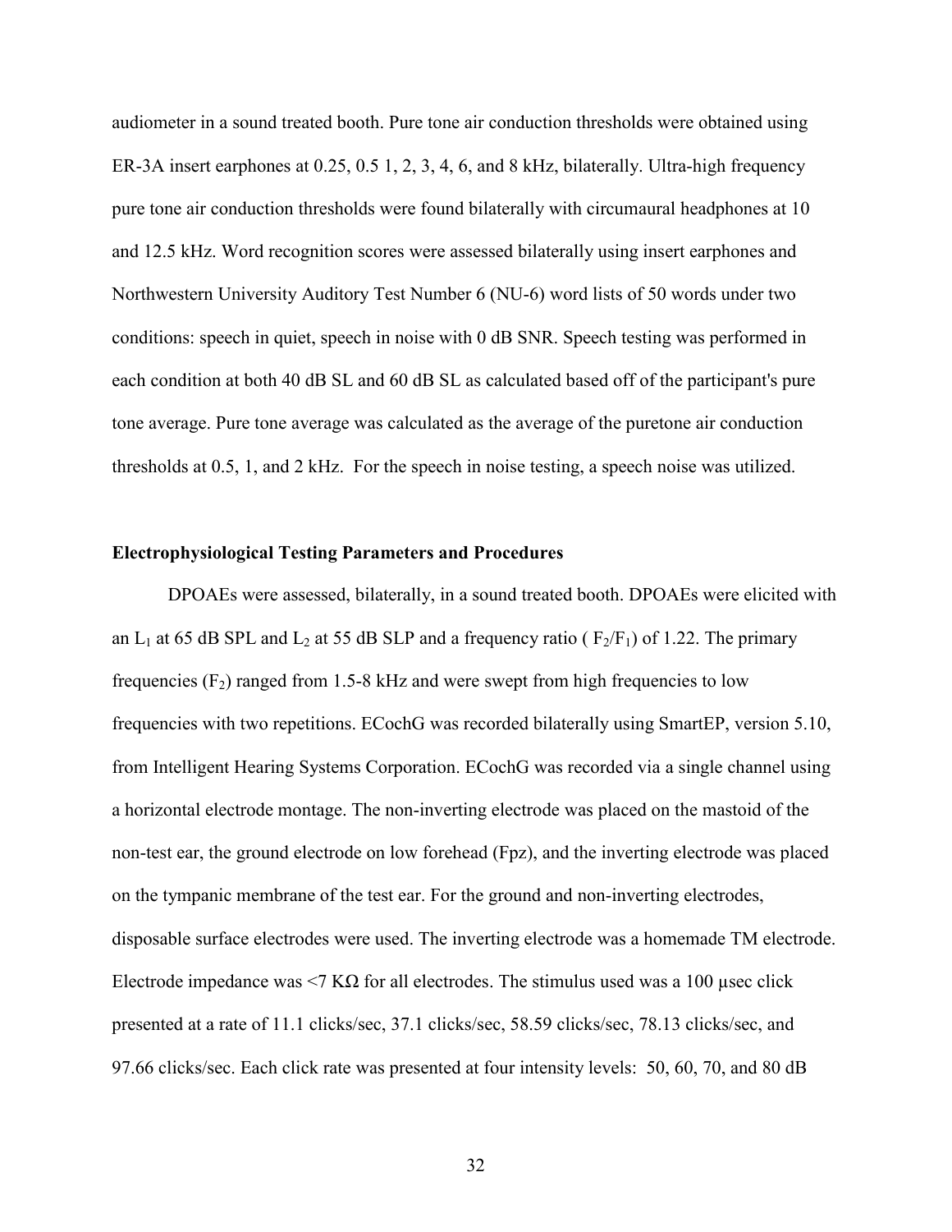audiometer in a sound treated booth. Pure tone air conduction thresholds were obtained using ER-3A insert earphones at 0.25, 0.5 1, 2, 3, 4, 6, and 8 kHz, bilaterally. Ultra-high frequency pure tone air conduction thresholds were found bilaterally with circumaural headphones at 10 and 12.5 kHz. Word recognition scores were assessed bilaterally using insert earphones and Northwestern University Auditory Test Number 6 (NU-6) word lists of 50 words under two conditions: speech in quiet, speech in noise with 0 dB SNR. Speech testing was performed in each condition at both 40 dB SL and 60 dB SL as calculated based off of the participant's pure tone average. Pure tone average was calculated as the average of the puretone air conduction thresholds at 0.5, 1, and 2 kHz. For the speech in noise testing, a speech noise was utilized.

### Electrophysiological Testing Parameters and Procedures

DPOAEs were assessed, bilaterally, in a sound treated booth. DPOAEs were elicited with an $L_1$ at 65 dB SPL and $L_2$ at 55 dB SLP and a frequency ratio ( $F_2/F_1$) of 1.22. The primary frequencies ($F_2$) ranged from 1.5-8 kHz and were swept from high frequencies to low frequencies with two repetitions. ECochG was recorded bilaterally using SmartEP, version 5.10, from Intelligent Hearing Systems Corporation. ECochG was recorded via a single channel using a horizontal electrode montage. The non-inverting electrode was placed on the mastoid of the non-test ear, the ground electrode on low forehead (Fpz), and the inverting electrode was placed on the tympanic membrane of the test ear. For the ground and non-inverting electrodes, disposable surface electrodes were used. The inverting electrode was a homemade TM electrode. Electrode impedance was <7 KΩ for all electrodes. The stimulus used was a 100 µsec click presented at a rate of 11.1 clicks/sec, 37.1 clicks/sec, 58.59 clicks/sec, 78.13 clicks/sec, and 97.66 clicks/sec. Each click rate was presented at four intensity levels: 50, 60, 70, and 80 dB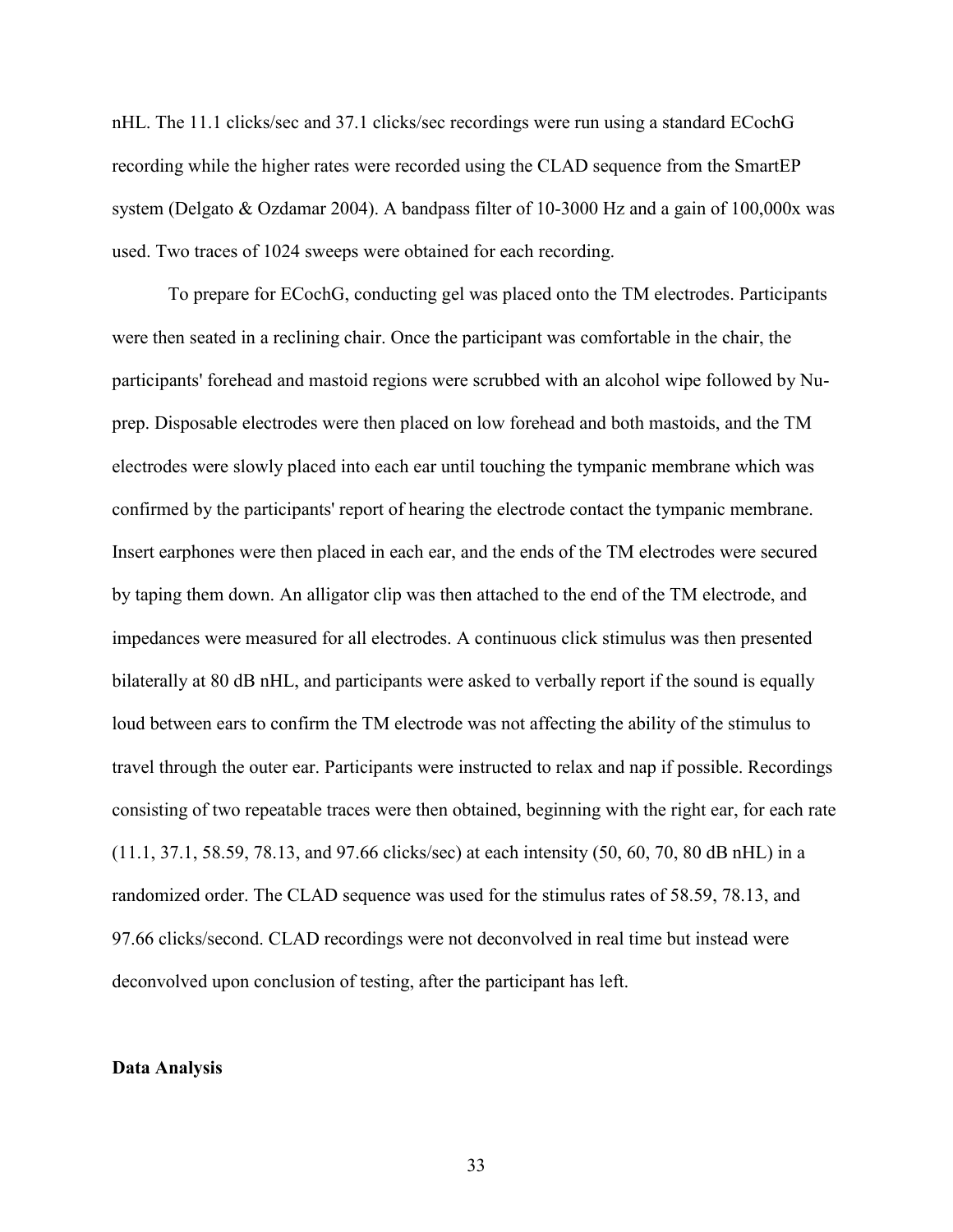nHL. The 11.1 clicks/sec and 37.1 clicks/sec recordings were run using a standard ECochG recording while the higher rates were recorded using the CLAD sequence from the SmartEP system (Delgato & Ozdamar 2004). A bandpass filter of 10-3000 Hz and a gain of 100,000x was used. Two traces of 1024 sweeps were obtained for each recording.

To prepare for ECochG, conducting gel was placed onto the TM electrodes. Participants were then seated in a reclining chair. Once the participant was comfortable in the chair, the participants' forehead and mastoid regions were scrubbed with an alcohol wipe followed by Nu-prep. Disposable electrodes were then placed on low forehead and both mastoids, and the TM electrodes were slowly placed into each ear until touching the tympanic membrane which was confirmed by the participants' report of hearing the electrode contact the tympanic membrane. Insert earphones were then placed in each ear, and the ends of the TM electrodes were secured by taping them down. An alligator clip was then attached to the end of the TM electrode, and impedances were measured for all electrodes. A continuous click stimulus was then presented bilaterally at 80 dB nHL, and participants were asked to verbally report if the sound is equally loud between ears to confirm the TM electrode was not affecting the ability of the stimulus to travel through the outer ear. Participants were instructed to relax and nap if possible. Recordings consisting of two repeatable traces were then obtained, beginning with the right ear, for each rate (11.1, 37.1, 58.59, 78.13, and 97.66 clicks/sec) at each intensity (50, 60, 70, 80 dB nHL) in a randomized order. The CLAD sequence was used for the stimulus rates of 58.59, 78.13, and 97.66 clicks/second. CLAD recordings were not deconvolved in real time but instead were deconvolved upon conclusion of testing, after the participant has left.

**Data Analysis**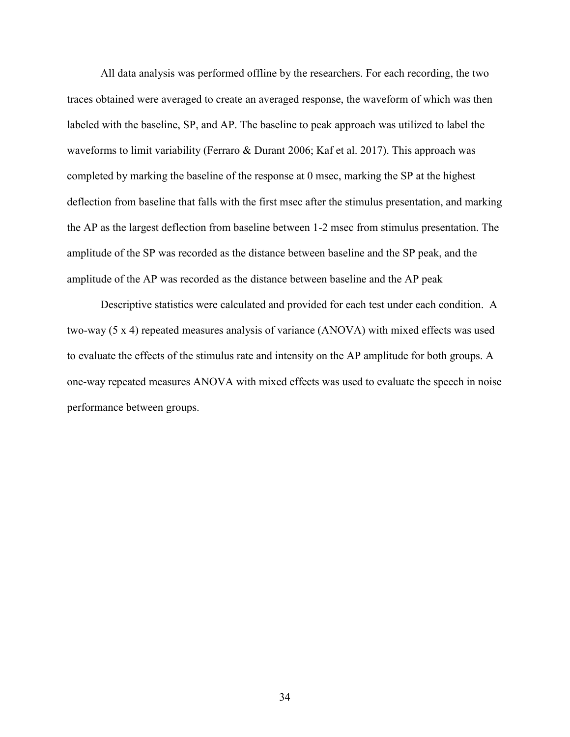All data analysis was performed offline by the researchers. For each recording, the two traces obtained were averaged to create an averaged response, the waveform of which was then labeled with the baseline, SP, and AP. The baseline to peak approach was utilized to label the waveforms to limit variability (Ferraro & Durant 2006; Kaf et al. 2017). This approach was completed by marking the baseline of the response at 0 msec, marking the SP at the highest deflection from baseline that falls with the first msec after the stimulus presentation, and marking the AP as the largest deflection from baseline between 1-2 msec from stimulus presentation. The amplitude of the SP was recorded as the distance between baseline and the SP peak, and the amplitude of the AP was recorded as the distance between baseline and the AP peak

Descriptive statistics were calculated and provided for each test under each condition. A two-way (5 x 4) repeated measures analysis of variance (ANOVA) with mixed effects was used to evaluate the effects of the stimulus rate and intensity on the AP amplitude for both groups. A one-way repeated measures ANOVA with mixed effects was used to evaluate the speech in noise performance between groups.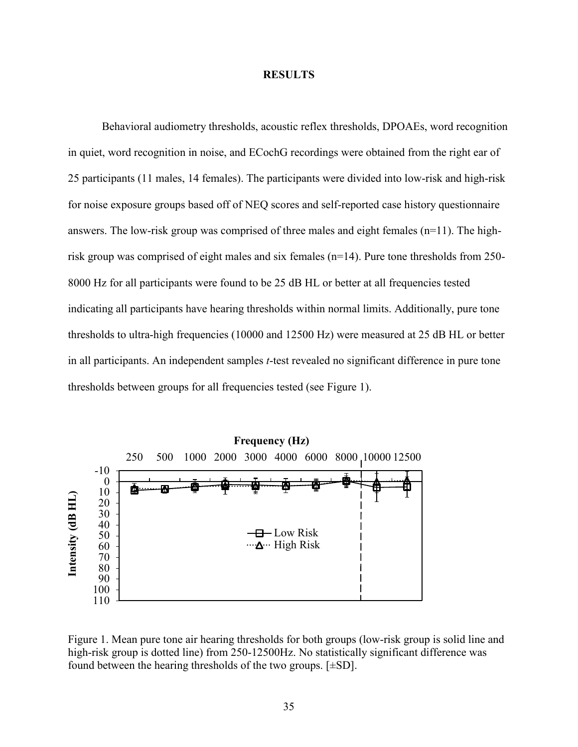# RESULTS

Behavioral audiometry thresholds, acoustic reflex thresholds, DPOAEs, word recognition in quiet, word recognition in noise, and ECochG recordings were obtained from the right ear of 25 participants (11 males, 14 females). The participants were divided into low-risk and high-risk for noise exposure groups based off of NEQ scores and self-reported case history questionnaire answers. The low-risk group was comprised of three males and eight females (n=11). The high-risk group was comprised of eight males and six females (n=14). Pure tone thresholds from 250-8000 Hz for all participants were found to be 25 dB HL or better at all frequencies tested indicating all participants have hearing thresholds within normal limits. Additionally, pure tone thresholds to ultra-high frequencies (10000 and 12500 Hz) were measured at 25 dB HL or better in all participants. An independent samples *t*-test revealed no significant difference in pure tone thresholds between groups for all frequencies tested (see Figure 1).

Figure 1. Mean pure tone air hearing thresholds for both groups (low-risk group is solid line and high-risk group is dotted line) from 250-12500Hz. No statistically significant difference was found between the hearing thresholds of the two groups. [±SD].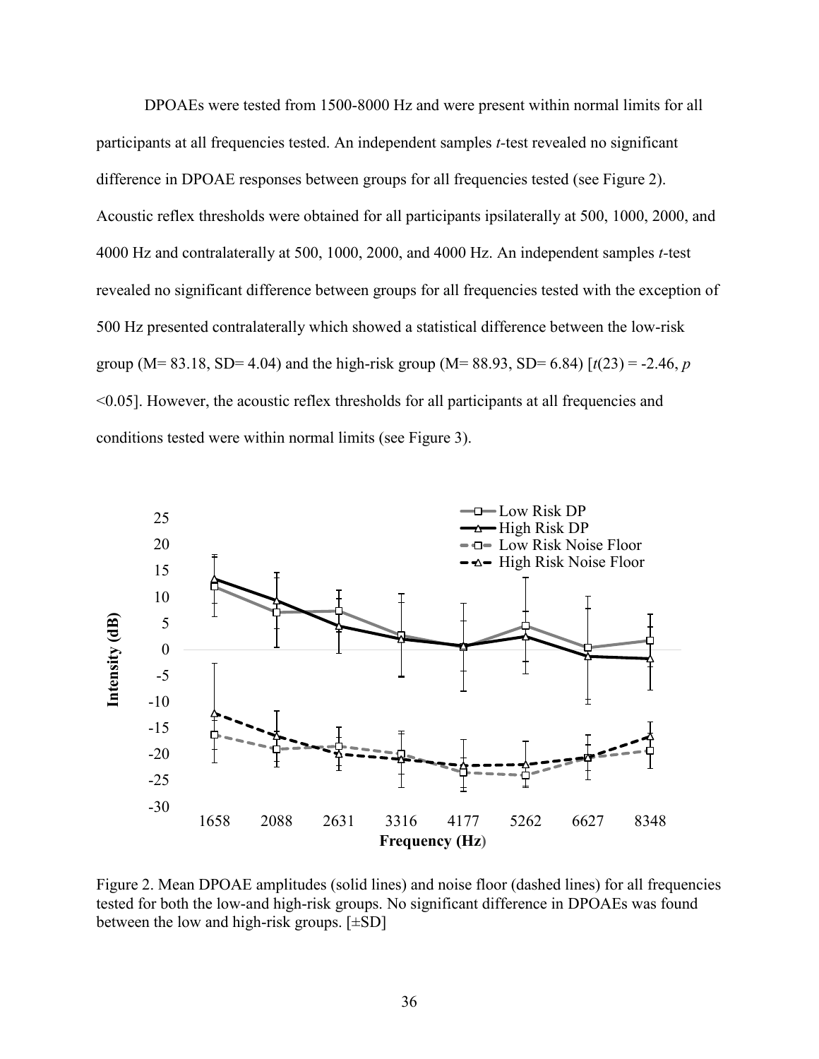DPOAEs were tested from 1500-8000 Hz and were present within normal limits for all participants at all frequencies tested. An independent samples *t*-test revealed no significant difference in DPOAE responses between groups for all frequencies tested (see Figure 2). Acoustic reflex thresholds were obtained for all participants ipsilaterally at 500, 1000, 2000, and 4000 Hz and contralaterally at 500, 1000, 2000, and 4000 Hz. An independent samples *t*-test revealed no significant difference between groups for all frequencies tested with the exception of 500 Hz presented contralaterally which showed a statistical difference between the low-risk group (M= 83.18, SD= 4.04) and the high-risk group (M= 88.93, SD= 6.84) [$t(23) = -2.46$, $p < 0.05$]. However, the acoustic reflex thresholds for all participants at all frequencies and conditions tested were within normal limits (see Figure 3).

Figure 2. Mean DPOAE amplitudes (solid lines) and noise floor (dashed lines) for all frequencies tested for both the low-and high-risk groups. No significant difference in DPOAEs was found between the low and high-risk groups. [±SD]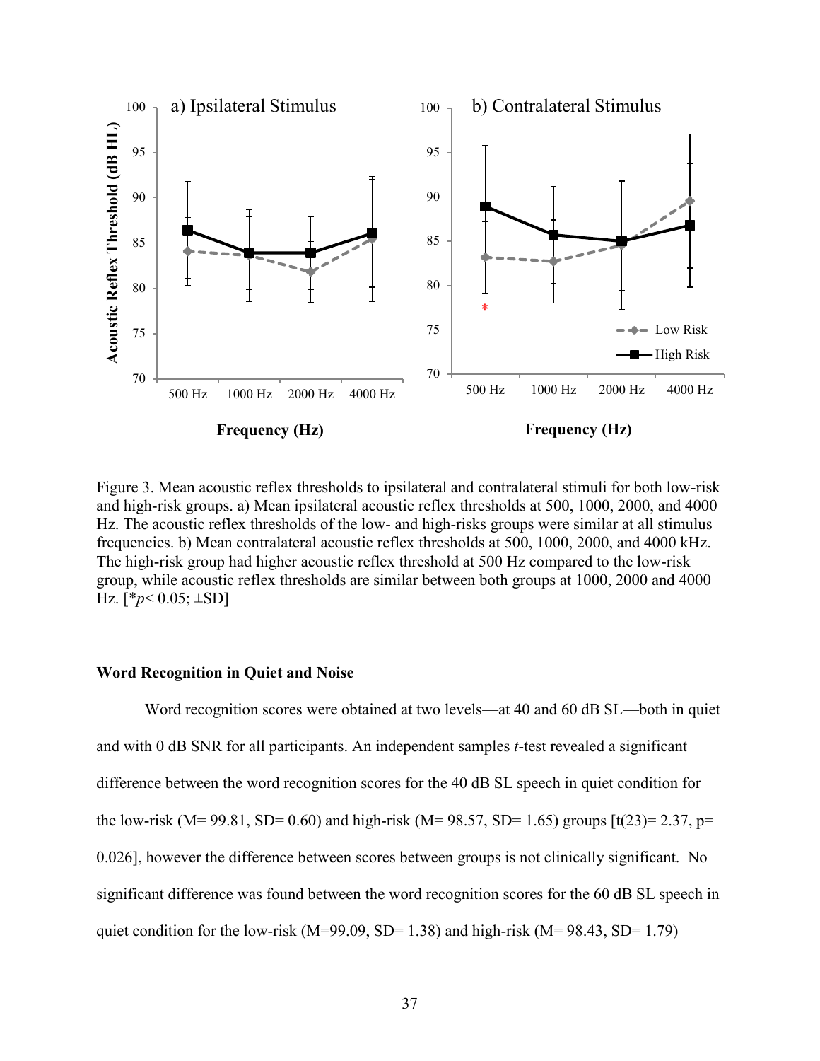Figure 3. Mean acoustic reflex thresholds to ipsilateral and contralateral stimuli for both low-risk and high-risk groups. a) Mean ipsilateral acoustic reflex thresholds at 500, 1000, 2000, and 4000 Hz. The acoustic reflex thresholds of the low- and high-risks groups were similar at all stimulus frequencies. b) Mean contralateral acoustic reflex thresholds at 500, 1000, 2000, and 4000 kHz. The high-risk group had higher acoustic reflex threshold at 500 Hz compared to the low-risk group, while acoustic reflex thresholds are similar between both groups at 1000, 2000 and 4000 Hz. [**p*< 0.05; ±SD]

### Word Recognition in Quiet and Noise

Word recognition scores were obtained at two levels—at 40 and 60 dB SL—both in quiet and with 0 dB SNR for all participants. An independent samples *t*-test revealed a significant difference between the word recognition scores for the 40 dB SL speech in quiet condition for the low-risk (M= 99.81, SD= 0.60) and high-risk (M= 98.57, SD= 1.65) groups [$t(23)= 2.37$, $p= 0.026$], however the difference between scores between groups is not clinically significant. No significant difference was found between the word recognition scores for the 60 dB SL speech in quiet condition for the low-risk (M=99.09, SD= 1.38) and high-risk (M= 98.43, SD= 1.79)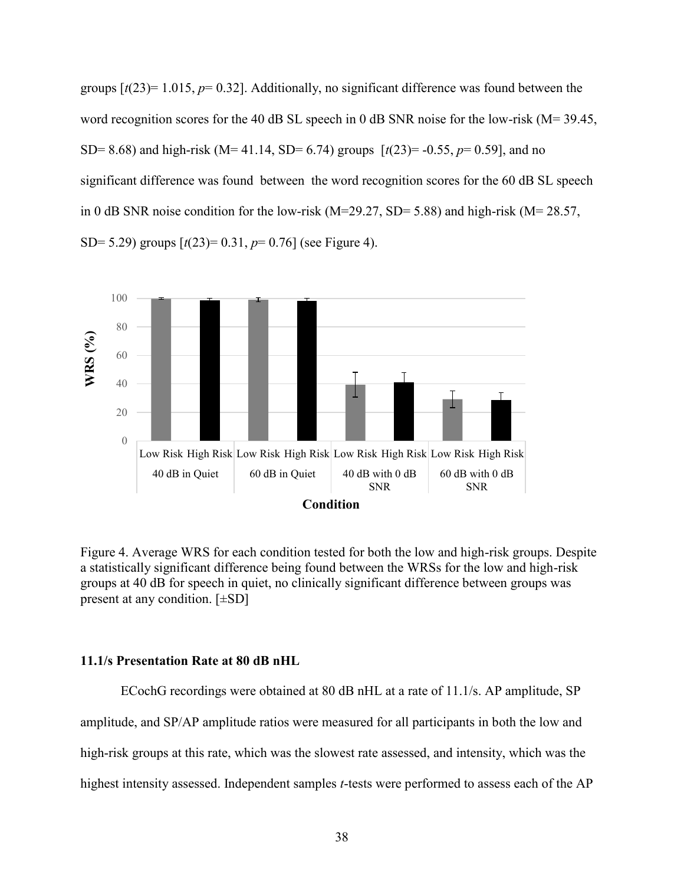groups [$t(23)= 1.015$, $p= 0.32$]. Additionally, no significant difference was found between the word recognition scores for the 40 dB SL speech in 0 dB SNR noise for the low-risk (M= 39.45, SD= 8.68) and high-risk (M= 41.14, SD= 6.74) groups [$t(23)= -0.55$, $p= 0.59$], and no significant difference was found between the word recognition scores for the 60 dB SL speech in 0 dB SNR noise condition for the low-risk (M=29.27, SD= 5.88) and high-risk (M= 28.57, SD= 5.29) groups [$t(23)= 0.31$, $p= 0.76$] (see Figure 4).

Figure 4. Average WRS for each condition tested for both the low and high-risk groups. Despite a statistically significant difference being found between the WRSs for the low and high-risk groups at 40 dB for speech in quiet, no clinically significant difference between groups was present at any condition. [±SD]

### 11.1/s Presentation Rate at 80 dB nHL

ECochG recordings were obtained at 80 dB nHL at a rate of 11.1/s. AP amplitude, SP amplitude, and SP/AP amplitude ratios were measured for all participants in both the low and high-risk groups at this rate, which was the slowest rate assessed, and intensity, which was the highest intensity assessed. Independent samples *t*-tests were performed to assess each of the AP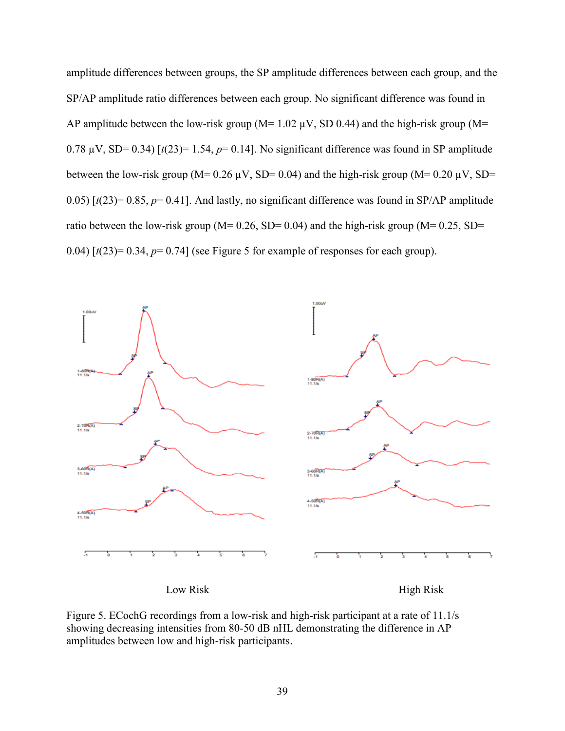amplitude differences between groups, the SP amplitude differences between each group, and the SP/AP amplitude ratio differences between each group. No significant difference was found in AP amplitude between the low-risk group (M= 1.02 μV, SD 0.44) and the high-risk group (M= 0.78 μV, SD= 0.34) [$t(23)$= 1.54, $p$= 0.14]. No significant difference was found in SP amplitude between the low-risk group (M= 0.26 μV, SD= 0.04) and the high-risk group (M= 0.20 μV, SD= 0.05) [$t(23)$= 0.85, $p$= 0.41]. And lastly, no significant difference was found in SP/AP amplitude ratio between the low-risk group (M= 0.26, SD= 0.04) and the high-risk group (M= 0.25, SD= 0.04) [$t(23)$= 0.34, $p$= 0.74] (see Figure 5 for example of responses for each group).

Low Risk High Risk

Figure 5. ECochG recordings from a low-risk and high-risk participant at a rate of 11.1/s showing decreasing intensities from 80-50 dB nHL demonstrating the difference in AP amplitudes between low and high-risk participants.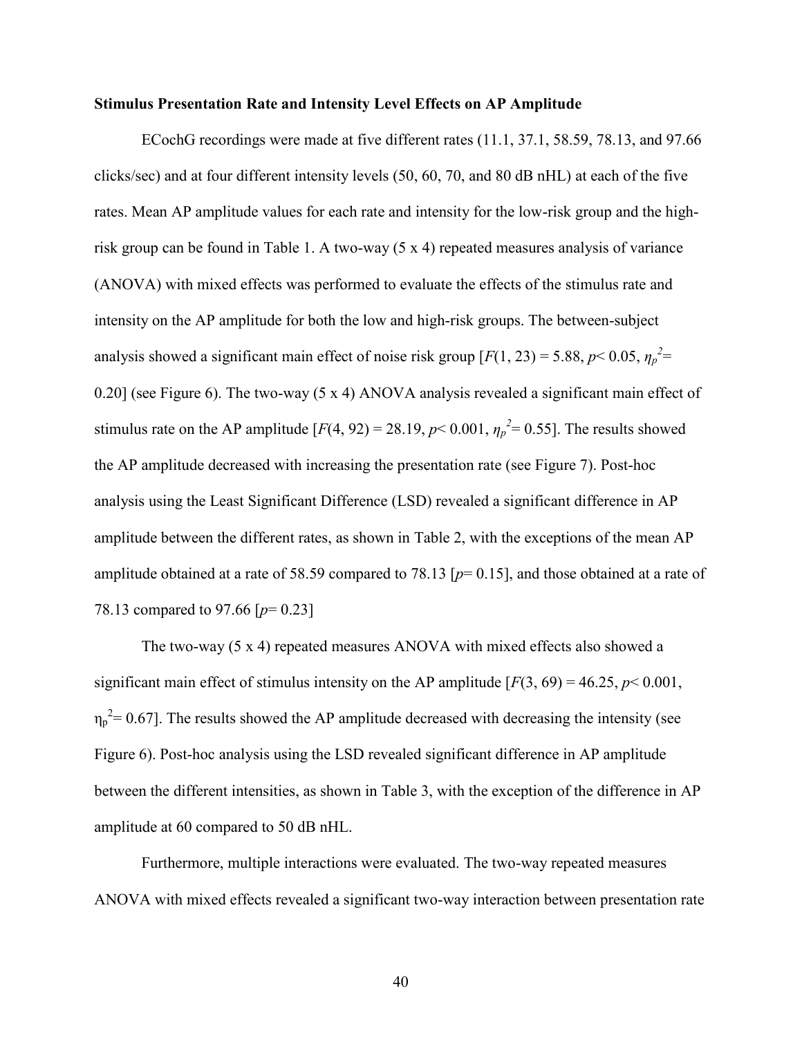**Stimulus Presentation Rate and Intensity Level Effects on AP Amplitude**

ECochG recordings were made at five different rates (11.1, 37.1, 58.59, 78.13, and 97.66 clicks/sec) and at four different intensity levels (50, 60, 70, and 80 dB nHL) at each of the five rates. Mean AP amplitude values for each rate and intensity for the low-risk group and the high-risk group can be found in Table 1. A two-way (5 x 4) repeated measures analysis of variance (ANOVA) with mixed effects was performed to evaluate the effects of the stimulus rate and intensity on the AP amplitude for both the low and high-risk groups. The between-subject analysis showed a significant main effect of noise risk group [$F(1, 23) = 5.88$, $p < 0.05$, $\eta_p^2 = 0.20$] (see Figure 6). The two-way (5 x 4) ANOVA analysis revealed a significant main effect of stimulus rate on the AP amplitude [$F(4, 92) = 28.19$, $p < 0.001$, $\eta_p^2 = 0.55$]. The results showed the AP amplitude decreased with increasing the presentation rate (see Figure 7). Post-hoc analysis using the Least Significant Difference (LSD) revealed a significant difference in AP amplitude between the different rates, as shown in Table 2, with the exceptions of the mean AP amplitude obtained at a rate of 58.59 compared to 78.13 [$p = 0.15$], and those obtained at a rate of 78.13 compared to 97.66 [$p = 0.23$]

The two-way (5 x 4) repeated measures ANOVA with mixed effects also showed a significant main effect of stimulus intensity on the AP amplitude [$F(3, 69) = 46.25$, $p < 0.001$, $\eta_p^2 = 0.67$]. The results showed the AP amplitude decreased with decreasing the intensity (see Figure 6). Post-hoc analysis using the LSD revealed significant difference in AP amplitude between the different intensities, as shown in Table 3, with the exception of the difference in AP amplitude at 60 compared to 50 dB nHL.

Furthermore, multiple interactions were evaluated. The two-way repeated measures ANOVA with mixed effects revealed a significant two-way interaction between presentation rate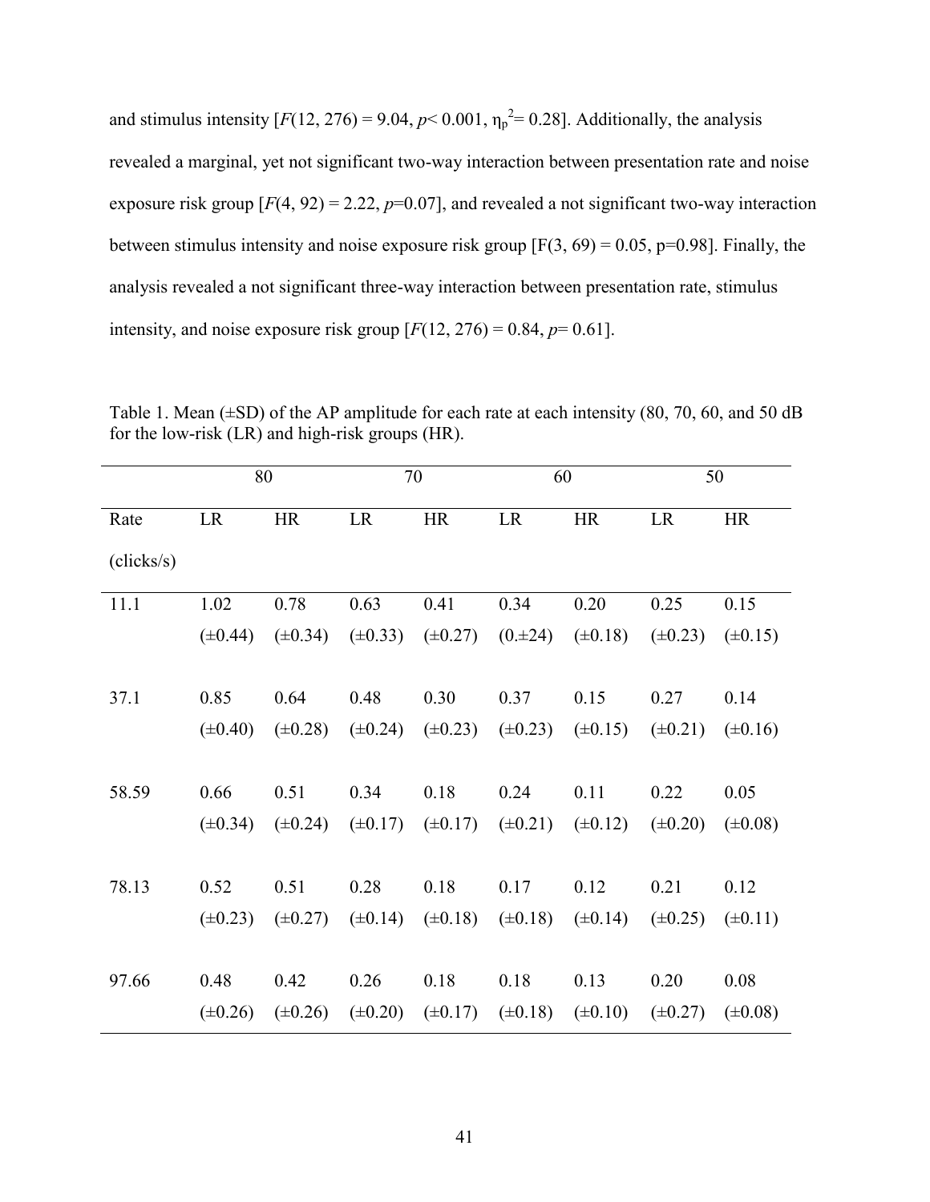and stimulus intensity [$F(12, 276) = 9.04$, $p < 0.001$, $\eta_p^2 = 0.28$]. Additionally, the analysis revealed a marginal, yet not significant two-way interaction between presentation rate and noise exposure risk group [$F(4, 92) = 2.22$, $p=0.07$], and revealed a not significant two-way interaction between stimulus intensity and noise exposure risk group [$F(3, 69) = 0.05$, $p=0.98$]. Finally, the analysis revealed a not significant three-way interaction between presentation rate, stimulus intensity, and noise exposure risk group [$F(12, 276) = 0.84$, $p= 0.61$].

Table 1. Mean (±SD) of the AP amplitude for each rate at each intensity (80, 70, 60, and 50 dB for the low-risk (LR) and high-risk groups (HR).

| | 80 | | 70 | | 60 | | 50 | |
|---|---|---|---|---|---|---|---|---|
| Rate (clicks/s) | LR | HR | LR | HR | LR | HR | LR | HR |
| 11.1 | 1.02 (±0.44) | 0.78 (±0.34) | 0.63 (±0.33) | 0.41 (±0.27) | 0.34 (0.±24) | 0.20 (±0.18) | 0.25 (±0.23) | 0.15 (±0.15) |
| 37.1 | 0.85 (±0.40) | 0.64 (±0.28) | 0.48 (±0.24) | 0.30 (±0.23) | 0.37 (±0.23) | 0.15 (±0.15) | 0.27 (±0.21) | 0.14 (±0.16) |
| 58.59 | 0.66 (±0.34) | 0.51 (±0.24) | 0.34 (±0.17) | 0.18 (±0.17) | 0.24 (±0.21) | 0.11 (±0.12) | 0.22 (±0.20) | 0.05 (±0.08) |
| 78.13 | 0.52 (±0.23) | 0.51 (±0.27) | 0.28 (±0.14) | 0.18 (±0.18) | 0.17 (±0.18) | 0.12 (±0.14) | 0.21 (±0.25) | 0.12 (±0.11) |
| 97.66 | 0.48 (±0.26) | 0.42 (±0.26) | 0.26 (±0.20) | 0.18 (±0.17) | 0.18 (±0.18) | 0.13 (±0.10) | 0.20 (±0.27) | 0.08 (±0.08) |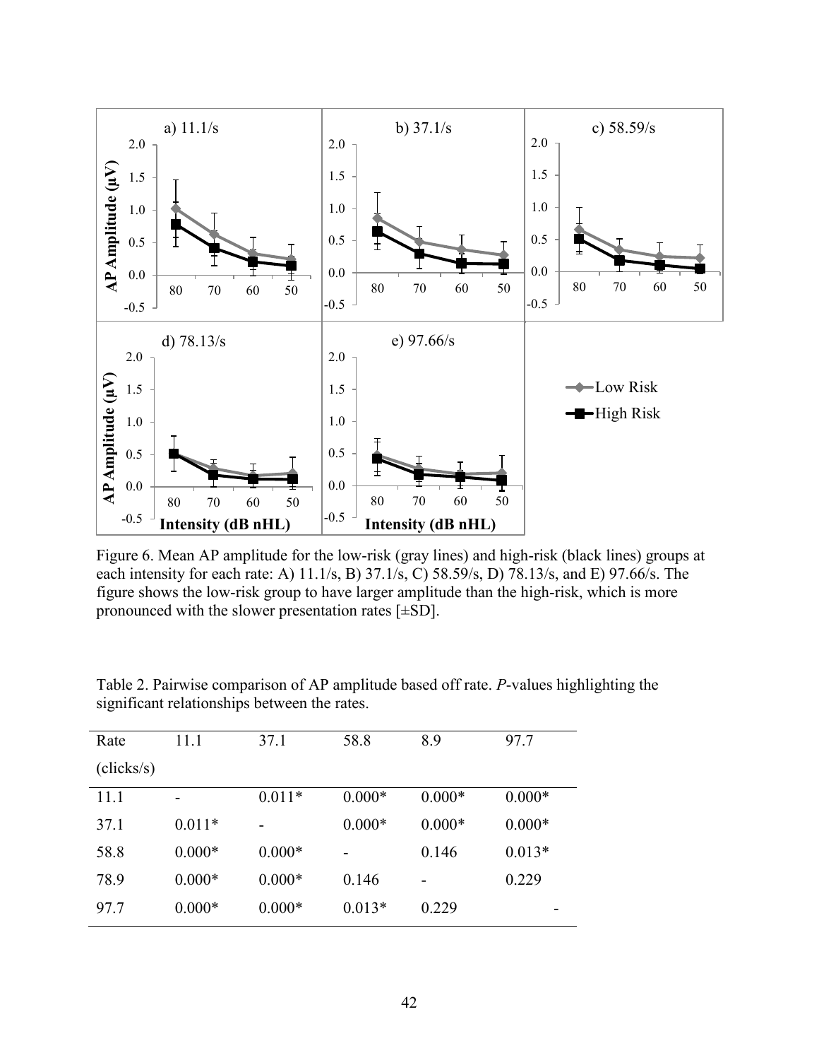Figure 6. Mean AP amplitude for the low-risk (gray lines) and high-risk (black lines) groups at each intensity for each rate: A) 11.1/s, B) 37.1/s, C) 58.59/s, D) 78.13/s, and E) 97.66/s. The figure shows the low-risk group to have larger amplitude than the high-risk, which is more pronounced with the slower presentation rates [±SD].

Table 2. Pairwise comparison of AP amplitude based off rate. *P*-values highlighting the significant relationships between the rates.

| Rate (clicks/s) | 11.1 | 37.1 | 58.8 | 8.9 | 97.7 |
|---|---|---|---|---|---|
| 11.1 | - | 0.011* | 0.000* | 0.000* | 0.000* |
| 37.1 | 0.011* | - | 0.000* | 0.000* | 0.000* |
| 58.8 | 0.000* | 0.000* | - | 0.146 | 0.013* |
| 78.9 | 0.000* | 0.000* | 0.146 | - | 0.229 |
| 97.7 | 0.000* | 0.000* | 0.013* | 0.229 | - |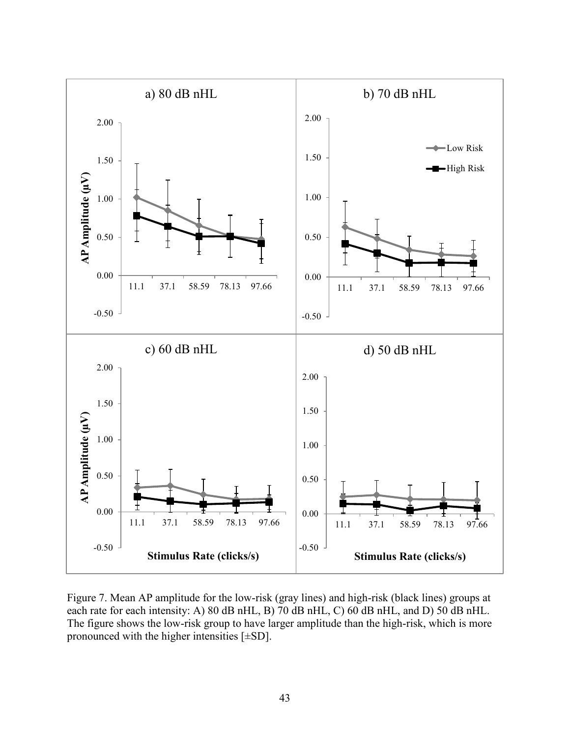Figure 7. Mean AP amplitude for the low-risk (gray lines) and high-risk (black lines) groups at each rate for each intensity: A) 80 dB nHL, B) 70 dB nHL, C) 60 dB nHL, and D) 50 dB nHL. The figure shows the low-risk group to have larger amplitude than the high-risk, which is more pronounced with the higher intensities [±SD].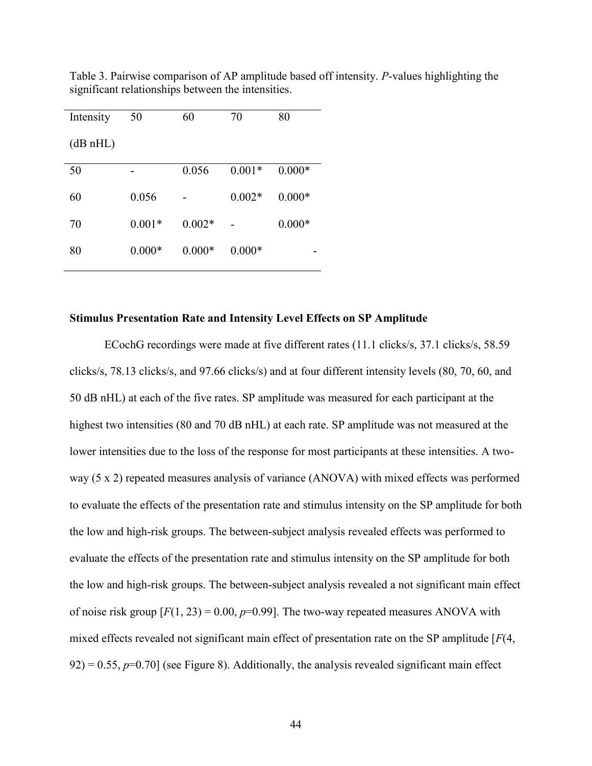Table 3. Pairwise comparison of AP amplitude based off intensity. *P*-values highlighting the significant relationships between the intensities.

| Intensity (dB nHL) | 50 | 60 | 70 | 80 |
|---|---|---|---|---|
| 50 | - | 0.056 | 0.001* | 0.000* |
| 60 | 0.056 | - | 0.002* | 0.000* |
| 70 | 0.001* | 0.002* | - | 0.000* |
| 80 | 0.000* | 0.000* | 0.000* | - |

**Stimulus Presentation Rate and Intensity Level Effects on SP Amplitude**

ECochG recordings were made at five different rates (11.1 clicks/s, 37.1 clicks/s, 58.59 clicks/s, 78.13 clicks/s, and 97.66 clicks/s) and at four different intensity levels (80, 70, 60, and 50 dB nHL) at each of the five rates. SP amplitude was measured for each participant at the highest two intensities (80 and 70 dB nHL) at each rate. SP amplitude was not measured at the lower intensities due to the loss of the response for most participants at these intensities. A two-way (5 x 2) repeated measures analysis of variance (ANOVA) with mixed effects was performed to evaluate the effects of the presentation rate and stimulus intensity on the SP amplitude for both the low and high-risk groups. The between-subject analysis revealed effects was performed to evaluate the effects of the presentation rate and stimulus intensity on the SP amplitude for both the low and high-risk groups. The between-subject analysis revealed a not significant main effect of noise risk group [$F(1, 23) = 0.00$, $p$=0.99]. The two-way repeated measures ANOVA with mixed effects revealed not significant main effect of presentation rate on the SP amplitude [$F(4, 92) = 0.55$, $p$=0.70] (see Figure 8). Additionally, the analysis revealed significant main effect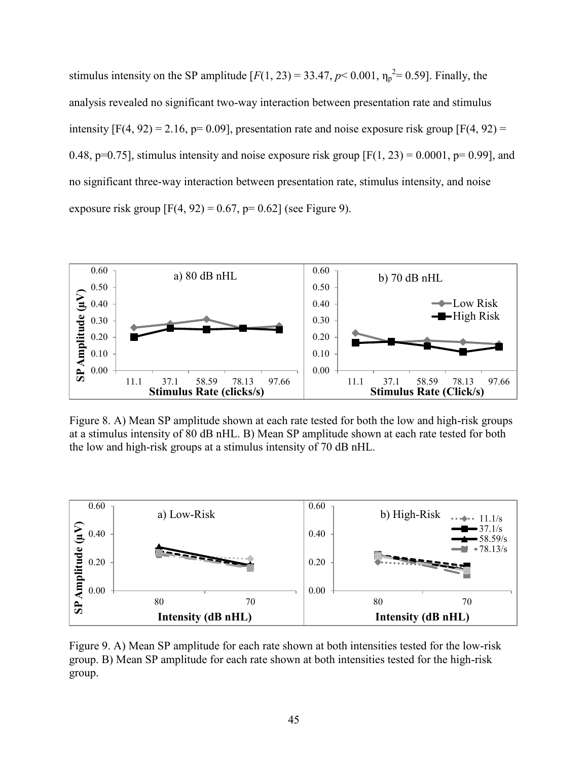stimulus intensity on the SP amplitude [$F(1, 23) = 33.47$, $p < 0.001$, $\eta_p^2 = 0.59$]. Finally, the analysis revealed no significant two-way interaction between presentation rate and stimulus intensity [$F(4, 92) = 2.16$, $p = 0.09$], presentation rate and noise exposure risk group [$F(4, 92) = 0.48$, $p = 0.75$], stimulus intensity and noise exposure risk group [$F(1, 23) = 0.0001$, $p = 0.99$], and no significant three-way interaction between presentation rate, stimulus intensity, and noise exposure risk group [$F(4, 92) = 0.67$, $p = 0.62$] (see Figure 9).

Figure 8. A) Mean SP amplitude shown at each rate tested for both the low and high-risk groups at a stimulus intensity of 80 dB nHL. B) Mean SP amplitude shown at each rate tested for both the low and high-risk groups at a stimulus intensity of 70 dB nHL.

Figure 9. A) Mean SP amplitude for each rate shown at both intensities tested for the low-risk group. B) Mean SP amplitude for each rate shown at both intensities tested for the high-risk group.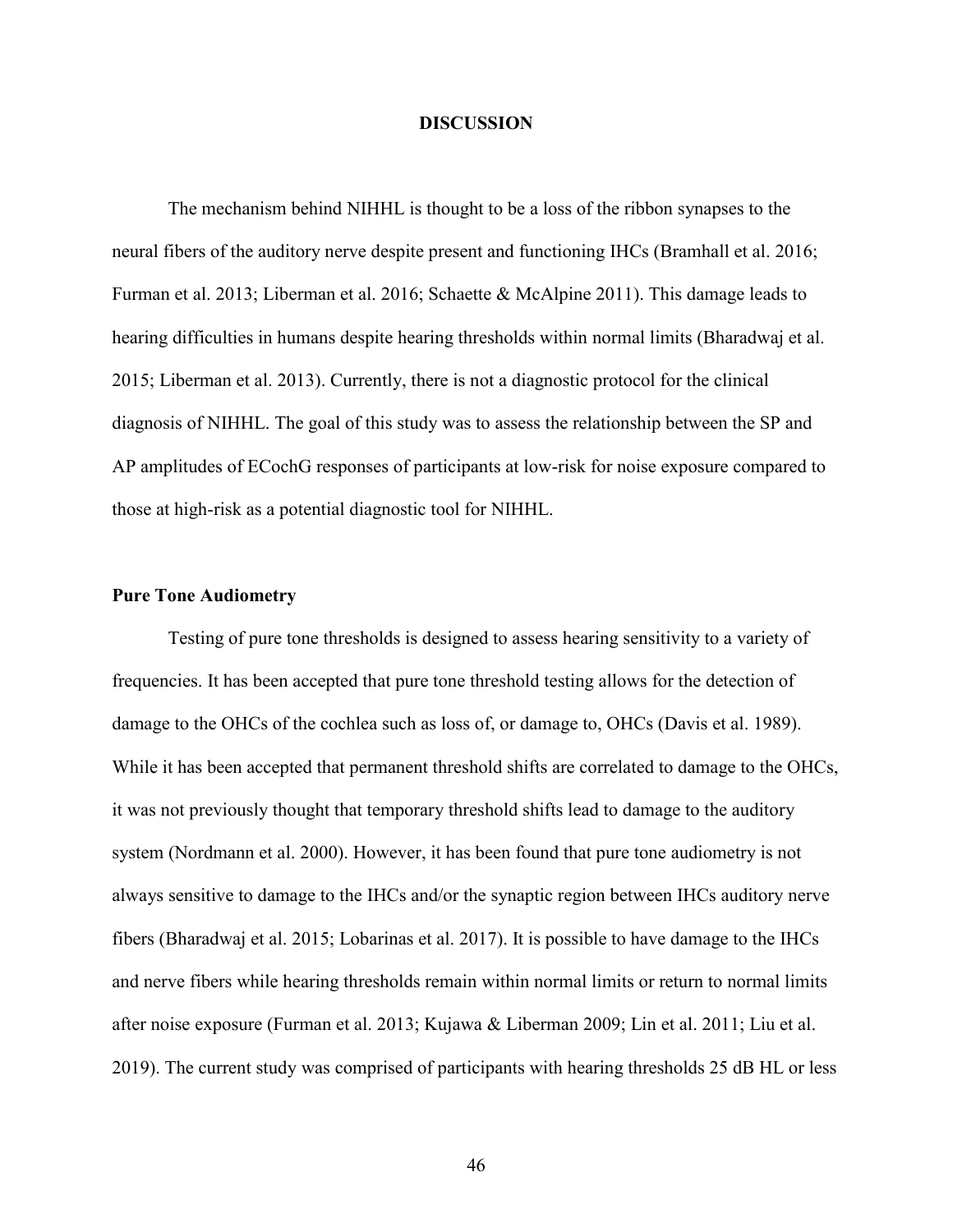# DISCUSSION

The mechanism behind NIHHL is thought to be a loss of the ribbon synapses to the neural fibers of the auditory nerve despite present and functioning IHCs (Bramhall et al. 2016; Furman et al. 2013; Liberman et al. 2016; Schaette & McAlpine 2011). This damage leads to hearing difficulties in humans despite hearing thresholds within normal limits (Bharadwaj et al. 2015; Liberman et al. 2013). Currently, there is not a diagnostic protocol for the clinical diagnosis of NIHHL. The goal of this study was to assess the relationship between the SP and AP amplitudes of ECochG responses of participants at low-risk for noise exposure compared to those at high-risk as a potential diagnostic tool for NIHHL.

## Pure Tone Audiometry

Testing of pure tone thresholds is designed to assess hearing sensitivity to a variety of frequencies. It has been accepted that pure tone threshold testing allows for the detection of damage to the OHCs of the cochlea such as loss of, or damage to, OHCs (Davis et al. 1989). While it has been accepted that permanent threshold shifts are correlated to damage to the OHCs, it was not previously thought that temporary threshold shifts lead to damage to the auditory system (Nordmann et al. 2000). However, it has been found that pure tone audiometry is not always sensitive to damage to the IHCs and/or the synaptic region between IHCs auditory nerve fibers (Bharadwaj et al. 2015; Lobarinas et al. 2017). It is possible to have damage to the IHCs and nerve fibers while hearing thresholds remain within normal limits or return to normal limits after noise exposure (Furman et al. 2013; Kujawa & Liberman 2009; Lin et al. 2011; Liu et al. 2019). The current study was comprised of participants with hearing thresholds 25 dB HL or less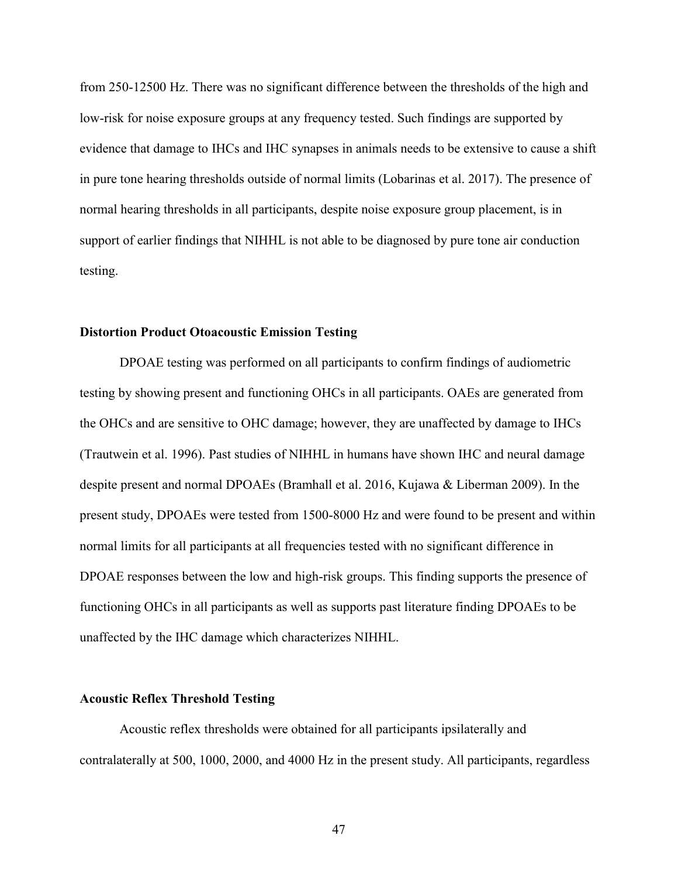from 250-12500 Hz. There was no significant difference between the thresholds of the high and low-risk for noise exposure groups at any frequency tested. Such findings are supported by evidence that damage to IHCs and IHC synapses in animals needs to be extensive to cause a shift in pure tone hearing thresholds outside of normal limits (Lobarinas et al. 2017). The presence of normal hearing thresholds in all participants, despite noise exposure group placement, is in support of earlier findings that NIHHL is not able to be diagnosed by pure tone air conduction testing.

### Distortion Product Otoacoustic Emission Testing

DPOAE testing was performed on all participants to confirm findings of audiometric testing by showing present and functioning OHCs in all participants. OAEs are generated from the OHCs and are sensitive to OHC damage; however, they are unaffected by damage to IHCs (Trautwein et al. 1996). Past studies of NIHHL in humans have shown IHC and neural damage despite present and normal DPOAEs (Bramhall et al. 2016, Kujawa & Liberman 2009). In the present study, DPOAEs were tested from 1500-8000 Hz and were found to be present and within normal limits for all participants at all frequencies tested with no significant difference in DPOAE responses between the low and high-risk groups. This finding supports the presence of functioning OHCs in all participants as well as supports past literature finding DPOAEs to be unaffected by the IHC damage which characterizes NIHHL.

### Acoustic Reflex Threshold Testing

Acoustic reflex thresholds were obtained for all participants ipsilaterally and contralaterally at 500, 1000, 2000, and 4000 Hz in the present study. All participants, regardless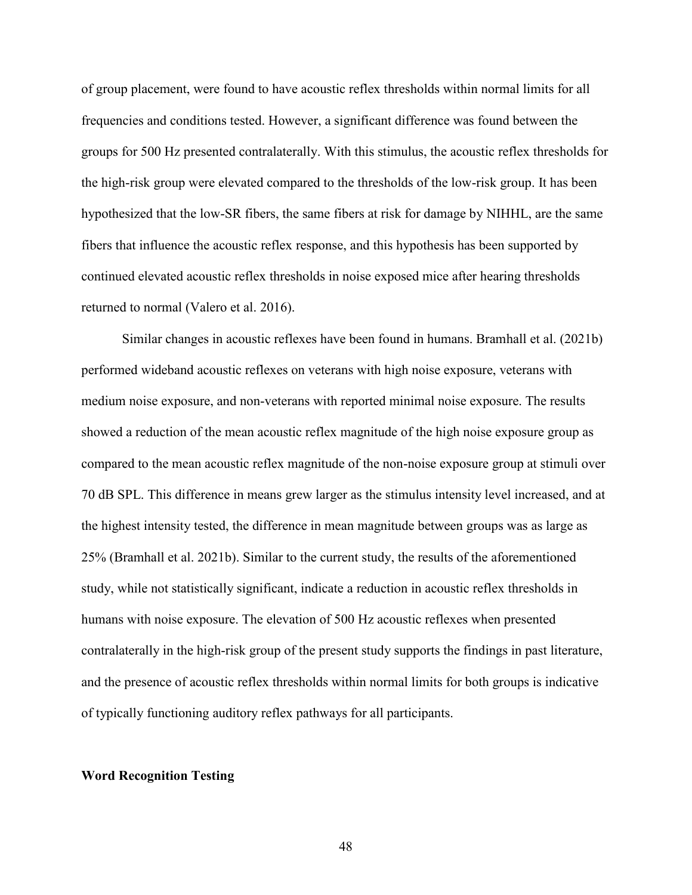of group placement, were found to have acoustic reflex thresholds within normal limits for all frequencies and conditions tested. However, a significant difference was found between the groups for 500 Hz presented contralaterally. With this stimulus, the acoustic reflex thresholds for the high-risk group were elevated compared to the thresholds of the low-risk group. It has been hypothesized that the low-SR fibers, the same fibers at risk for damage by NIHHL, are the same fibers that influence the acoustic reflex response, and this hypothesis has been supported by continued elevated acoustic reflex thresholds in noise exposed mice after hearing thresholds returned to normal (Valero et al. 2016).

Similar changes in acoustic reflexes have been found in humans. Bramhall et al. (2021b) performed wideband acoustic reflexes on veterans with high noise exposure, veterans with medium noise exposure, and non-veterans with reported minimal noise exposure. The results showed a reduction of the mean acoustic reflex magnitude of the high noise exposure group as compared to the mean acoustic reflex magnitude of the non-noise exposure group at stimuli over 70 dB SPL. This difference in means grew larger as the stimulus intensity level increased, and at the highest intensity tested, the difference in mean magnitude between groups was as large as 25% (Bramhall et al. 2021b). Similar to the current study, the results of the aforementioned study, while not statistically significant, indicate a reduction in acoustic reflex thresholds in humans with noise exposure. The elevation of 500 Hz acoustic reflexes when presented contralaterally in the high-risk group of the present study supports the findings in past literature, and the presence of acoustic reflex thresholds within normal limits for both groups is indicative of typically functioning auditory reflex pathways for all participants.

**Word Recognition Testing**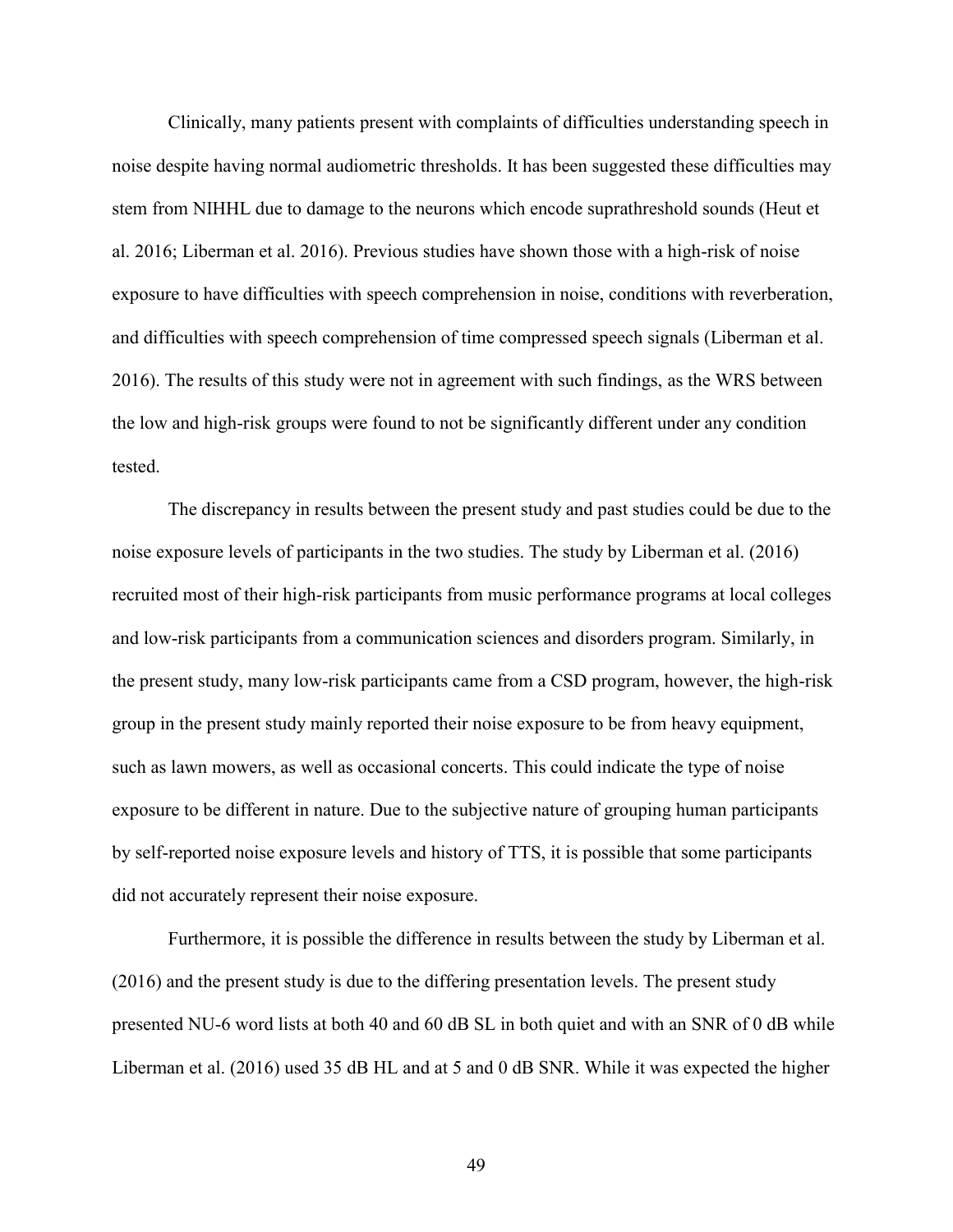Clinically, many patients present with complaints of difficulties understanding speech in noise despite having normal audiometric thresholds. It has been suggested these difficulties may stem from NIHHL due to damage to the neurons which encode suprathreshold sounds (Heut et al. 2016; Liberman et al. 2016). Previous studies have shown those with a high-risk of noise exposure to have difficulties with speech comprehension in noise, conditions with reverberation, and difficulties with speech comprehension of time compressed speech signals (Liberman et al. 2016). The results of this study were not in agreement with such findings, as the WRS between the low and high-risk groups were found to not be significantly different under any condition tested.

The discrepancy in results between the present study and past studies could be due to the noise exposure levels of participants in the two studies. The study by Liberman et al. (2016) recruited most of their high-risk participants from music performance programs at local colleges and low-risk participants from a communication sciences and disorders program. Similarly, in the present study, many low-risk participants came from a CSD program, however, the high-risk group in the present study mainly reported their noise exposure to be from heavy equipment, such as lawn mowers, as well as occasional concerts. This could indicate the type of noise exposure to be different in nature. Due to the subjective nature of grouping human participants by self-reported noise exposure levels and history of TTS, it is possible that some participants did not accurately represent their noise exposure.

Furthermore, it is possible the difference in results between the study by Liberman et al. (2016) and the present study is due to the differing presentation levels. The present study presented NU-6 word lists at both 40 and 60 dB SL in both quiet and with an SNR of 0 dB while Liberman et al. (2016) used 35 dB HL and at 5 and 0 dB SNR. While it was expected the higher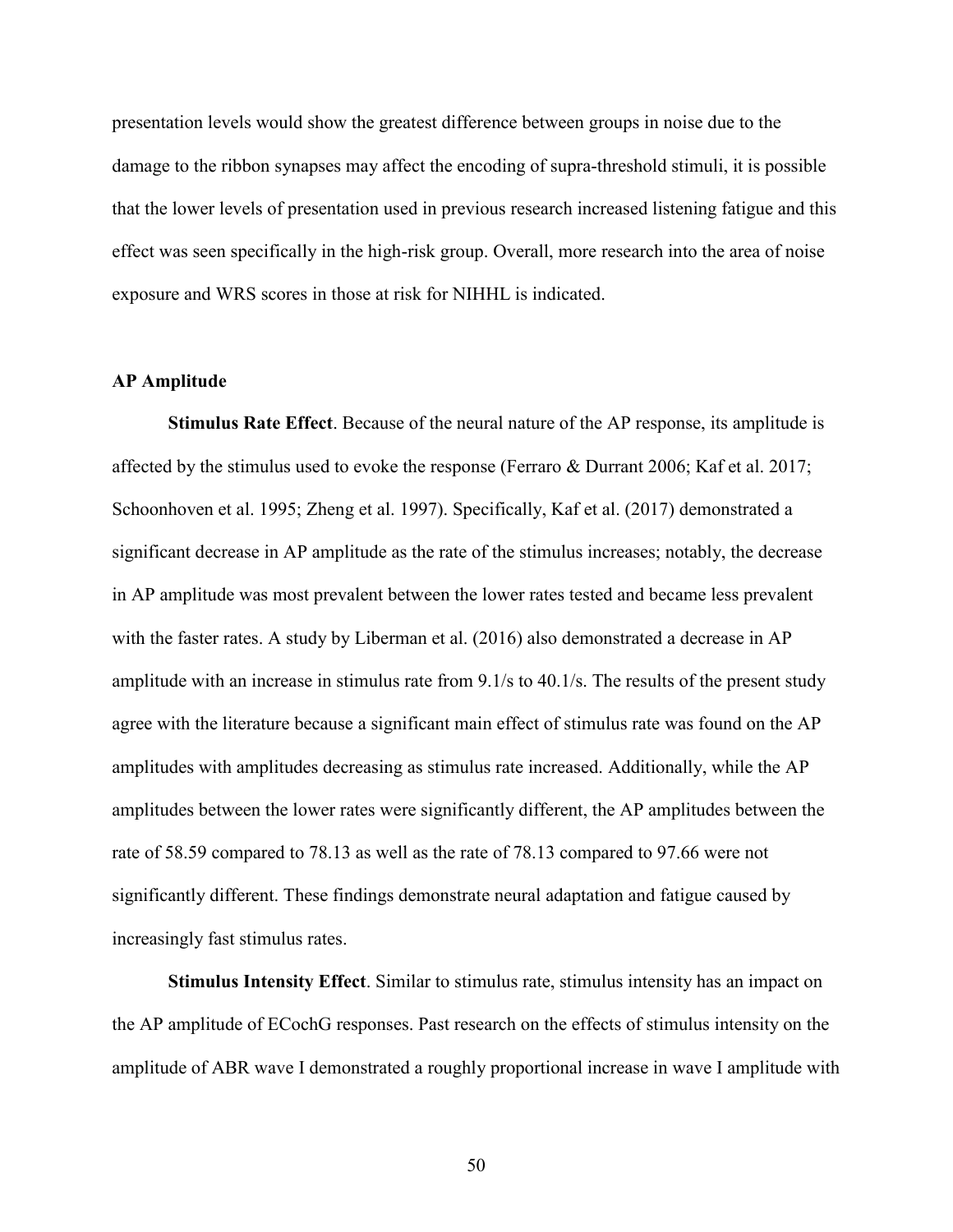presentation levels would show the greatest difference between groups in noise due to the damage to the ribbon synapses may affect the encoding of supra-threshold stimuli, it is possible that the lower levels of presentation used in previous research increased listening fatigue and this effect was seen specifically in the high-risk group. Overall, more research into the area of noise exposure and WRS scores in those at risk for NIHHL is indicated.

### AP Amplitude

**Stimulus Rate Effect**. Because of the neural nature of the AP response, its amplitude is affected by the stimulus used to evoke the response (Ferraro & Durrant 2006; Kaf et al. 2017; Schoonhoven et al. 1995; Zheng et al. 1997). Specifically, Kaf et al. (2017) demonstrated a significant decrease in AP amplitude as the rate of the stimulus increases; notably, the decrease in AP amplitude was most prevalent between the lower rates tested and became less prevalent with the faster rates. A study by Liberman et al. (2016) also demonstrated a decrease in AP amplitude with an increase in stimulus rate from 9.1/s to 40.1/s. The results of the present study agree with the literature because a significant main effect of stimulus rate was found on the AP amplitudes with amplitudes decreasing as stimulus rate increased. Additionally, while the AP amplitudes between the lower rates were significantly different, the AP amplitudes between the rate of 58.59 compared to 78.13 as well as the rate of 78.13 compared to 97.66 were not significantly different. These findings demonstrate neural adaptation and fatigue caused by increasingly fast stimulus rates.

**Stimulus Intensity Effect**. Similar to stimulus rate, stimulus intensity has an impact on the AP amplitude of ECochG responses. Past research on the effects of stimulus intensity on the amplitude of ABR wave I demonstrated a roughly proportional increase in wave I amplitude with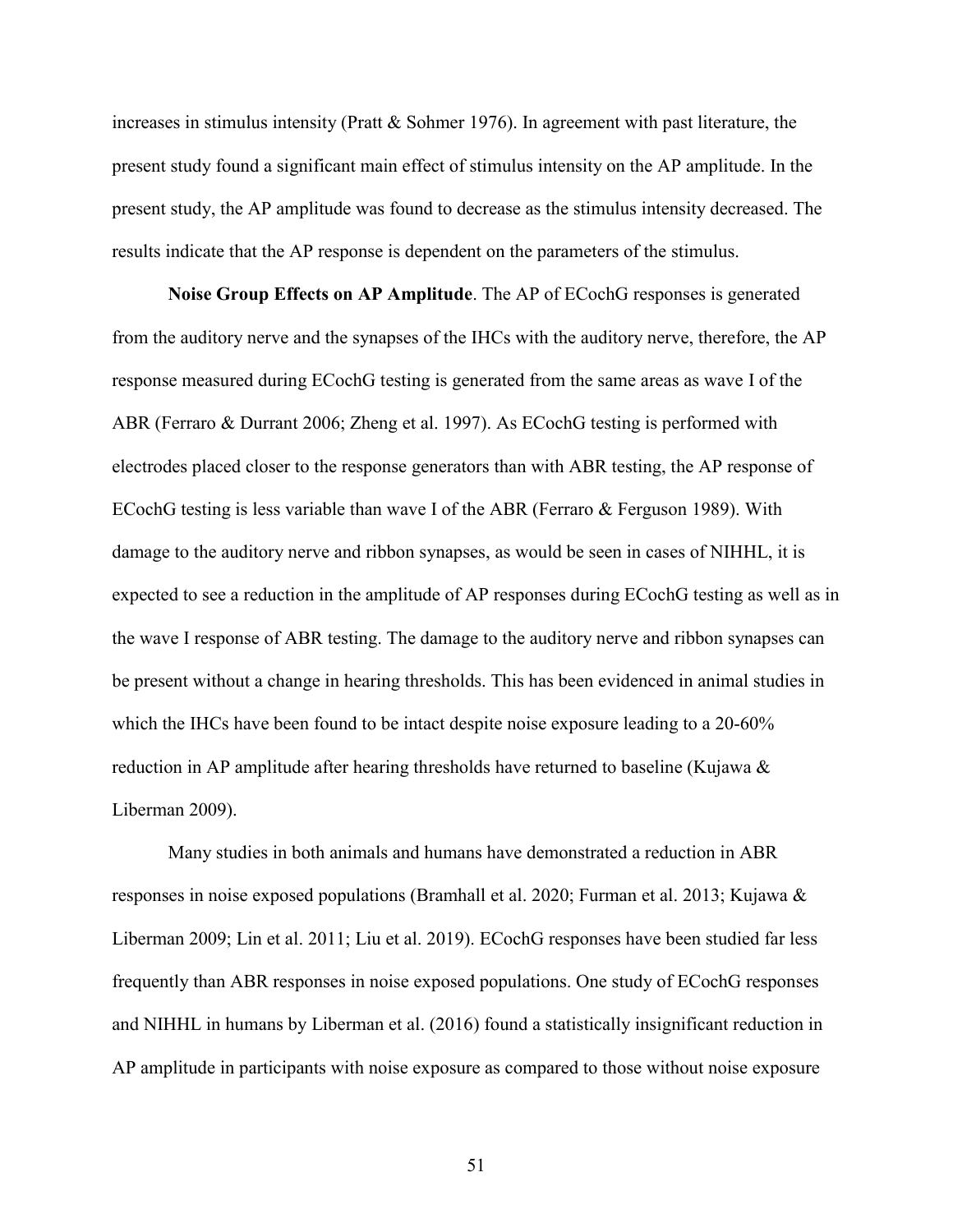increases in stimulus intensity (Pratt & Sohmer 1976). In agreement with past literature, the present study found a significant main effect of stimulus intensity on the AP amplitude. In the present study, the AP amplitude was found to decrease as the stimulus intensity decreased. The results indicate that the AP response is dependent on the parameters of the stimulus.

**Noise Group Effects on AP Amplitude**. The AP of ECochG responses is generated from the auditory nerve and the synapses of the IHCs with the auditory nerve, therefore, the AP response measured during ECochG testing is generated from the same areas as wave I of the ABR (Ferraro & Durrant 2006; Zheng et al. 1997). As ECochG testing is performed with electrodes placed closer to the response generators than with ABR testing, the AP response of ECochG testing is less variable than wave I of the ABR (Ferraro & Ferguson 1989). With damage to the auditory nerve and ribbon synapses, as would be seen in cases of NIHHL, it is expected to see a reduction in the amplitude of AP responses during ECochG testing as well as in the wave I response of ABR testing. The damage to the auditory nerve and ribbon synapses can be present without a change in hearing thresholds. This has been evidenced in animal studies in which the IHCs have been found to be intact despite noise exposure leading to a 20-60% reduction in AP amplitude after hearing thresholds have returned to baseline (Kujawa & Liberman 2009).

Many studies in both animals and humans have demonstrated a reduction in ABR responses in noise exposed populations (Bramhall et al. 2020; Furman et al. 2013; Kujawa & Liberman 2009; Lin et al. 2011; Liu et al. 2019). ECochG responses have been studied far less frequently than ABR responses in noise exposed populations. One study of ECochG responses and NIHHL in humans by Liberman et al. (2016) found a statistically insignificant reduction in AP amplitude in participants with noise exposure as compared to those without noise exposure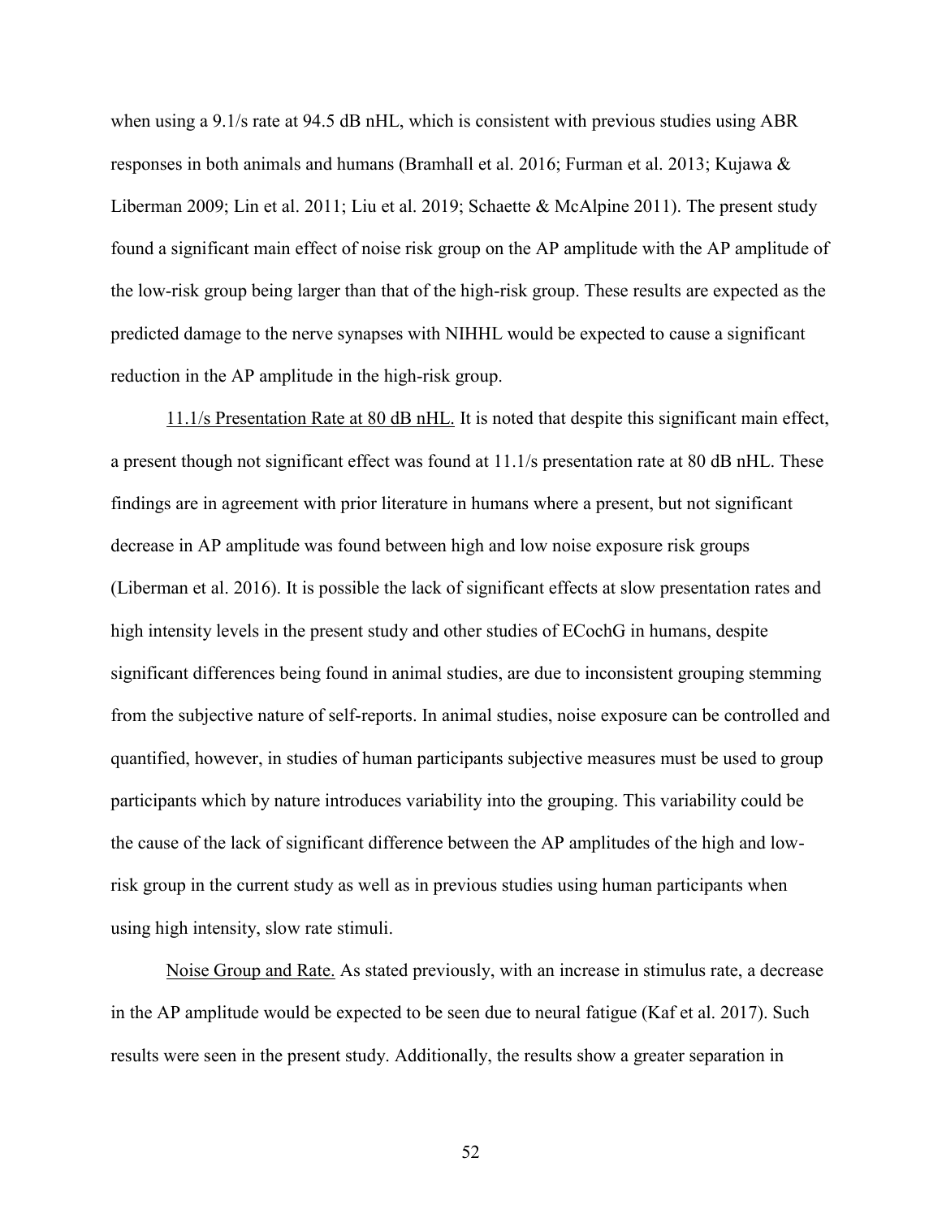when using a 9.1/s rate at 94.5 dB nHL, which is consistent with previous studies using ABR responses in both animals and humans (Bramhall et al. 2016; Furman et al. 2013; Kujawa & Liberman 2009; Lin et al. 2011; Liu et al. 2019; Schaette & McAlpine 2011). The present study found a significant main effect of noise risk group on the AP amplitude with the AP amplitude of the low-risk group being larger than that of the high-risk group. These results are expected as the predicted damage to the nerve synapses with NIHHL would be expected to cause a significant reduction in the AP amplitude in the high-risk group.

11.1/s Presentation Rate at 80 dB nHL. It is noted that despite this significant main effect, a present though not significant effect was found at 11.1/s presentation rate at 80 dB nHL. These findings are in agreement with prior literature in humans where a present, but not significant decrease in AP amplitude was found between high and low noise exposure risk groups (Liberman et al. 2016). It is possible the lack of significant effects at slow presentation rates and high intensity levels in the present study and other studies of ECochG in humans, despite significant differences being found in animal studies, are due to inconsistent grouping stemming from the subjective nature of self-reports. In animal studies, noise exposure can be controlled and quantified, however, in studies of human participants subjective measures must be used to group participants which by nature introduces variability into the grouping. This variability could be the cause of the lack of significant difference between the AP amplitudes of the high and low-risk group in the current study as well as in previous studies using human participants when using high intensity, slow rate stimuli.

Noise Group and Rate. As stated previously, with an increase in stimulus rate, a decrease in the AP amplitude would be expected to be seen due to neural fatigue (Kaf et al. 2017). Such results were seen in the present study. Additionally, the results show a greater separation in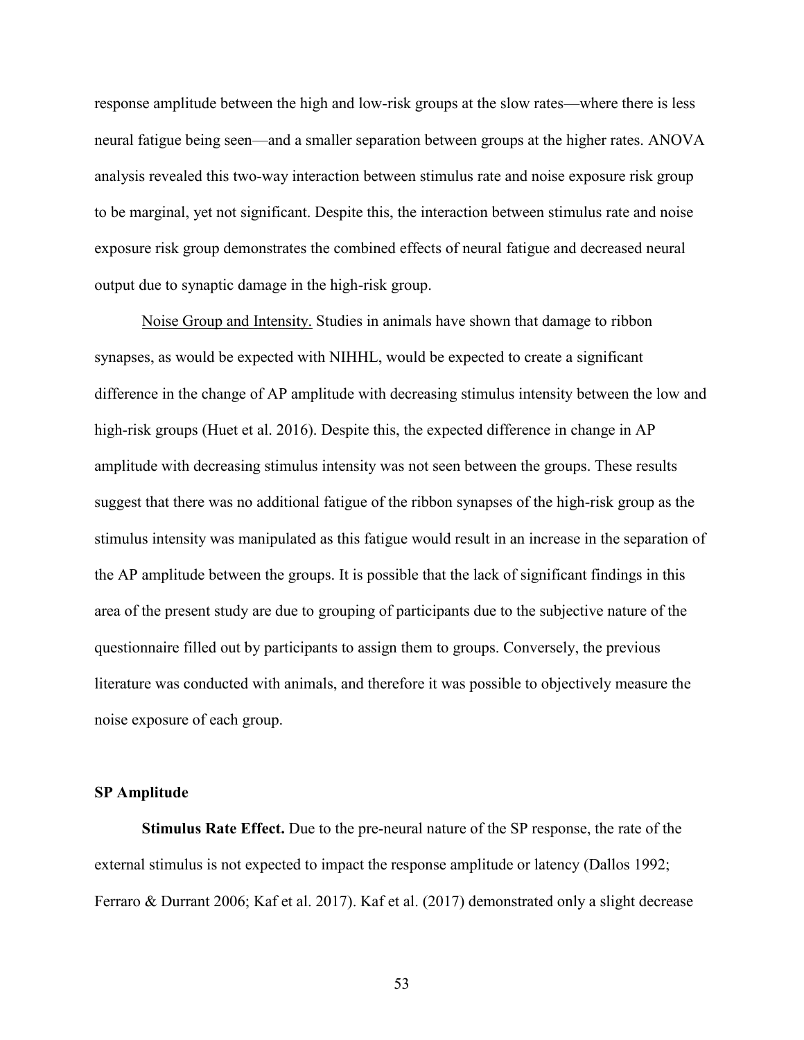response amplitude between the high and low-risk groups at the slow rates—where there is less neural fatigue being seen—and a smaller separation between groups at the higher rates. ANOVA analysis revealed this two-way interaction between stimulus rate and noise exposure risk group to be marginal, yet not significant. Despite this, the interaction between stimulus rate and noise exposure risk group demonstrates the combined effects of neural fatigue and decreased neural output due to synaptic damage in the high-risk group.

<u>Noise Group and Intensity.</u> Studies in animals have shown that damage to ribbon synapses, as would be expected with NIHHL, would be expected to create a significant difference in the change of AP amplitude with decreasing stimulus intensity between the low and high-risk groups (Huet et al. 2016). Despite this, the expected difference in change in AP amplitude with decreasing stimulus intensity was not seen between the groups. These results suggest that there was no additional fatigue of the ribbon synapses of the high-risk group as the stimulus intensity was manipulated as this fatigue would result in an increase in the separation of the AP amplitude between the groups. It is possible that the lack of significant findings in this area of the present study are due to grouping of participants due to the subjective nature of the questionnaire filled out by participants to assign them to groups. Conversely, the previous literature was conducted with animals, and therefore it was possible to objectively measure the noise exposure of each group.

**SP Amplitude**

**Stimulus Rate Effect.** Due to the pre-neural nature of the SP response, the rate of the external stimulus is not expected to impact the response amplitude or latency (Dallos 1992; Ferraro & Durrant 2006; Kaf et al. 2017). Kaf et al. (2017) demonstrated only a slight decrease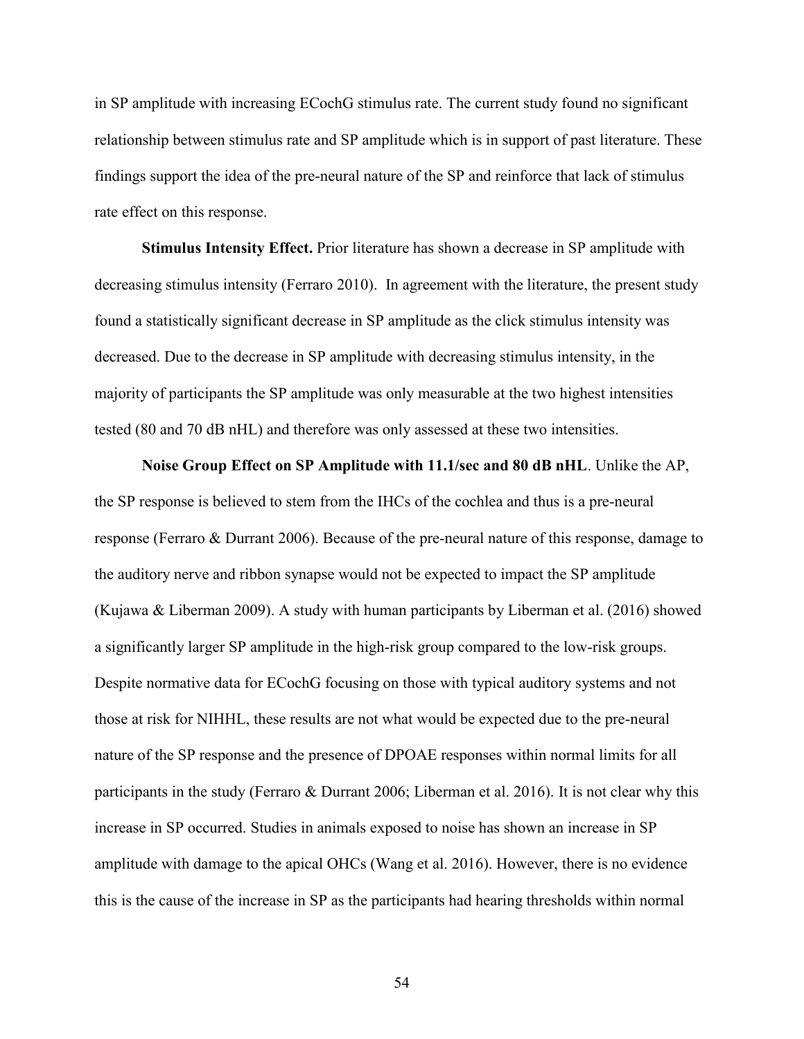in SP amplitude with increasing ECochG stimulus rate. The current study found no significant relationship between stimulus rate and SP amplitude which is in support of past literature. These findings support the idea of the pre-neural nature of the SP and reinforce that lack of stimulus rate effect on this response.

**Stimulus Intensity Effect.** Prior literature has shown a decrease in SP amplitude with decreasing stimulus intensity (Ferraro 2010). In agreement with the literature, the present study found a statistically significant decrease in SP amplitude as the click stimulus intensity was decreased. Due to the decrease in SP amplitude with decreasing stimulus intensity, in the majority of participants the SP amplitude was only measurable at the two highest intensities tested (80 and 70 dB nHL) and therefore was only assessed at these two intensities.

**Noise Group Effect on SP Amplitude with 11.1/sec and 80 dB nHL**. Unlike the AP, the SP response is believed to stem from the IHCs of the cochlea and thus is a pre-neural response (Ferraro & Durrant 2006). Because of the pre-neural nature of this response, damage to the auditory nerve and ribbon synapse would not be expected to impact the SP amplitude (Kujawa & Liberman 2009). A study with human participants by Liberman et al. (2016) showed a significantly larger SP amplitude in the high-risk group compared to the low-risk groups. Despite normative data for ECochG focusing on those with typical auditory systems and not those at risk for NIHHL, these results are not what would be expected due to the pre-neural nature of the SP response and the presence of DPOAE responses within normal limits for all participants in the study (Ferraro & Durrant 2006; Liberman et al. 2016). It is not clear why this increase in SP occurred. Studies in animals exposed to noise has shown an increase in SP amplitude with damage to the apical OHCs (Wang et al. 2016). However, there is no evidence this is the cause of the increase in SP as the participants had hearing thresholds within normal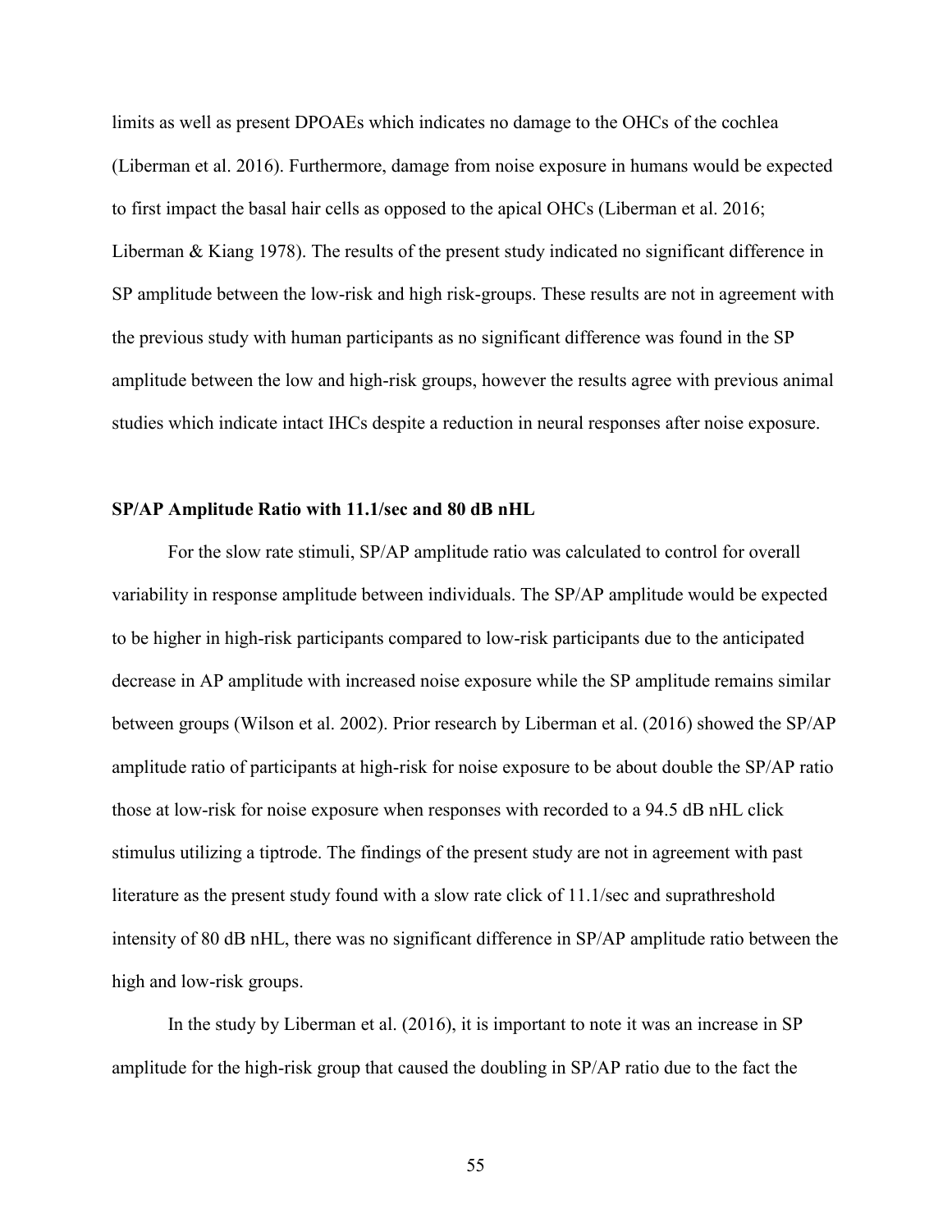limits as well as present DPOAEs which indicates no damage to the OHCs of the cochlea (Liberman et al. 2016). Furthermore, damage from noise exposure in humans would be expected to first impact the basal hair cells as opposed to the apical OHCs (Liberman et al. 2016; Liberman & Kiang 1978). The results of the present study indicated no significant difference in SP amplitude between the low-risk and high risk-groups. These results are not in agreement with the previous study with human participants as no significant difference was found in the SP amplitude between the low and high-risk groups, however the results agree with previous animal studies which indicate intact IHCs despite a reduction in neural responses after noise exposure.

### SP/AP Amplitude Ratio with 11.1/sec and 80 dB nHL

For the slow rate stimuli, SP/AP amplitude ratio was calculated to control for overall variability in response amplitude between individuals. The SP/AP amplitude would be expected to be higher in high-risk participants compared to low-risk participants due to the anticipated decrease in AP amplitude with increased noise exposure while the SP amplitude remains similar between groups (Wilson et al. 2002). Prior research by Liberman et al. (2016) showed the SP/AP amplitude ratio of participants at high-risk for noise exposure to be about double the SP/AP ratio those at low-risk for noise exposure when responses with recorded to a 94.5 dB nHL click stimulus utilizing a tiptrode. The findings of the present study are not in agreement with past literature as the present study found with a slow rate click of 11.1/sec and suprathreshold intensity of 80 dB nHL, there was no significant difference in SP/AP amplitude ratio between the high and low-risk groups.

In the study by Liberman et al. (2016), it is important to note it was an increase in SP amplitude for the high-risk group that caused the doubling in SP/AP ratio due to the fact the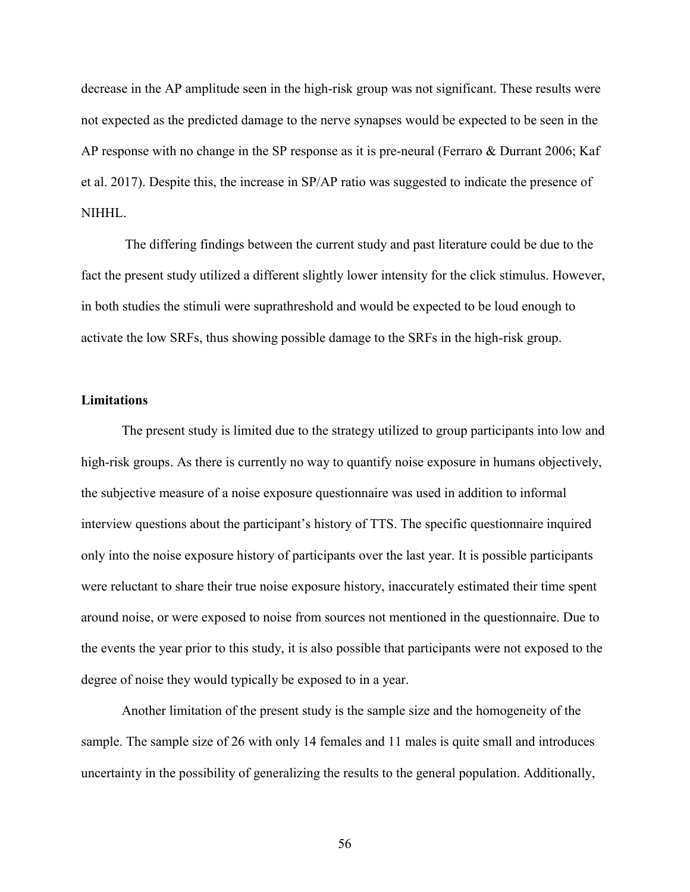decrease in the AP amplitude seen in the high-risk group was not significant. These results were not expected as the predicted damage to the nerve synapses would be expected to be seen in the AP response with no change in the SP response as it is pre-neural (Ferraro & Durrant 2006; Kaf et al. 2017). Despite this, the increase in SP/AP ratio was suggested to indicate the presence of NIHHL.

The differing findings between the current study and past literature could be due to the fact the present study utilized a different slightly lower intensity for the click stimulus. However, in both studies the stimuli were suprathreshold and would be expected to be loud enough to activate the low SRFs, thus showing possible damage to the SRFs in the high-risk group.

### Limitations

The present study is limited due to the strategy utilized to group participants into low and high-risk groups. As there is currently no way to quantify noise exposure in humans objectively, the subjective measure of a noise exposure questionnaire was used in addition to informal interview questions about the participant's history of TTS. The specific questionnaire inquired only into the noise exposure history of participants over the last year. It is possible participants were reluctant to share their true noise exposure history, inaccurately estimated their time spent around noise, or were exposed to noise from sources not mentioned in the questionnaire. Due to the events the year prior to this study, it is also possible that participants were not exposed to the degree of noise they would typically be exposed to in a year.

Another limitation of the present study is the sample size and the homogeneity of the sample. The sample size of 26 with only 14 females and 11 males is quite small and introduces uncertainty in the possibility of generalizing the results to the general population. Additionally,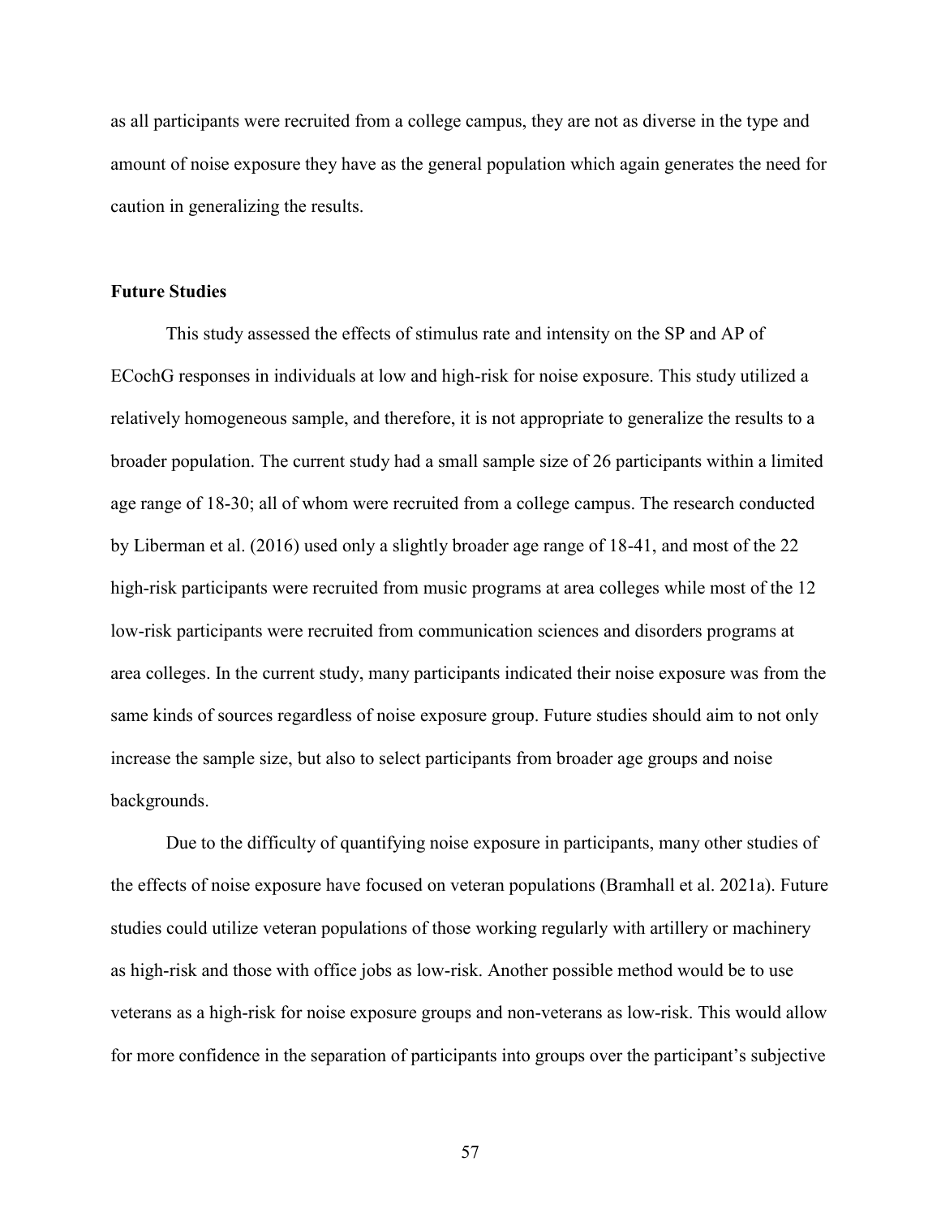as all participants were recruited from a college campus, they are not as diverse in the type and amount of noise exposure they have as the general population which again generates the need for caution in generalizing the results.

**Future Studies**

This study assessed the effects of stimulus rate and intensity on the SP and AP of ECochG responses in individuals at low and high-risk for noise exposure. This study utilized a relatively homogeneous sample, and therefore, it is not appropriate to generalize the results to a broader population. The current study had a small sample size of 26 participants within a limited age range of 18-30; all of whom were recruited from a college campus. The research conducted by Liberman et al. (2016) used only a slightly broader age range of 18-41, and most of the 22 high-risk participants were recruited from music programs at area colleges while most of the 12 low-risk participants were recruited from communication sciences and disorders programs at area colleges. In the current study, many participants indicated their noise exposure was from the same kinds of sources regardless of noise exposure group. Future studies should aim to not only increase the sample size, but also to select participants from broader age groups and noise backgrounds.

Due to the difficulty of quantifying noise exposure in participants, many other studies of the effects of noise exposure have focused on veteran populations (Bramhall et al. 2021a). Future studies could utilize veteran populations of those working regularly with artillery or machinery as high-risk and those with office jobs as low-risk. Another possible method would be to use veterans as a high-risk for noise exposure groups and non-veterans as low-risk. This would allow for more confidence in the separation of participants into groups over the participant's subjective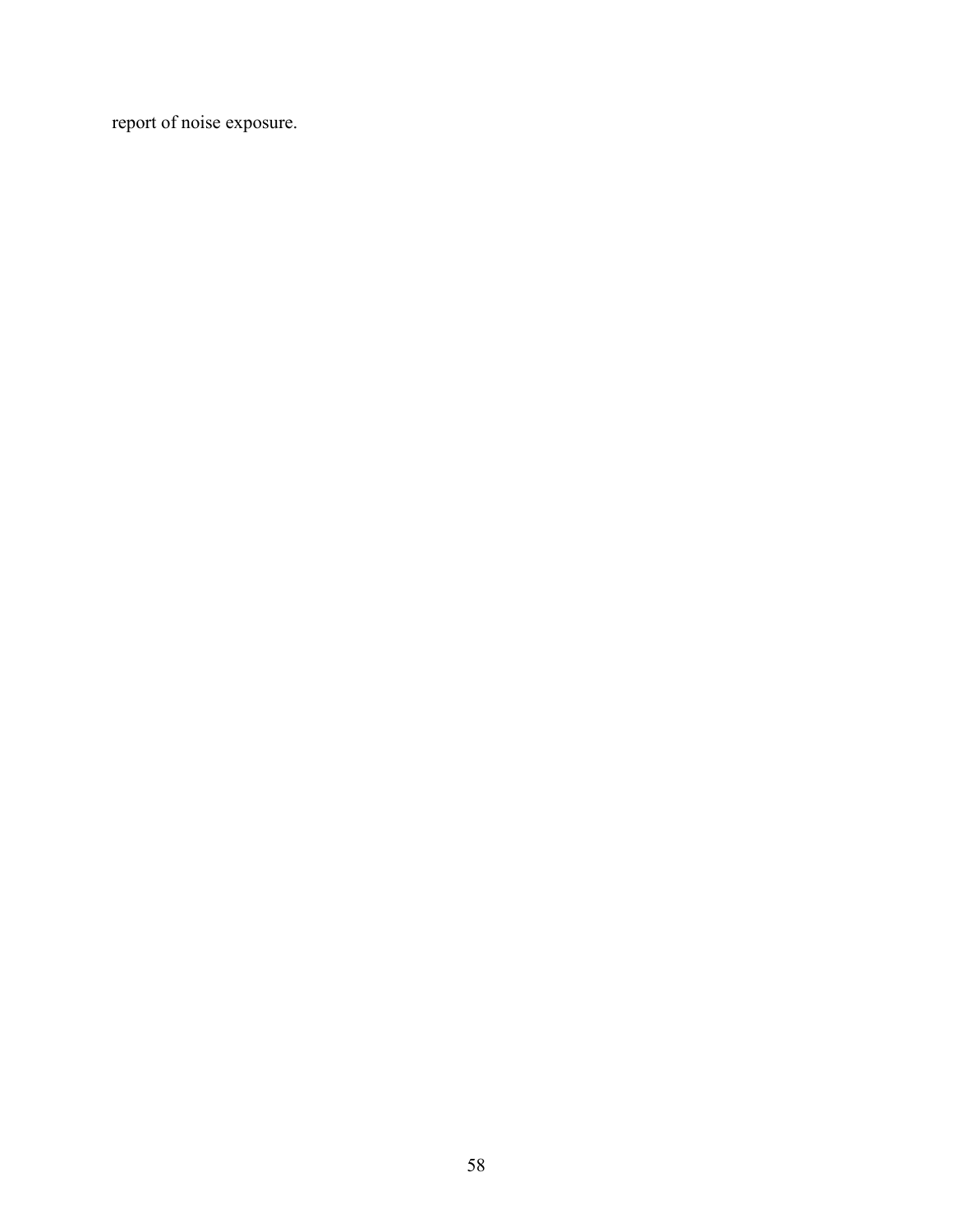report of noise exposure.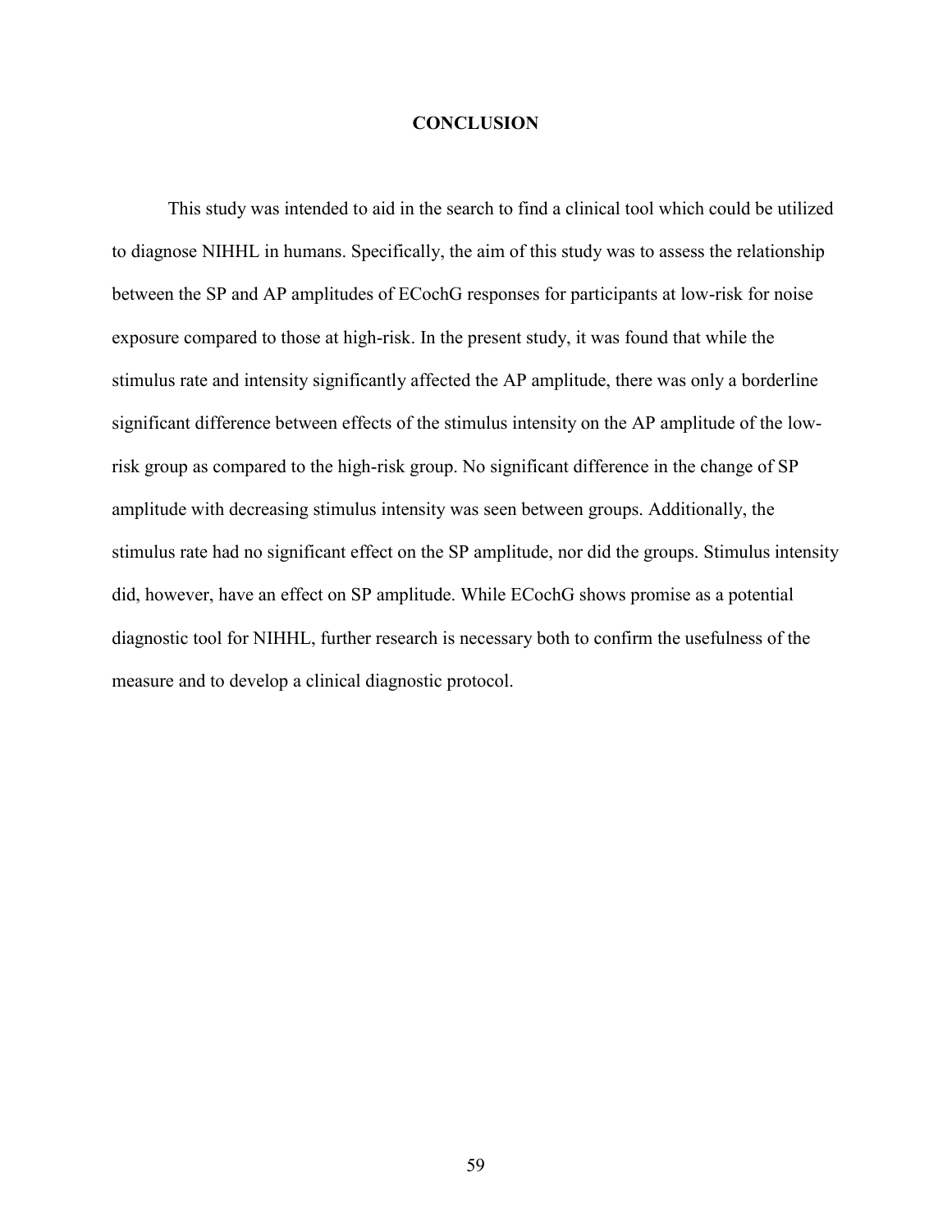# CONCLUSION

This study was intended to aid in the search to find a clinical tool which could be utilized to diagnose NIHHL in humans. Specifically, the aim of this study was to assess the relationship between the SP and AP amplitudes of ECochG responses for participants at low-risk for noise exposure compared to those at high-risk. In the present study, it was found that while the stimulus rate and intensity significantly affected the AP amplitude, there was only a borderline significant difference between effects of the stimulus intensity on the AP amplitude of the low-risk group as compared to the high-risk group. No significant difference in the change of SP amplitude with decreasing stimulus intensity was seen between groups. Additionally, the stimulus rate had no significant effect on the SP amplitude, nor did the groups. Stimulus intensity did, however, have an effect on SP amplitude. While ECochG shows promise as a potential diagnostic tool for NIHHL, further research is necessary both to confirm the usefulness of the measure and to develop a clinical diagnostic protocol.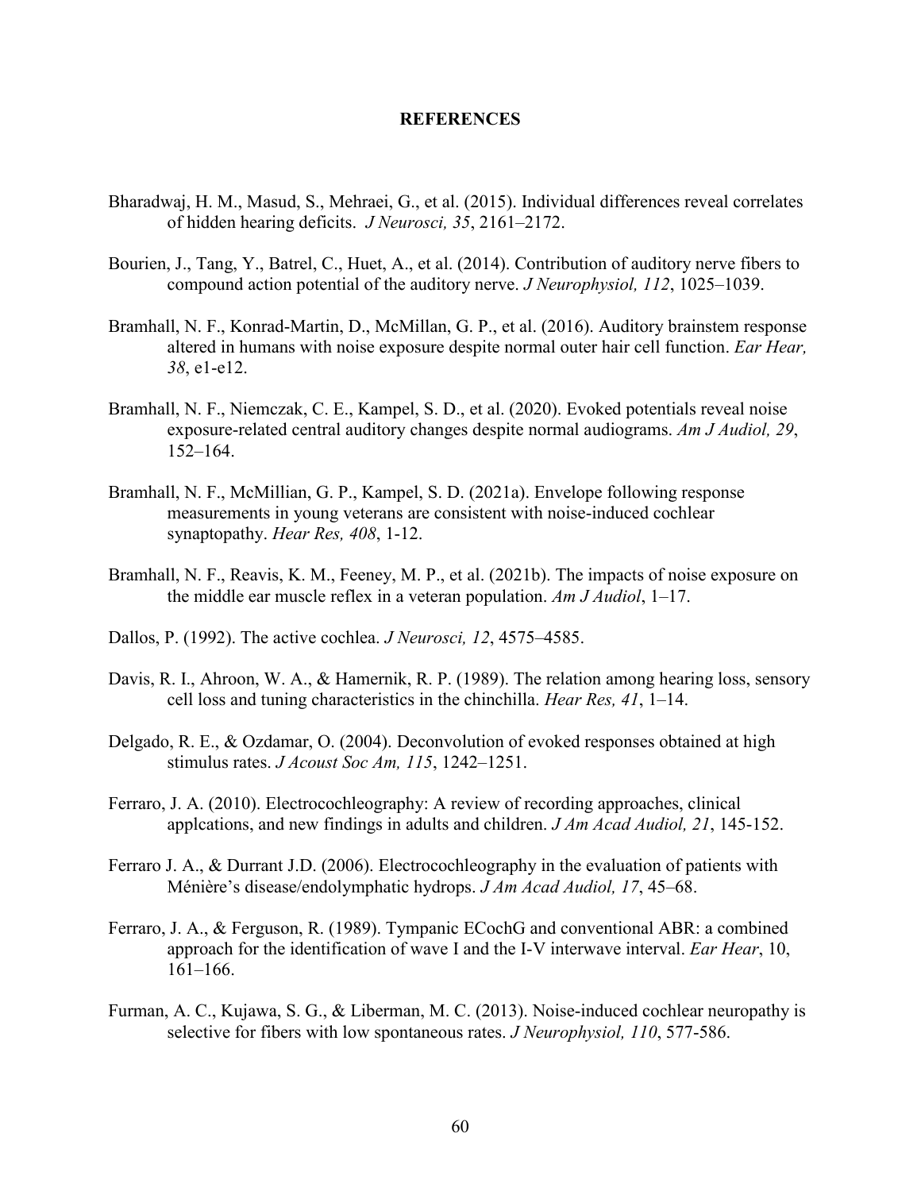# REFERENCES

Bharadwaj, H. M., Masud, S., Mehraei, G., et al. (2015). Individual differences reveal correlates of hidden hearing deficits. *J Neurosci, 35*, 2161–2172.

Bourien, J., Tang, Y., Batrel, C., Huet, A., et al. (2014). Contribution of auditory nerve fibers to compound action potential of the auditory nerve. *J Neurophysiol, 112*, 1025–1039.

Bramhall, N. F., Konrad-Martin, D., McMillan, G. P., et al. (2016). Auditory brainstem response altered in humans with noise exposure despite normal outer hair cell function. *Ear Hear, 38*, e1-e12.

Bramhall, N. F., Niemczak, C. E., Kampel, S. D., et al. (2020). Evoked potentials reveal noise exposure-related central auditory changes despite normal audiograms. *Am J Audiol, 29*, 152–164.

Bramhall, N. F., McMillian, G. P., Kampel, S. D. (2021a). Envelope following response measurements in young veterans are consistent with noise-induced cochlear synaptopathy. *Hear Res, 408*, 1-12.

Bramhall, N. F., Reavis, K. M., Feeney, M. P., et al. (2021b). The impacts of noise exposure on the middle ear muscle reflex in a veteran population. *Am J Audiol*, 1–17.

Dallos, P. (1992). The active cochlea. *J Neurosci, 12*, 4575–4585.

Davis, R. I., Ahroon, W. A., & Hamernik, R. P. (1989). The relation among hearing loss, sensory cell loss and tuning characteristics in the chinchilla. *Hear Res, 41*, 1–14.

Delgado, R. E., & Ozdamar, O. (2004). Deconvolution of evoked responses obtained at high stimulus rates. *J Acoust Soc Am, 115*, 1242–1251.

Ferraro, J. A. (2010). Electrocochleography: A review of recording approaches, clinical applcations, and new findings in adults and children. *J Am Acad Audiol, 21*, 145-152.

Ferraro J. A., & Durrant J.D. (2006). Electrocochleography in the evaluation of patients with Ménière's disease/endolymphatic hydrops. *J Am Acad Audiol, 17*, 45–68.

Ferraro, J. A., & Ferguson, R. (1989). Tympanic ECochG and conventional ABR: a combined approach for the identification of wave I and the I-V interwave interval. *Ear Hear*, 10, 161–166.

Furman, A. C., Kujawa, S. G., & Liberman, M. C. (2013). Noise-induced cochlear neuropathy is selective for fibers with low spontaneous rates. *J Neurophysiol, 110*, 577-586.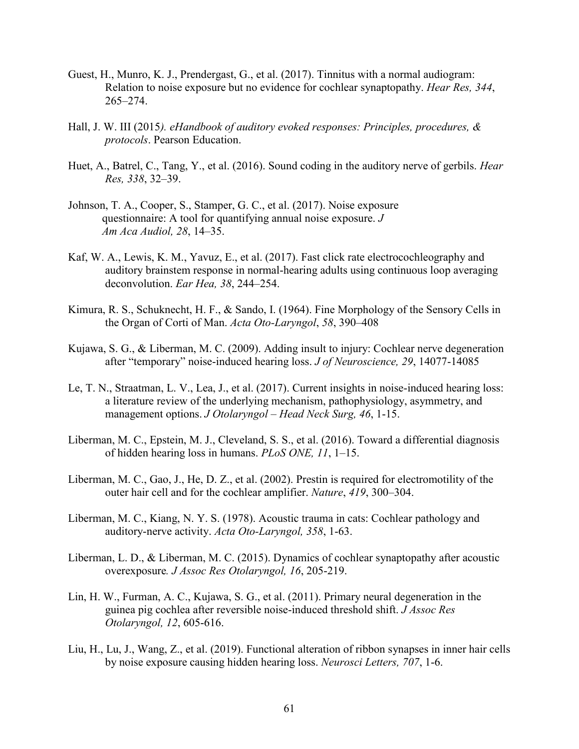Guest, H., Munro, K. J., Prendergast, G., et al. (2017). Tinnitus with a normal audiogram: Relation to noise exposure but no evidence for cochlear synaptopathy. *Hear Res, 344*, 265–274.

Hall, J. W. III (2015*). eHandbook of auditory evoked responses: Principles, procedures, & protocols*. Pearson Education.

Huet, A., Batrel, C., Tang, Y., et al. (2016). Sound coding in the auditory nerve of gerbils. *Hear Res, 338*, 32–39.

Johnson, T. A., Cooper, S., Stamper, G. C., et al. (2017). Noise exposure questionnaire: A tool for quantifying annual noise exposure. *J Am Aca Audiol, 28*, 14–35.

Kaf, W. A., Lewis, K. M., Yavuz, E., et al. (2017). Fast click rate electrocochleography and auditory brainstem response in normal-hearing adults using continuous loop averaging deconvolution. *Ear Hea, 38*, 244–254.

Kimura, R. S., Schuknecht, H. F., & Sando, I. (1964). Fine Morphology of the Sensory Cells in the Organ of Corti of Man. *Acta Oto-Laryngol*, *58*, 390–408

Kujawa, S. G., & Liberman, M. C. (2009). Adding insult to injury: Cochlear nerve degeneration after "temporary" noise-induced hearing loss. *J of Neuroscience, 29*, 14077-14085

Le, T. N., Straatman, L. V., Lea, J., et al. (2017). Current insights in noise-induced hearing loss: a literature review of the underlying mechanism, pathophysiology, asymmetry, and management options. *J Otolaryngol – Head Neck Surg, 46*, 1-15.

Liberman, M. C., Epstein, M. J., Cleveland, S. S., et al. (2016). Toward a differential diagnosis of hidden hearing loss in humans. *PLoS ONE, 11*, 1–15.

Liberman, M. C., Gao, J., He, D. Z., et al. (2002). Prestin is required for electromotility of the outer hair cell and for the cochlear amplifier. *Nature*, *419*, 300–304.

Liberman, M. C., Kiang, N. Y. S. (1978). Acoustic trauma in cats: Cochlear pathology and auditory-nerve activity. *Acta Oto-Laryngol, 358*, 1-63.

Liberman, L. D., & Liberman, M. C. (2015). Dynamics of cochlear synaptopathy after acoustic overexposure*. J Assoc Res Otolaryngol, 16*, 205-219.

Lin, H. W., Furman, A. C., Kujawa, S. G., et al. (2011). Primary neural degeneration in the guinea pig cochlea after reversible noise-induced threshold shift. *J Assoc Res Otolaryngol, 12*, 605-616.

Liu, H., Lu, J., Wang, Z., et al. (2019). Functional alteration of ribbon synapses in inner hair cells by noise exposure causing hidden hearing loss. *Neurosci Letters, 707*, 1-6.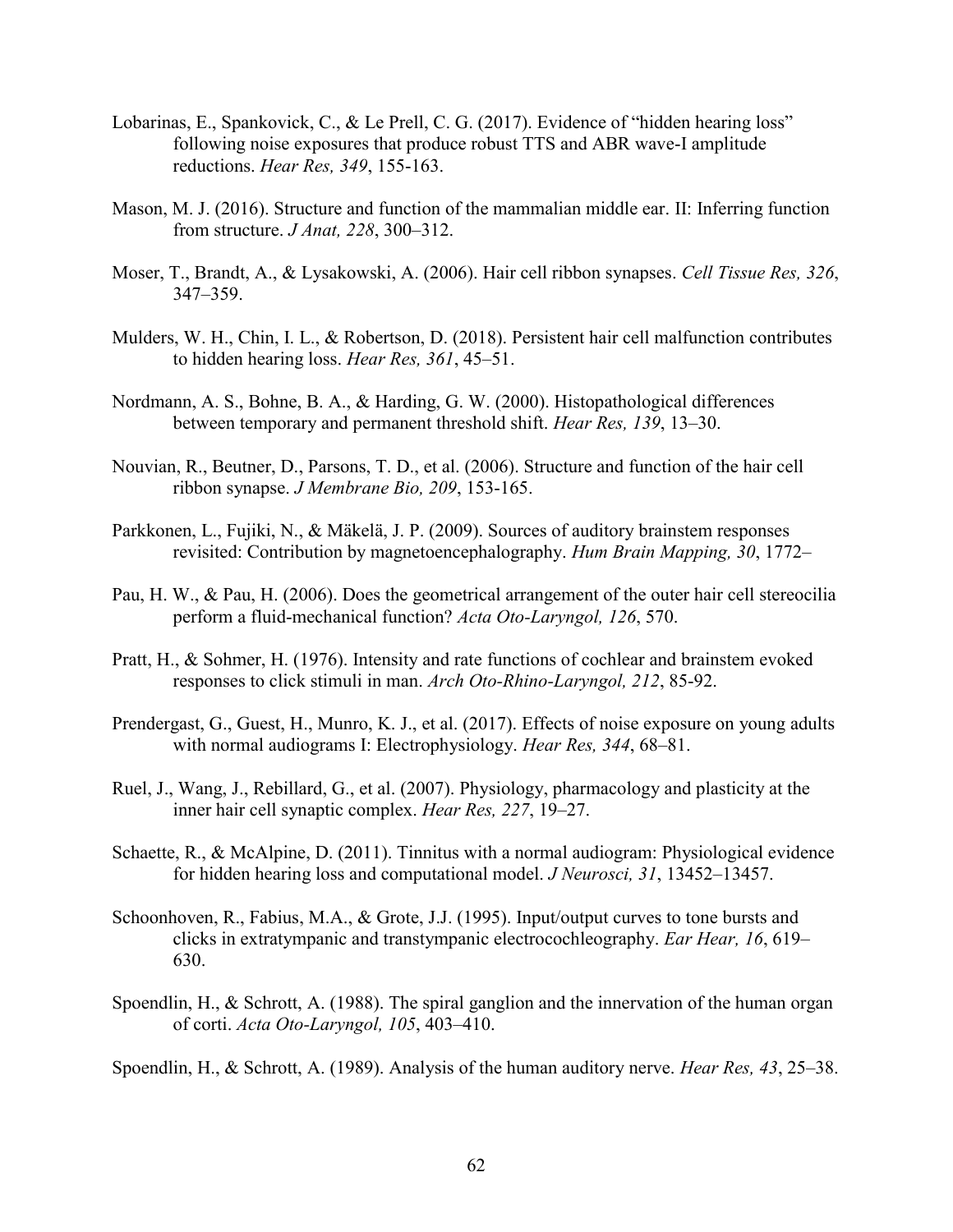Lobarinas, E., Spankovick, C., & Le Prell, C. G. (2017). Evidence of "hidden hearing loss" following noise exposures that produce robust TTS and ABR wave-I amplitude reductions. *Hear Res, 349*, 155-163.

Mason, M. J. (2016). Structure and function of the mammalian middle ear. II: Inferring function from structure. *J Anat, 228*, 300–312.

Moser, T., Brandt, A., & Lysakowski, A. (2006). Hair cell ribbon synapses. *Cell Tissue Res, 326*, 347–359.

Mulders, W. H., Chin, I. L., & Robertson, D. (2018). Persistent hair cell malfunction contributes to hidden hearing loss. *Hear Res, 361*, 45–51.

Nordmann, A. S., Bohne, B. A., & Harding, G. W. (2000). Histopathological differences between temporary and permanent threshold shift. *Hear Res, 139*, 13–30.

Nouvian, R., Beutner, D., Parsons, T. D., et al. (2006). Structure and function of the hair cell ribbon synapse. *J Membrane Bio, 209*, 153-165.

Parkkonen, L., Fujiki, N., & Mäkelä, J. P. (2009). Sources of auditory brainstem responses revisited: Contribution by magnetoencephalography. *Hum Brain Mapping, 30*, 1772–

Pau, H. W., & Pau, H. (2006). Does the geometrical arrangement of the outer hair cell stereocilia perform a fluid-mechanical function? *Acta Oto-Laryngol, 126*, 570.

Pratt, H., & Sohmer, H. (1976). Intensity and rate functions of cochlear and brainstem evoked responses to click stimuli in man. *Arch Oto-Rhino-Laryngol, 212*, 85-92.

Prendergast, G., Guest, H., Munro, K. J., et al. (2017). Effects of noise exposure on young adults with normal audiograms I: Electrophysiology. *Hear Res, 344*, 68–81.

Ruel, J., Wang, J., Rebillard, G., et al. (2007). Physiology, pharmacology and plasticity at the inner hair cell synaptic complex. *Hear Res, 227*, 19–27.

Schaette, R., & McAlpine, D. (2011). Tinnitus with a normal audiogram: Physiological evidence for hidden hearing loss and computational model. *J Neurosci, 31*, 13452–13457.

Schoonhoven, R., Fabius, M.A., & Grote, J.J. (1995). Input/output curves to tone bursts and clicks in extratympanic and transtympanic electrocochleography. *Ear Hear, 16*, 619–630.

Spoendlin, H., & Schrott, A. (1988). The spiral ganglion and the innervation of the human organ of corti. *Acta Oto-Laryngol, 105*, 403–410.

Spoendlin, H., & Schrott, A. (1989). Analysis of the human auditory nerve. *Hear Res, 43*, 25–38.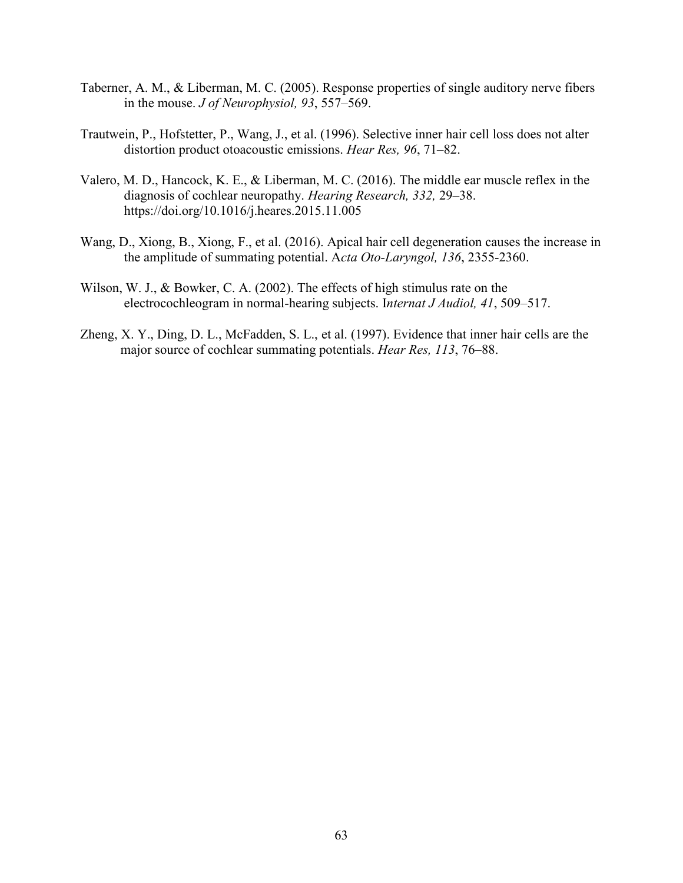Taberner, A. M., & Liberman, M. C. (2005). Response properties of single auditory nerve fibers in the mouse. *J of Neurophysiol, 93*, 557–569.

Trautwein, P., Hofstetter, P., Wang, J., et al. (1996). Selective inner hair cell loss does not alter distortion product otoacoustic emissions. *Hear Res, 96*, 71–82.

Valero, M. D., Hancock, K. E., & Liberman, M. C. (2016). The middle ear muscle reflex in the diagnosis of cochlear neuropathy. *Hearing Research, 332,* 29–38. https://doi.org/10.1016/j.heares.2015.11.005

Wang, D., Xiong, B., Xiong, F., et al. (2016). Apical hair cell degeneration causes the increase in the amplitude of summating potential. A*cta Oto-Laryngol, 136*, 2355-2360.

Wilson, W. J., & Bowker, C. A. (2002). The effects of high stimulus rate on the electrocochleogram in normal-hearing subjects. I*nternat J Audiol, 41*, 509–517.

Zheng, X. Y., Ding, D. L., McFadden, S. L., et al. (1997). Evidence that inner hair cells are the major source of cochlear summating potentials. *Hear Res, 113*, 76–88.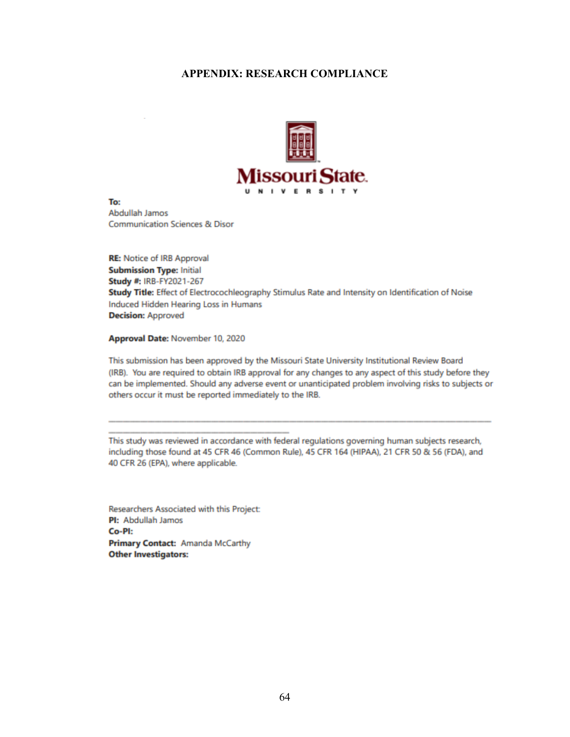## APPENDIX: RESEARCH COMPLIANCE

Missouri State
UNIVERSITY

**To:**
Abdullah Jamos
Communication Sciences & Disor

**RE:** Notice of IRB Approval
**Submission Type:** Initial
**Study #:** IRB-FY2021-267
**Study Title:** Effect of Electrocochleography Stimulus Rate and Intensity on Identification of Noise Induced Hidden Hearing Loss in Humans
**Decision:** Approved

**Approval Date:** November 10, 2020

This submission has been approved by the Missouri State University Institutional Review Board (IRB). You are required to obtain IRB approval for any changes to any aspect of this study before they can be implemented. Should any adverse event or unanticipated problem involving risks to subjects or others occur it must be reported immediately to the IRB.

---

This study was reviewed in accordance with federal regulations governing human subjects research, including those found at 45 CFR 46 (Common Rule), 45 CFR 164 (HIPAA), 21 CFR 50 & 56 (FDA), and 40 CFR 26 (EPA), where applicable.

Researchers Associated with this Project:
**PI:** Abdullah Jamos
**Co-PI:**
**Primary Contact:** Amanda McCarthy
**Other Investigators:**